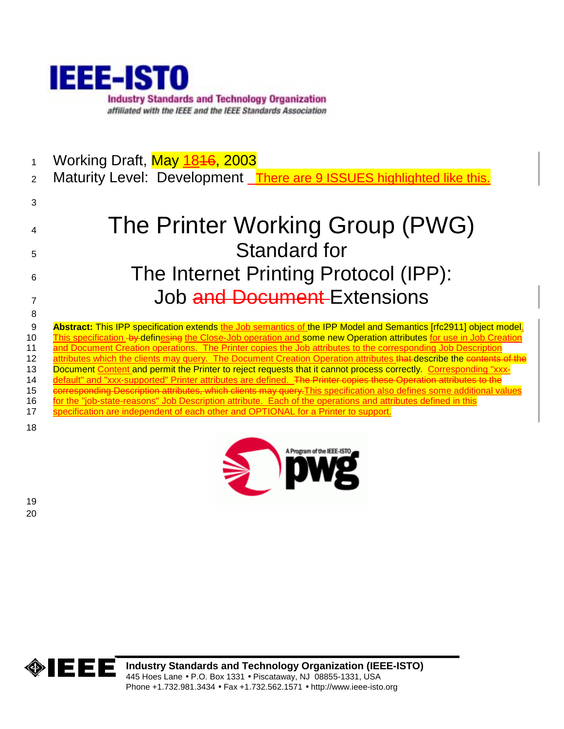IEEE-ISTO

Industry Standards and Technology Organization

*affiliated with the IEEE and the IEEE Standards Association*

Working Draft, May 1816, 2003

Maturity Level: Development There are 9 ISSUES highlighted like this.

# The Printer Working Group (PWG) Standard for The Internet Printing Protocol (IPP): Job and Document Extensions

**Abstract:** This IPP specification extends the Job semantics of the IPP Model and Semantics [rfc2911] object model. This specification by definesing the Close-Job operation and some new Operation attributes for use in Job Creation and Document Creation operations. The Printer copies the Job attributes to the corresponding Job Description attributes which the clients may query. The Document Creation Operation attributes that describe the contents of the Document Content and permit the Printer to reject requests that it cannot process correctly. Corresponding "xxx-default" and "xxx-supported" Printer attributes are defined. The Printer copies these Operation attributes to the corresponding Description attributes, which clients may query. This specification also defines some additional values for the "job-state-reasons" Job Description attribute. Each of the operations and attributes defined in this specification are independent of each other and OPTIONAL for a Printer to support.

A Program of the IEEE-ISTO pwg

**Industry Standards and Technology Organization (IEEE-ISTO)**
445 Hoes Lane • P.O. Box 1331 • Piscataway, NJ 08855-1331, USA
Phone +1.732.981.3434 • Fax +1.732.562.1571 • http://www.ieee-isto.org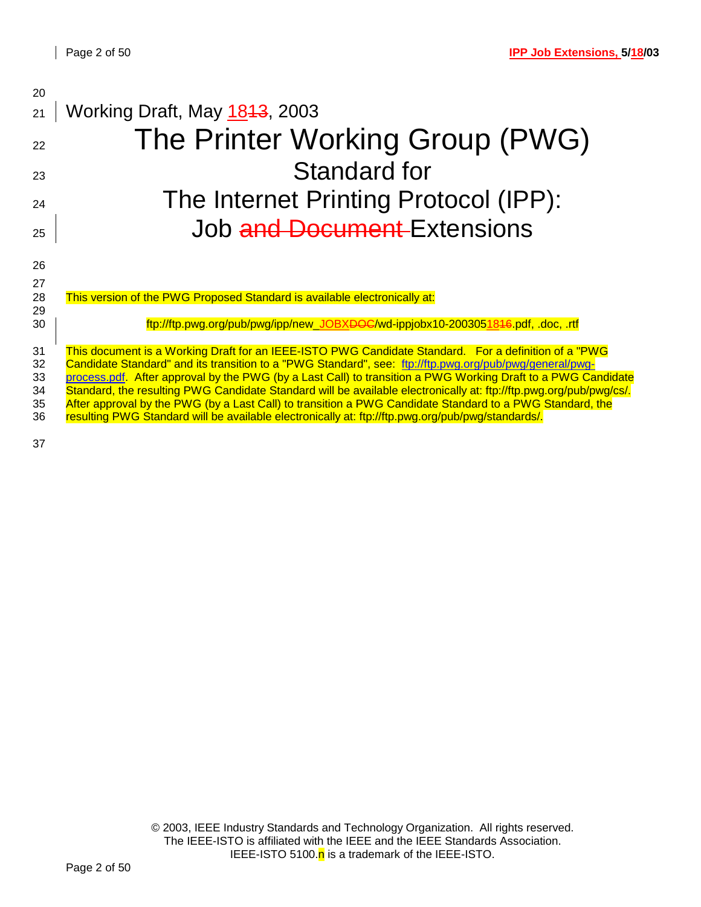Working Draft, May 18~~13~~, 2003

# The Printer Working Group (PWG)

## Standard for

## The Internet Printing Protocol (IPP):

## Job ~~and Document~~ Extensions

This version of the PWG Proposed Standard is available electronically at:

ftp://ftp.pwg.org/pub/pwg/ipp/new_JOBX~~DOC~~/wd-ippjobx10-2003051816.pdf, .doc, .rtf

This document is a Working Draft for an IEEE-ISTO PWG Candidate Standard. For a definition of a "PWG Candidate Standard" and its transition to a "PWG Standard", see: ftp://ftp.pwg.org/pub/pwg/general/pwg-process.pdf. After approval by the PWG (by a Last Call) to transition a PWG Working Draft to a PWG Candidate Standard, the resulting PWG Candidate Standard will be available electronically at: ftp://ftp.pwg.org/pub/pwg/cs/. After approval by the PWG (by a Last Call) to transition a PWG Candidate Standard to a PWG Standard, the resulting PWG Standard will be available electronically at: ftp://ftp.pwg.org/pub/pwg/standards/.

© 2003, IEEE Industry Standards and Technology Organization. All rights reserved.
The IEEE-ISTO is affiliated with the IEEE and the IEEE Standards Association.
IEEE-ISTO 5100.n is a trademark of the IEEE-ISTO.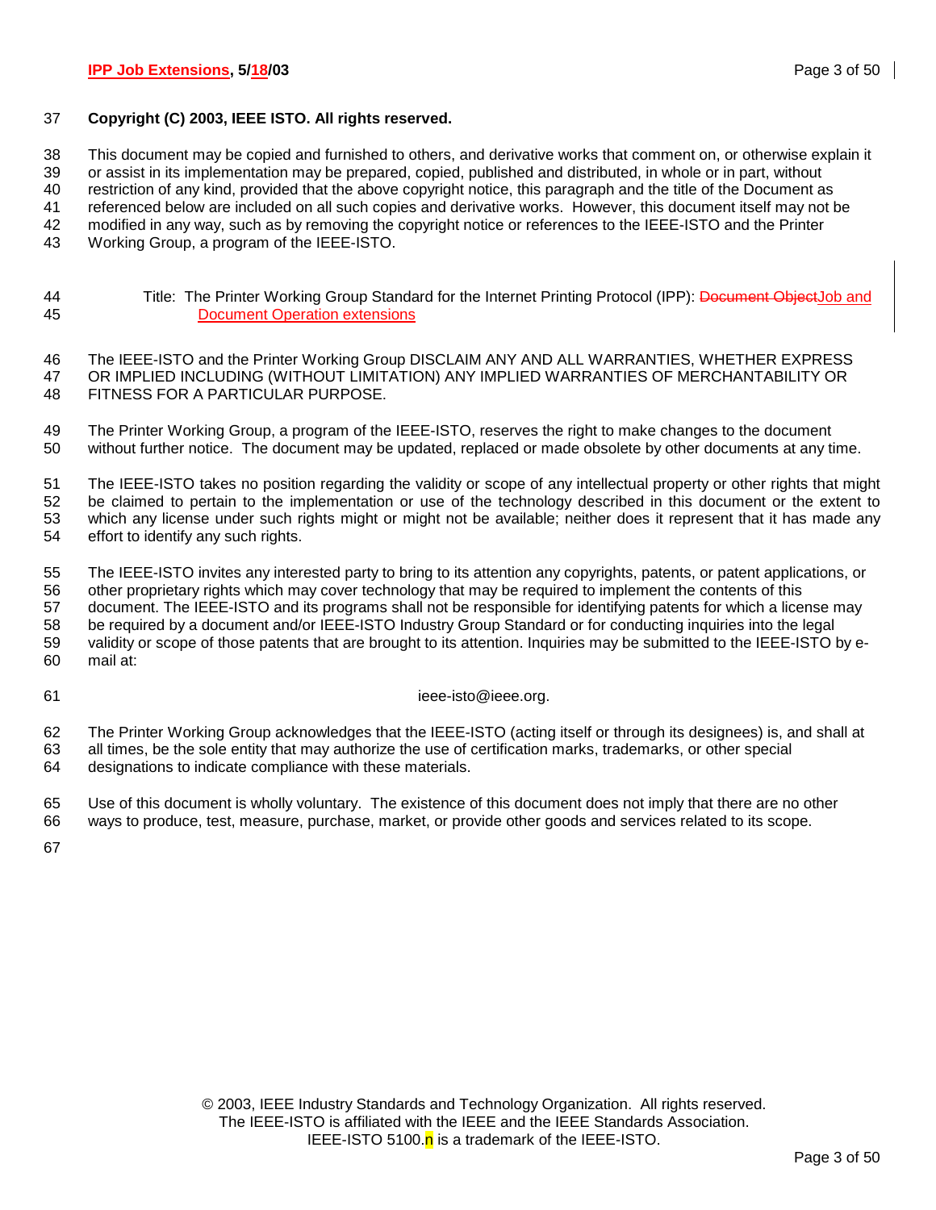**Copyright (C) 2003, IEEE ISTO. All rights reserved.**

This document may be copied and furnished to others, and derivative works that comment on, or otherwise explain it or assist in its implementation may be prepared, copied, published and distributed, in whole or in part, without restriction of any kind, provided that the above copyright notice, this paragraph and the title of the Document as referenced below are included on all such copies and derivative works. However, this document itself may not be modified in any way, such as by removing the copyright notice or references to the IEEE-ISTO and the Printer Working Group, a program of the IEEE-ISTO.

Title: The Printer Working Group Standard for the Internet Printing Protocol (IPP): ~~Document Object~~Job and Document Operation extensions

The IEEE-ISTO and the Printer Working Group DISCLAIM ANY AND ALL WARRANTIES, WHETHER EXPRESS OR IMPLIED INCLUDING (WITHOUT LIMITATION) ANY IMPLIED WARRANTIES OF MERCHANTABILITY OR FITNESS FOR A PARTICULAR PURPOSE.

The Printer Working Group, a program of the IEEE-ISTO, reserves the right to make changes to the document without further notice. The document may be updated, replaced or made obsolete by other documents at any time.

The IEEE-ISTO takes no position regarding the validity or scope of any intellectual property or other rights that might be claimed to pertain to the implementation or use of the technology described in this document or the extent to which any license under such rights might or might not be available; neither does it represent that it has made any effort to identify any such rights.

The IEEE-ISTO invites any interested party to bring to its attention any copyrights, patents, or patent applications, or other proprietary rights which may cover technology that may be required to implement the contents of this document. The IEEE-ISTO and its programs shall not be responsible for identifying patents for which a license may be required by a document and/or IEEE-ISTO Industry Group Standard or for conducting inquiries into the legal validity or scope of those patents that are brought to its attention. Inquiries may be submitted to the IEEE-ISTO by e-mail at:

ieee-isto@ieee.org.

The Printer Working Group acknowledges that the IEEE-ISTO (acting itself or through its designees) is, and shall at all times, be the sole entity that may authorize the use of certification marks, trademarks, or other special designations to indicate compliance with these materials.

Use of this document is wholly voluntary. The existence of this document does not imply that there are no other ways to produce, test, measure, purchase, market, or provide other goods and services related to its scope.

© 2003, IEEE Industry Standards and Technology Organization. All rights reserved.
The IEEE-ISTO is affiliated with the IEEE and the IEEE Standards Association.
IEEE-ISTO 5100.n is a trademark of the IEEE-ISTO.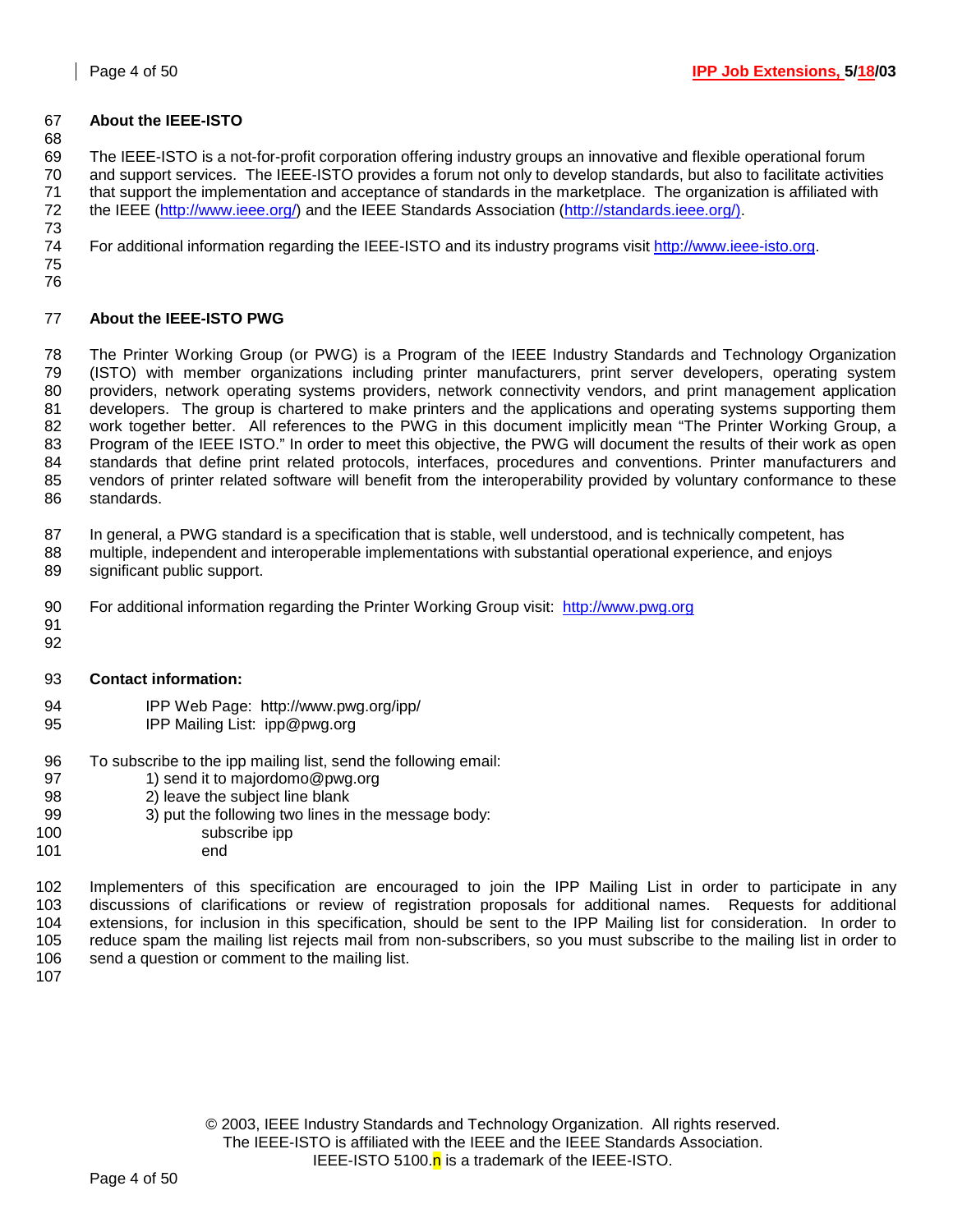## About the IEEE-ISTO

The IEEE-ISTO is a not-for-profit corporation offering industry groups an innovative and flexible operational forum and support services. The IEEE-ISTO provides a forum not only to develop standards, but also to facilitate activities that support the implementation and acceptance of standards in the marketplace. The organization is affiliated with the IEEE (http://www.ieee.org/) and the IEEE Standards Association (http://standards.ieee.org/).

For additional information regarding the IEEE-ISTO and its industry programs visit http://www.ieee-isto.org.

## About the IEEE-ISTO PWG

The Printer Working Group (or PWG) is a Program of the IEEE Industry Standards and Technology Organization (ISTO) with member organizations including printer manufacturers, print server developers, operating system providers, network operating systems providers, network connectivity vendors, and print management application developers. The group is chartered to make printers and the applications and operating systems supporting them work together better. All references to the PWG in this document implicitly mean "The Printer Working Group, a Program of the IEEE ISTO." In order to meet this objective, the PWG will document the results of their work as open standards that define print related protocols, interfaces, procedures and conventions. Printer manufacturers and vendors of printer related software will benefit from the interoperability provided by voluntary conformance to these standards.

In general, a PWG standard is a specification that is stable, well understood, and is technically competent, has multiple, independent and interoperable implementations with substantial operational experience, and enjoys significant public support.

For additional information regarding the Printer Working Group visit: http://www.pwg.org

## Contact information:

IPP Web Page: http://www.pwg.org/ipp/
IPP Mailing List: ipp@pwg.org

To subscribe to the ipp mailing list, send the following email:

1) send it to majordomo@pwg.org
2) leave the subject line blank
3) put the following two lines in the message body:

```
subscribe ipp
end
```

Implementers of this specification are encouraged to join the IPP Mailing List in order to participate in any discussions of clarifications or review of registration proposals for additional names. Requests for additional extensions, for inclusion in this specification, should be sent to the IPP Mailing list for consideration. In order to reduce spam the mailing list rejects mail from non-subscribers, so you must subscribe to the mailing list in order to send a question or comment to the mailing list.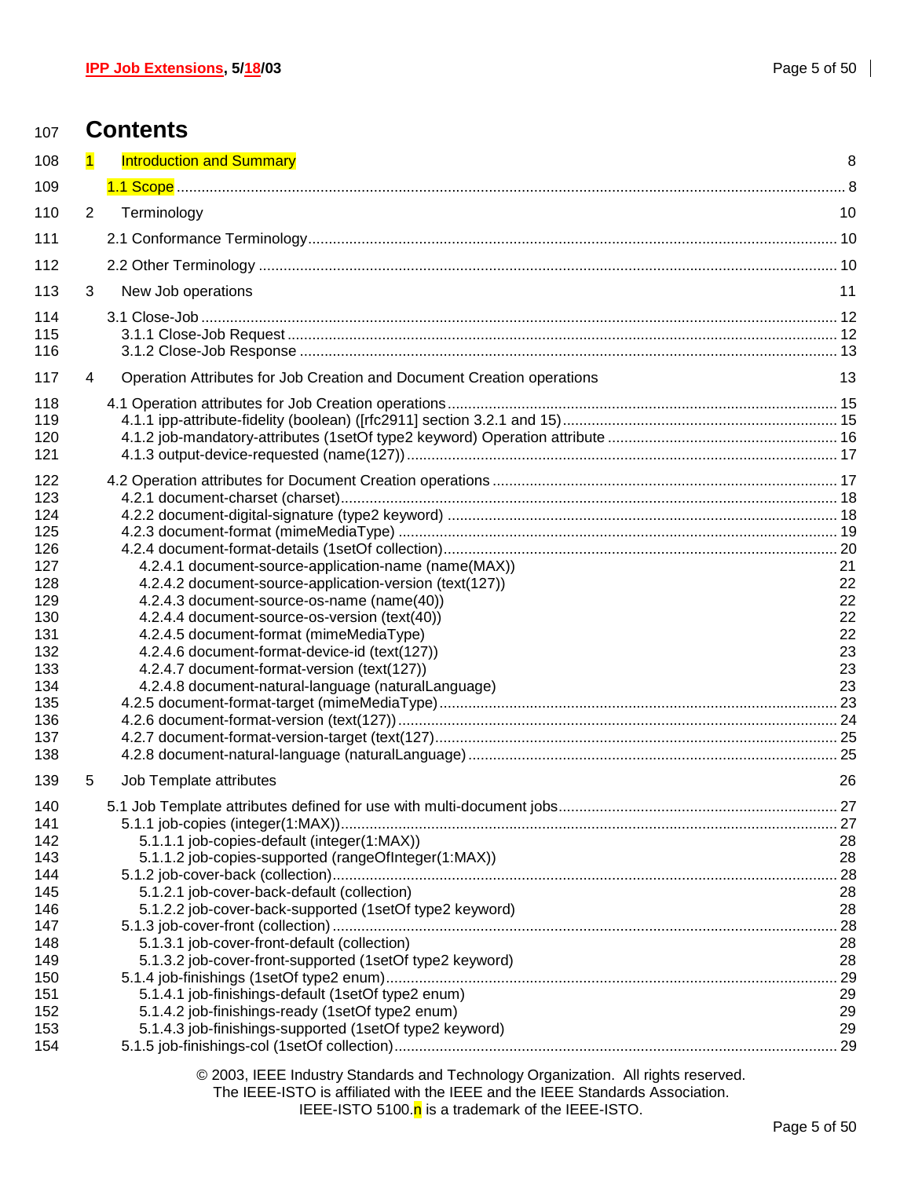# Contents

1 Introduction and Summary 8

1.1 Scope ... 8

2 Terminology 10

2.1 Conformance Terminology ... 10

2.2 Other Terminology ... 10

3 New Job operations 11

3.1 Close-Job ... 12
- 3.1.1 Close-Job Request ... 12
- 3.1.2 Close-Job Response ... 13

4 Operation Attributes for Job Creation and Document Creation operations 13

4.1 Operation attributes for Job Creation operations ... 15
- 4.1.1 ipp-attribute-fidelity (boolean) ([rfc2911] section 3.2.1 and 15) ... 15
- 4.1.2 job-mandatory-attributes (1setOf type2 keyword) Operation attribute ... 16
- 4.1.3 output-device-requested (name(127)) ... 17

4.2 Operation attributes for Document Creation operations ... 17
- 4.2.1 document-charset (charset) ... 18
- 4.2.2 document-digital-signature (type2 keyword) ... 18
- 4.2.3 document-format (mimeMediaType) ... 19
- 4.2.4 document-format-details (1setOf collection) ... 20
  - 4.2.4.1 document-source-application-name (name(MAX)) 21
  - 4.2.4.2 document-source-application-version (text(127)) 22
  - 4.2.4.3 document-source-os-name (name(40)) 22
  - 4.2.4.4 document-source-os-version (text(40)) 22
  - 4.2.4.5 document-format (mimeMediaType) 22
  - 4.2.4.6 document-format-device-id (text(127)) 23
  - 4.2.4.7 document-format-version (text(127)) 23
  - 4.2.4.8 document-natural-language (naturalLanguage) 23
- 4.2.5 document-format-target (mimeMediaType) ... 23
- 4.2.6 document-format-version (text(127)) ... 24
- 4.2.7 document-format-version-target (text(127) ... 25
- 4.2.8 document-natural-language (naturalLanguage) ... 25

5 Job Template attributes 26

5.1 Job Template attributes defined for use with multi-document jobs ... 27
- 5.1.1 job-copies (integer(1:MAX)) ... 27
  - 5.1.1.1 job-copies-default (integer(1:MAX)) 28
  - 5.1.1.2 job-copies-supported (rangeOfInteger(1:MAX)) 28
- 5.1.2 job-cover-back (collection) ... 28
  - 5.1.2.1 job-cover-back-default (collection) 28
  - 5.1.2.2 job-cover-back-supported (1setOf type2 keyword) 28
- 5.1.3 job-cover-front (collection) ... 28
  - 5.1.3.1 job-cover-front-default (collection) 28
  - 5.1.3.2 job-cover-front-supported (1setOf type2 keyword) 28
- 5.1.4 job-finishings (1setOf type2 enum) ... 29
  - 5.1.4.1 job-finishings-default (1setOf type2 enum) 29
  - 5.1.4.2 job-finishings-ready (1setOf type2 enum) 29
  - 5.1.4.3 job-finishings-supported (1setOf type2 keyword) 29
- 5.1.5 job-finishings-col (1setOf collection) ... 29

© 2003, IEEE Industry Standards and Technology Organization. All rights reserved.
The IEEE-ISTO is affiliated with the IEEE and the IEEE Standards Association.
IEEE-ISTO 5100.n is a trademark of the IEEE-ISTO.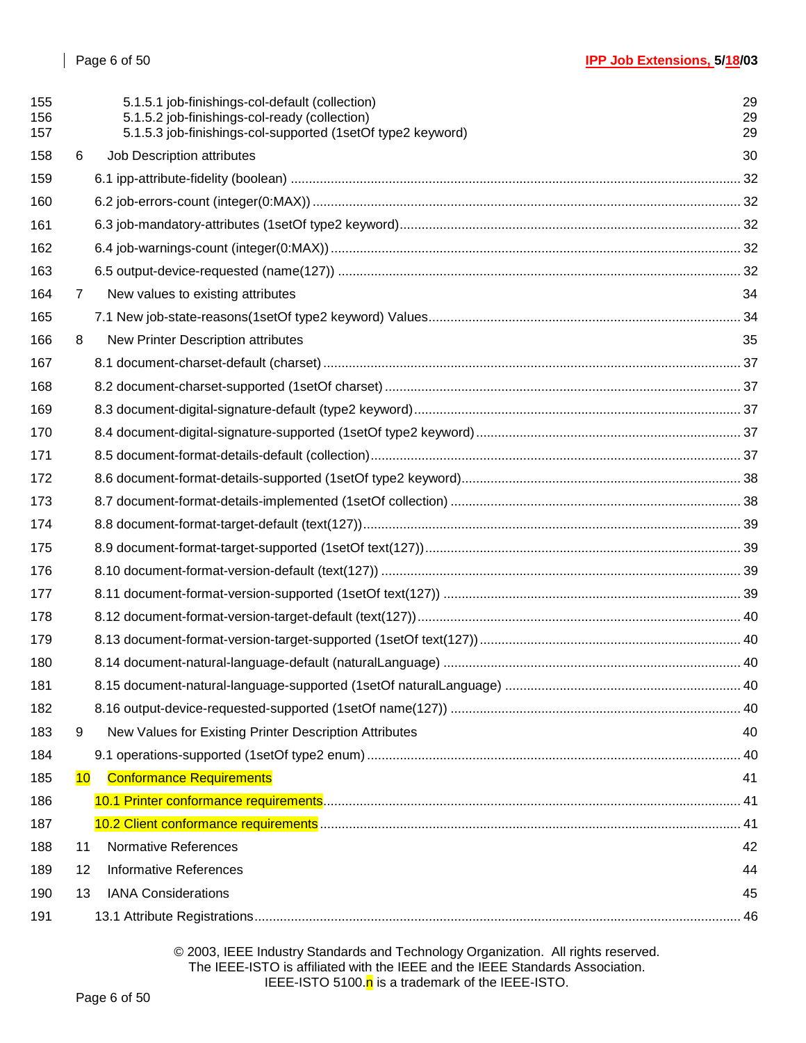5.1.5.1 job-finishings-col-default (collection) 29
5.1.5.2 job-finishings-col-ready (collection) 29
5.1.5.3 job-finishings-col-supported (1setOf type2 keyword) 29

6 Job Description attributes 30

6.1 ipp-attribute-fidelity (boolean) ... 32

6.2 job-errors-count (integer(0:MAX)) ... 32

6.3 job-mandatory-attributes (1setOf type2 keyword) ... 32

6.4 job-warnings-count (integer(0:MAX)) ... 32

6.5 output-device-requested (name(127)) ... 32

7 New values to existing attributes 34

7.1 New job-state-reasons(1setOf type2 keyword) Values ... 34

8 New Printer Description attributes 35

8.1 document-charset-default (charset) ... 37

8.2 document-charset-supported (1setOf charset) ... 37

8.3 document-digital-signature-default (type2 keyword) ... 37

8.4 document-digital-signature-supported (1setOf type2 keyword) ... 37

8.5 document-format-details-default (collection) ... 37

8.6 document-format-details-supported (1setOf type2 keyword) ... 38

8.7 document-format-details-implemented (1setOf collection) ... 38

8.8 document-format-target-default (text(127)) ... 39

8.9 document-format-target-supported (1setOf text(127)) ... 39

8.10 document-format-version-default (text(127)) ... 39

8.11 document-format-version-supported (1setOf text(127)) ... 39

8.12 document-format-version-target-default (text(127)) ... 40

8.13 document-format-version-target-supported (1setOf text(127)) ... 40

8.14 document-natural-language-default (naturalLanguage) ... 40

8.15 document-natural-language-supported (1setOf naturalLanguage) ... 40

8.16 output-device-requested-supported (1setOf name(127)) ... 40

9 New Values for Existing Printer Description Attributes 40

9.1 operations-supported (1setOf type2 enum) ... 40

10 Conformance Requirements 41

10.1 Printer conformance requirements ... 41

10.2 Client conformance requirements ... 41

11 Normative References 42

12 Informative References 44

13 IANA Considerations 45

13.1 Attribute Registrations ... 46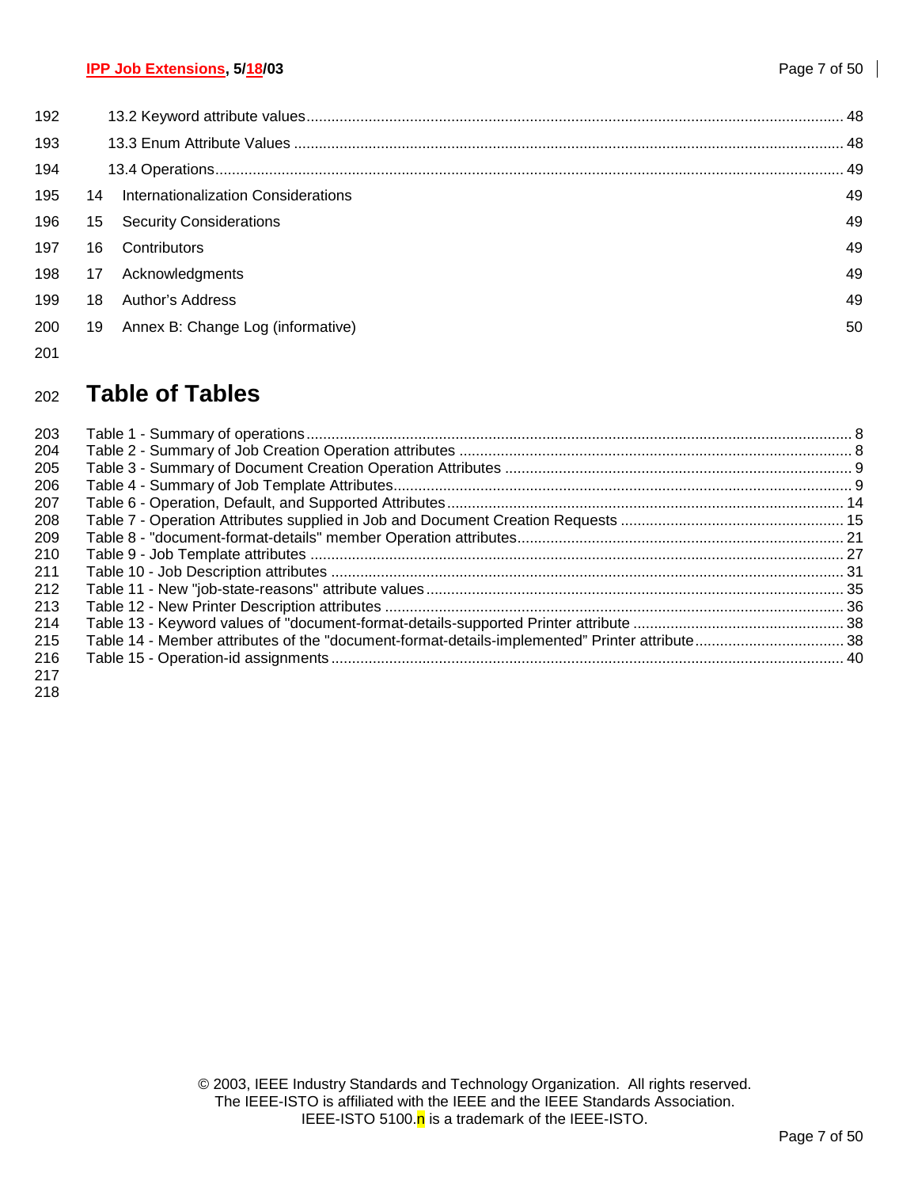13.2 Keyword attribute values ........................................................................................................................ 48
13.3 Enum Attribute Values ........................................................................................................................ 48
13.4 Operations ........................................................................................................................................ 49
14 Internationalization Considerations 49
15 Security Considerations 49
16 Contributors 49
17 Acknowledgments 49
18 Author's Address 49
19 Annex B: Change Log (informative) 50

# Table of Tables

Table 1 - Summary of operations ........................................................................................................................ 8
Table 2 - Summary of Job Creation Operation attributes ........................................................................................ 8
Table 3 - Summary of Document Creation Operation Attributes .............................................................................. 9
Table 4 - Summary of Job Template Attributes ....................................................................................................... 9
Table 6 - Operation, Default, and Supported Attributes ........................................................................................ 14
Table 7 - Operation Attributes supplied in Job and Document Creation Requests ................................................... 15
Table 8 - "document-format-details" member Operation attributes .......................................................................... 21
Table 9 - Job Template attributes ........................................................................................................................ 27
Table 10 - Job Description attributes .................................................................................................................. 31
Table 11 - New "job-state-reasons" attribute values ............................................................................................... 35
Table 12 - New Printer Description attributes ........................................................................................................ 36
Table 13 - Keyword values of "document-format-details-supported Printer attribute ................................................. 38
Table 14 - Member attributes of the "document-format-details-implemented" Printer attribute .................................... 38
Table 15 - Operation-id assignments ................................................................................................................... 40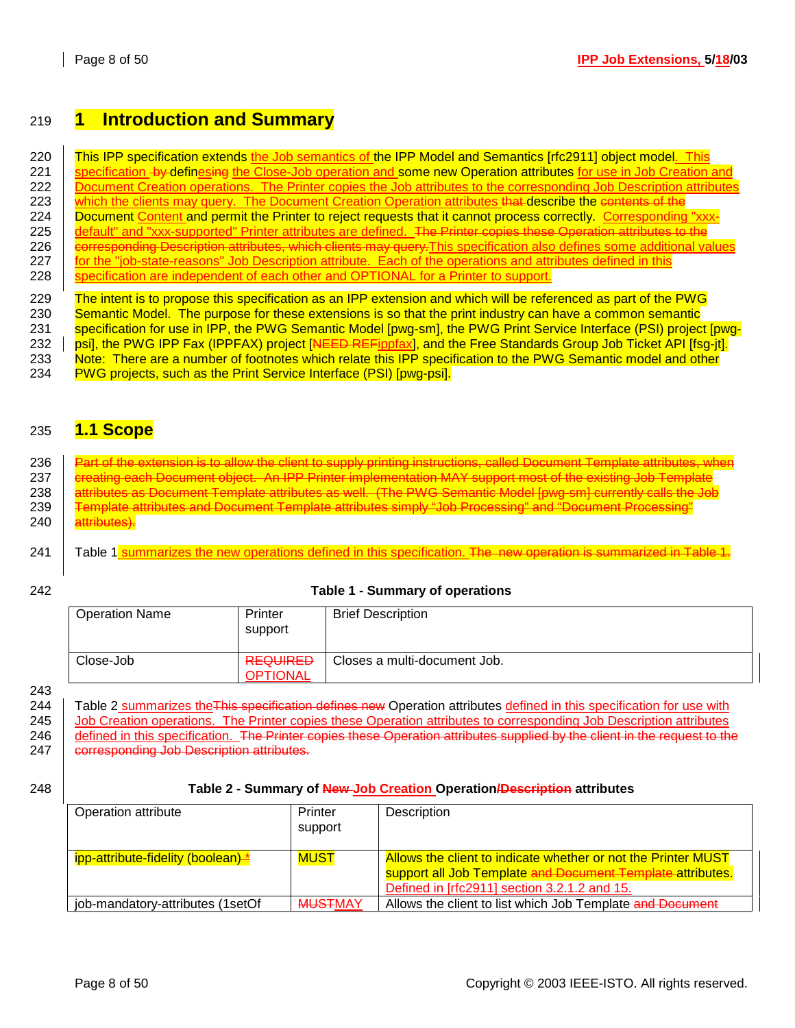# 1 Introduction and Summary

This IPP specification extends the Job semantics of the IPP Model and Semantics [rfc2911] object model. This specification ~~by~~ defines~~ing~~ the Close-Job operation and some new Operation attributes for use in Job Creation and Document Creation operations. The Printer copies the Job attributes to the corresponding Job Description attributes which the clients may query. The Document Creation Operation attributes ~~that~~ describe the ~~contents of the~~ Document Content and permit the Printer to reject requests that it cannot process correctly. Corresponding "xxx-default" and "xxx-supported" Printer attributes are defined. ~~The Printer copies these Operation attributes to the corresponding Description attributes, which clients may query.~~This specification also defines some additional values for the "job-state-reasons" Job Description attribute. Each of the operations and attributes defined in this specification are independent of each other and OPTIONAL for a Printer to support.

The intent is to propose this specification as an IPP extension and which will be referenced as part of the PWG Semantic Model. The purpose for these extensions is so that the print industry can have a common semantic specification for use in IPP, the PWG Semantic Model [pwg-sm], the PWG Print Service Interface (PSI) project [pwg-psi], the PWG IPP Fax (IPPFAX) project [~~NEED REF~~ippfax], and the Free Standards Group Job Ticket API [fsg-jt]. Note: There are a number of footnotes which relate this IPP specification to the PWG Semantic model and other PWG projects, such as the Print Service Interface (PSI) [pwg-psi].

## 1.1 Scope

~~Part of the extension is to allow the client to supply printing instructions, called Document Template attributes, when creating each Document object. An IPP Printer implementation MAY support most of the existing Job Template attributes as Document Template attributes as well. (The PWG Semantic Model [pwg-sm] currently calls the Job Template attributes and Document Template attributes simply "Job Processing" and "Document Processing" attributes).~~

Table 1 summarizes the new operations defined in this specification. ~~The new operation is summarized in Table 1.~~

**Table 1 - Summary of operations**

| Operation Name | Printer support | Brief Description |
|---|---|---|
| Close-Job | ~~REQUIRED~~ OPTIONAL | Closes a multi-document Job. |

Table 2 summarizes the~~This specification defines new~~ Operation attributes defined in this specification for use with Job Creation operations. The Printer copies these Operation attributes to corresponding Job Description attributes defined in this specification. ~~The Printer copies these Operation attributes supplied by the client in the request to the corresponding Job Description attributes.~~

**Table 2 - Summary of ~~New~~ Job Creation Operation~~/Description~~ attributes**

| Operation attribute | Printer support | Description |
|---|---|---|
| ipp-attribute-fidelity (boolean)~~*~~ | MUST | Allows the client to indicate whether or not the Printer MUST support all Job Template ~~and Document Template~~ attributes. Defined in [rfc2911] section 3.2.1.2 and 15. |
| job-mandatory-attributes (1setOf | ~~MUST~~MAY | Allows the client to list which Job Template ~~and Document~~ |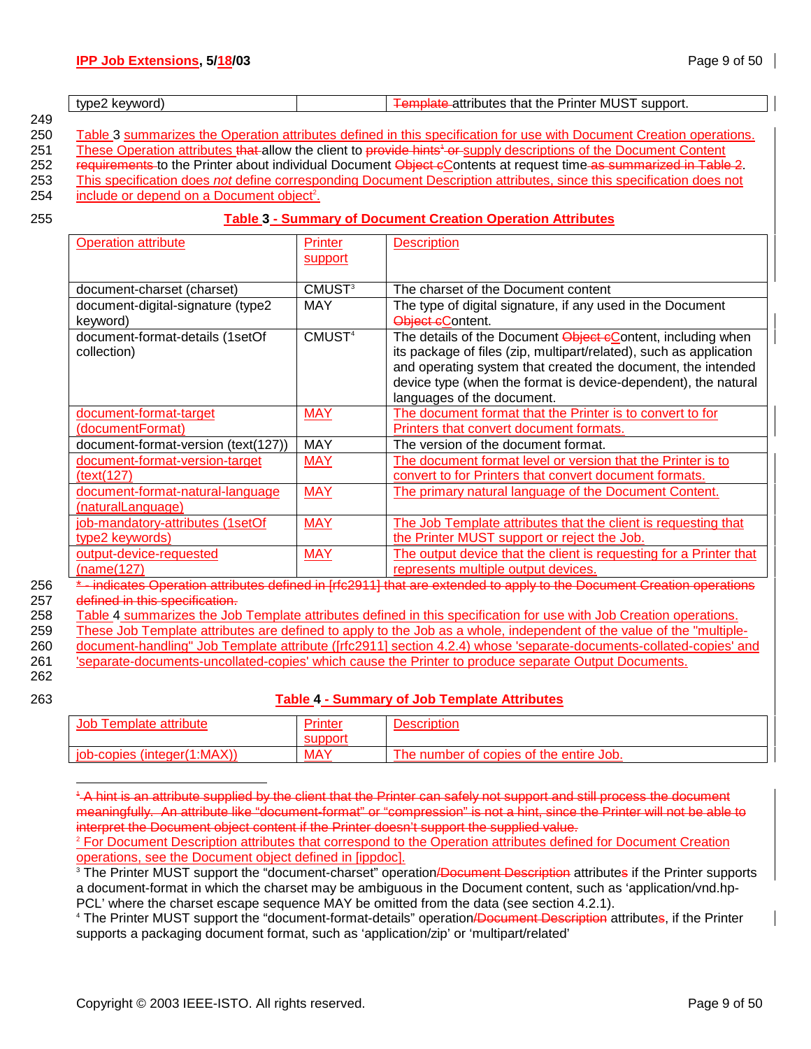| type2 keyword) | | Template attributes that the Printer MUST support. |
|---|---|---|

Table 3 summarizes the Operation attributes defined in this specification for use with Document Creation operations. These Operation attributes that allow the client to provide hints[1] or supply descriptions of the Document Content requirements to the Printer about individual Document Object cContents at request time as summarized in Table 2. This specification does *not* define corresponding Document Description attributes, since this specification does not include or depend on a Document object[2].

**Table 3 - Summary of Document Creation Operation Attributes**

| Operation attribute | Printer support | Description |
|---|---|---|
| document-charset (charset) | CMUST[3] | The charset of the Document content |
| document-digital-signature (type2 keyword) | MAY | The type of digital signature, if any used in the Document Object cContent. |
| document-format-details (1setOf collection) | CMUST[4] | The details of the Document Object cContent, including when its package of files (zip, multipart/related), such as application and operating system that created the document, the intended device type (when the format is device-dependent), the natural languages of the document. |
| document-format-target (documentFormat) | MAY | The document format that the Printer is to convert to for Printers that convert document formats. |
| document-format-version (text(127)) | MAY | The version of the document format. |
| document-format-version-target (text(127) | MAY | The document format level or version that the Printer is to convert to for Printers that convert document formats. |
| document-format-natural-language (naturalLanguage) | MAY | The primary natural language of the Document Content. |
| job-mandatory-attributes (1setOf type2 keywords) | MAY | The Job Template attributes that the client is requesting that the Printer MUST support or reject the Job. |
| output-device-requested (name(127) | MAY | The output device that the client is requesting for a Printer that represents multiple output devices. |

* - indicates Operation attributes defined in [rfc2911] that are extended to apply to the Document Creation operations defined in this specification.

Table 4 summarizes the Job Template attributes defined in this specification for use with Job Creation operations. These Job Template attributes are defined to apply to the Job as a whole, independent of the value of the "multiple-document-handling" Job Template attribute ([rfc2911] section 4.2.4) whose 'separate-documents-collated-copies' and 'separate-documents-uncollated-copies' which cause the Printer to produce separate Output Documents.

**Table 4 - Summary of Job Template Attributes**

| Job Template attribute | Printer support | Description |
|---|---|---|
| job-copies (integer(1:MAX)) | MAY | The number of copies of the entire Job. |

[1] A hint is an attribute supplied by the client that the Printer can safely not support and still process the document meaningfully. An attribute like "document-format" or "compression" is not a hint, since the Printer will not be able to interpret the Document object content if the Printer doesn't support the supplied value.

[2] For Document Description attributes that correspond to the Operation attributes defined for Document Creation operations, see the Document object defined in [ippdoc].

[3] The Printer MUST support the "document-charset" operation/Document Description attributes if the Printer supports a document-format in which the charset may be ambiguous in the Document content, such as 'application/vnd.hp-PCL' where the charset escape sequence MAY be omitted from the data (see section 4.2.1).

[4] The Printer MUST support the "document-format-details" operation/Document Description attributes, if the Printer supports a packaging document format, such as 'application/zip' or 'multipart/related'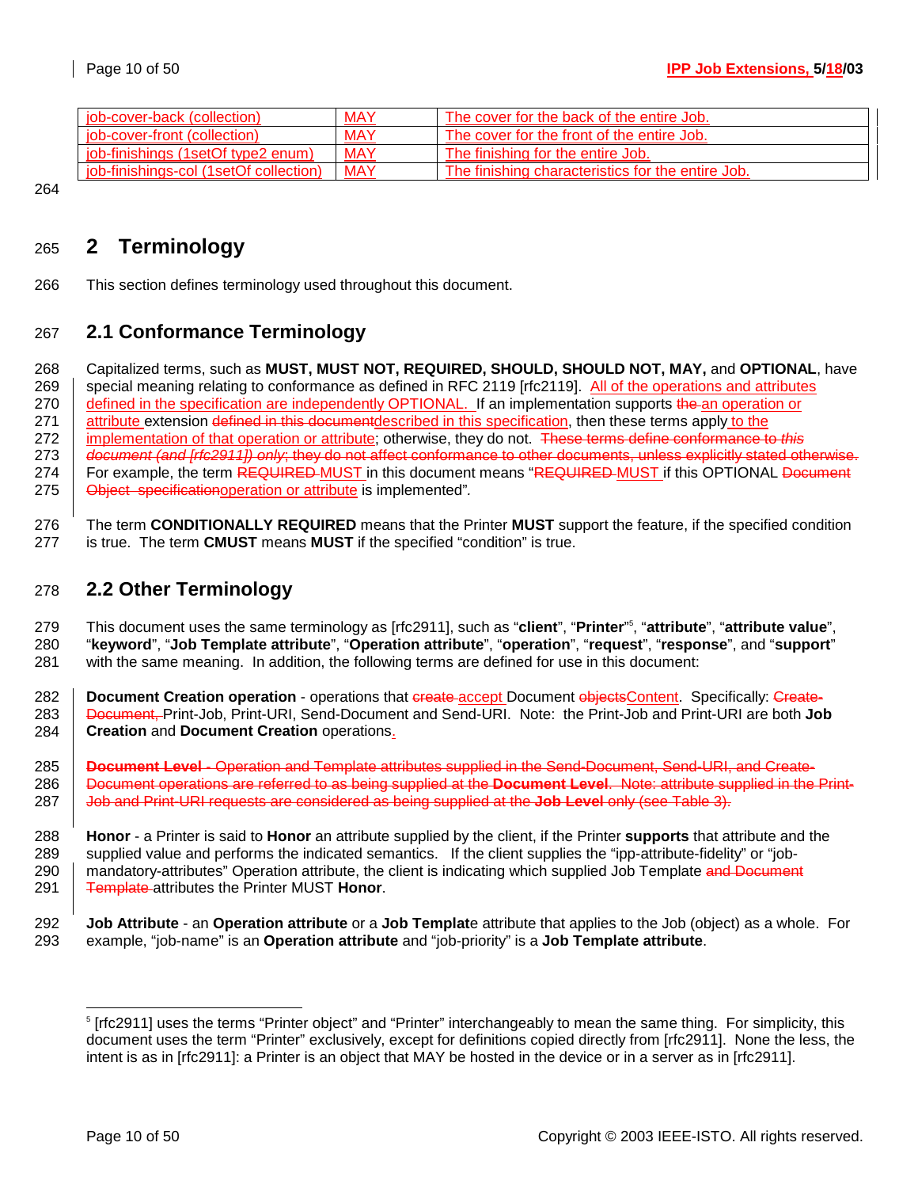| job-cover-back (collection) | MAY | The cover for the back of the entire Job. |
|---|---|---|
| job-cover-front (collection) | MAY | The cover for the front of the entire Job. |
| job-finishings (1setOf type2 enum) | MAY | The finishing for the entire Job. |
| job-finishings-col (1setOf collection) | MAY | The finishing characteristics for the entire Job. |

# 2 Terminology

This section defines terminology used throughout this document.

## 2.1 Conformance Terminology

Capitalized terms, such as **MUST, MUST NOT, REQUIRED, SHOULD, SHOULD NOT, MAY,** and **OPTIONAL**, have special meaning relating to conformance as defined in RFC 2119 [rfc2119]. All of the operations and attributes defined in the specification are independently OPTIONAL. If an implementation supports ~~the~~ an operation or attribute extension ~~defined in this document~~described in this specification, then these terms apply to the implementation of that operation or attribute; otherwise, they do not. ~~These terms define conformance to *this document (and [rfc2911]) only*; they do not affect conformance to other documents, unless explicitly stated otherwise.~~ For example, the term ~~REQUIRED~~ MUST in this document means "~~REQUIRED~~ MUST if this OPTIONAL ~~Document Object specification~~operation or attribute is implemented".

The term **CONDITIONALLY REQUIRED** means that the Printer **MUST** support the feature, if the specified condition is true. The term **CMUST** means **MUST** if the specified "condition" is true.

## 2.2 Other Terminology

This document uses the same terminology as [rfc2911], such as "**client**", "**Printer**"[5], "**attribute**", "**attribute value**", "**keyword**", "**Job Template attribute**", "**Operation attribute**", "**operation**", "**request**", "**response**", and "**support**" with the same meaning. In addition, the following terms are defined for use in this document:

**Document Creation operation** - operations that ~~create~~ accept Document ~~objects~~Content. Specifically: ~~Create-Document,~~ Print-Job, Print-URI, Send-Document and Send-URI. Note: the Print-Job and Print-URI are both **Job Creation** and **Document Creation** operations.

~~**Document Level** - Operation and Template attributes supplied in the Send-Document, Send-URI, and Create-Document operations are referred to as being supplied at the **Document Level**. Note: attribute supplied in the Print-Job and Print-URI requests are considered as being supplied at the **Job Level** only (see Table 3).~~

**Honor** - a Printer is said to **Honor** an attribute supplied by the client, if the Printer **supports** that attribute and the supplied value and performs the indicated semantics. If the client supplies the "ipp-attribute-fidelity" or "job-mandatory-attributes" Operation attribute, the client is indicating which supplied Job Template ~~and Document Template~~ attributes the Printer MUST **Honor**.

**Job Attribute** - an **Operation attribute** or a **Job Template** attribute that applies to the Job (object) as a whole. For example, "job-name" is an **Operation attribute** and "job-priority" is a **Job Template attribute**.

[5] [rfc2911] uses the terms "Printer object" and "Printer" interchangeably to mean the same thing. For simplicity, this document uses the term "Printer" exclusively, except for definitions copied directly from [rfc2911]. None the less, the intent is as in [rfc2911]: a Printer is an object that MAY be hosted in the device or in a server as in [rfc2911].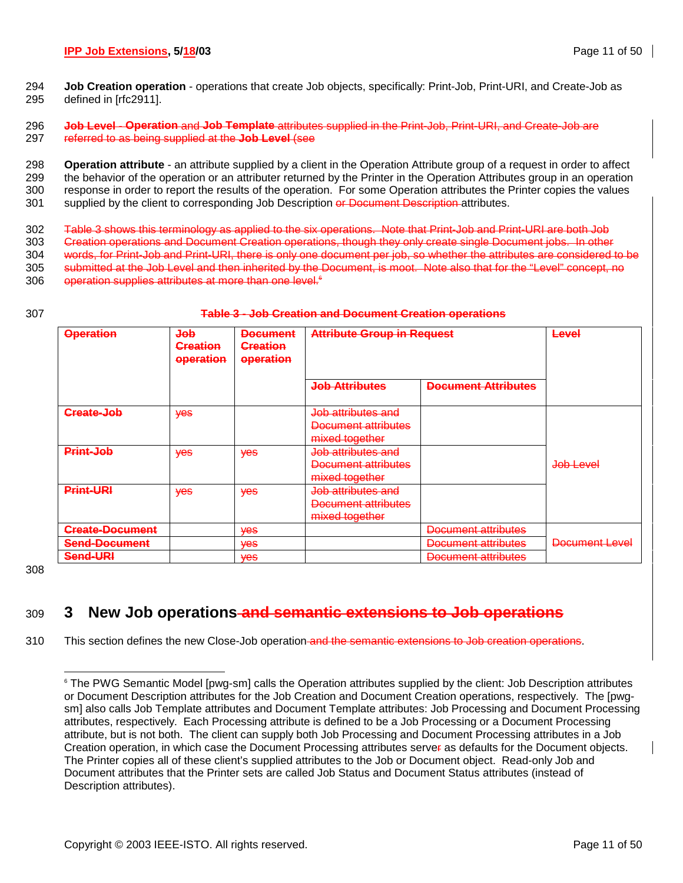**Job Creation operation** - operations that create Job objects, specifically: Print-Job, Print-URI, and Create-Job as defined in [rfc2911].

~~**Job Level** - **Operation** and **Job Template** attributes supplied in the Print-Job, Print-URI, and Create-Job are referred to as being supplied at the **Job Level** (see~~

**Operation attribute** - an attribute supplied by a client in the Operation Attribute group of a request in order to affect the behavior of the operation or an attributer returned by the Printer in the Operation Attributes group in an operation response in order to report the results of the operation. For some Operation attributes the Printer copies the values supplied by the client to corresponding Job Description ~~or Document Description~~ attributes.

~~Table 3 shows this terminology as applied to the six operations. Note that Print-Job and Print-URI are both Job Creation operations and Document Creation operations, though they only create single Document jobs. In other words, for Print-Job and Print-URI, there is only one document per job, so whether the attributes are considered to be submitted at the Job Level and then inherited by the Document, is moot. Note also that for the "Level" concept, no operation supplies attributes at more than one level.~~[6]

~~**Table 3 - Job Creation and Document Creation operations**~~

| ~~Operation~~ | ~~Job Creation operation~~ | ~~Document Creation operation~~ | ~~Attribute Group in Request~~ | | ~~Level~~ |
|---|---|---|---|---|---|
| | | | ~~Job Attributes~~ | ~~Document Attributes~~ | |
| ~~Create-Job~~ | ~~yes~~ | | ~~Job attributes and Document attributes mixed together~~ | | ~~Job Level~~ |
| ~~Print-Job~~ | ~~yes~~ | ~~yes~~ | ~~Job attributes and Document attributes mixed together~~ | | |
| ~~Print-URI~~ | ~~yes~~ | ~~yes~~ | ~~Job attributes and Document attributes mixed together~~ | | |
| ~~Create-Document~~ | | ~~yes~~ | | ~~Document attributes~~ | ~~Document Level~~ |
| ~~Send-Document~~ | | ~~yes~~ | | ~~Document attributes~~ | |
| ~~Send-URI~~ | | ~~yes~~ | | ~~Document attributes~~ | |

# 3 New Job operations ~~and semantic extensions to Job operations~~

This section defines the new Close-Job operation ~~and the semantic extensions to Job creation operations~~.

---

[6] The PWG Semantic Model [pwg-sm] calls the Operation attributes supplied by the client: Job Description attributes or Document Description attributes for the Job Creation and Document Creation operations, respectively. The [pwg-sm] also calls Job Template attributes and Document Template attributes: Job Processing and Document Processing attributes, respectively. Each Processing attribute is defined to be a Job Processing or a Document Processing attribute, but is not both. The client can supply both Job Processing and Document Processing attributes in a Job Creation operation, in which case the Document Processing attributes serve~~r~~ as defaults for the Document objects. The Printer copies all of these client's supplied attributes to the Job or Document object. Read-only Job and Document attributes that the Printer sets are called Job Status and Document Status attributes (instead of Description attributes).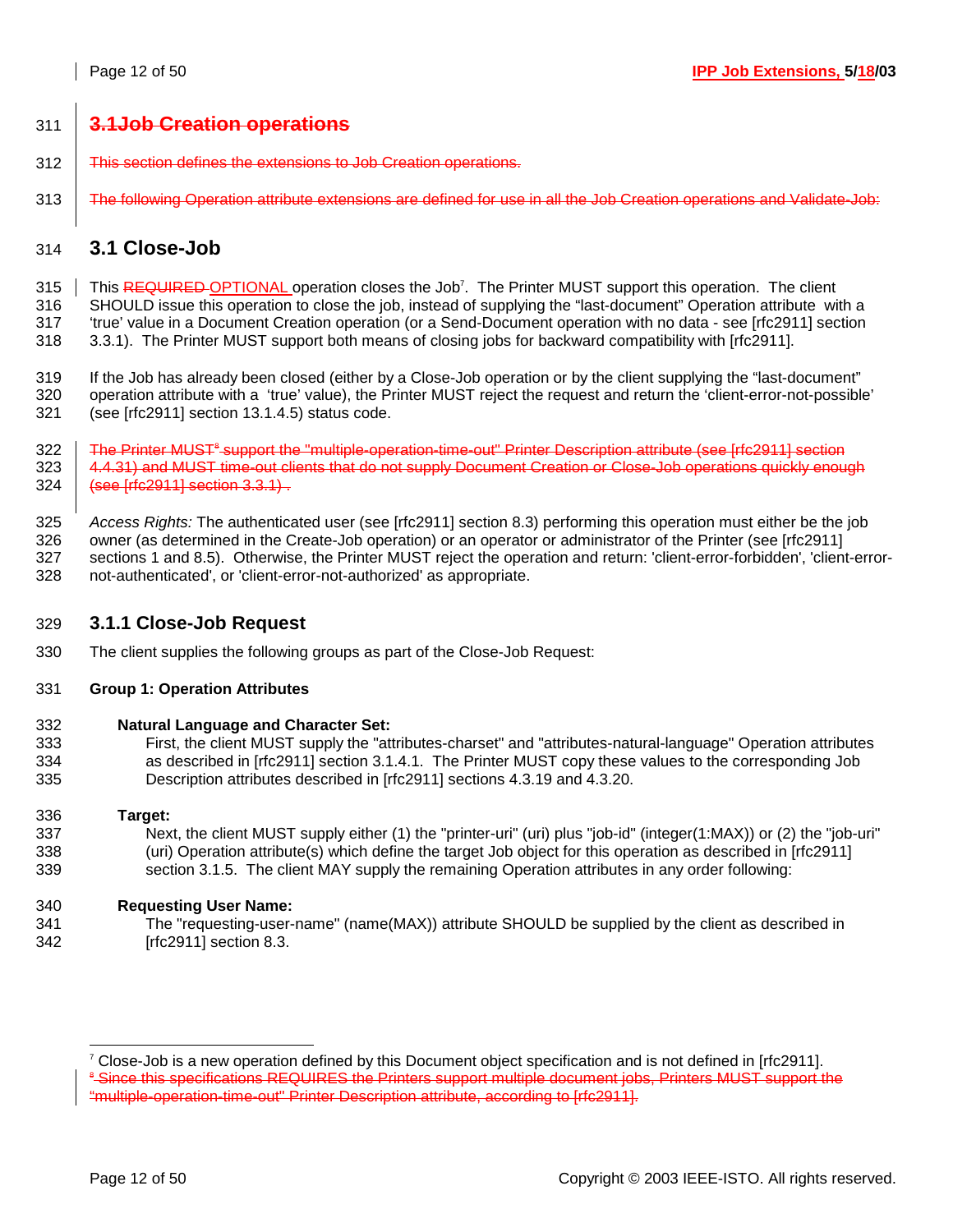## ~~3.1Job Creation operations~~

~~This section defines the extensions to Job Creation operations.~~

~~The following Operation attribute extensions are defined for use in all the Job Creation operations and Validate-Job:~~

## 3.1 Close-Job

This ~~REQUIRED~~ OPTIONAL operation closes the Job[7]. The Printer MUST support this operation. The client SHOULD issue this operation to close the job, instead of supplying the "last-document" Operation attribute with a 'true' value in a Document Creation operation (or a Send-Document operation with no data - see [rfc2911] section 3.3.1). The Printer MUST support both means of closing jobs for backward compatibility with [rfc2911].

If the Job has already been closed (either by a Close-Job operation or by the client supplying the "last-document" operation attribute with a 'true' value), the Printer MUST reject the request and return the 'client-error-not-possible' (see [rfc2911] section 13.1.4.5) status code.

~~The Printer MUST[8] support the "multiple-operation-time-out" Printer Description attribute (see [rfc2911] section 4.4.31) and MUST time-out clients that do not supply Document Creation or Close-Job operations quickly enough (see [rfc2911] section 3.3.1) .~~

*Access Rights:* The authenticated user (see [rfc2911] section 8.3) performing this operation must either be the job owner (as determined in the Create-Job operation) or an operator or administrator of the Printer (see [rfc2911] sections 1 and 8.5). Otherwise, the Printer MUST reject the operation and return: 'client-error-forbidden', 'client-error-not-authenticated', or 'client-error-not-authorized' as appropriate.

### 3.1.1 Close-Job Request

The client supplies the following groups as part of the Close-Job Request:

**Group 1: Operation Attributes**

**Natural Language and Character Set:**
First, the client MUST supply the "attributes-charset" and "attributes-natural-language" Operation attributes as described in [rfc2911] section 3.1.4.1. The Printer MUST copy these values to the corresponding Job Description attributes described in [rfc2911] sections 4.3.19 and 4.3.20.

**Target:**
Next, the client MUST supply either (1) the "printer-uri" (uri) plus "job-id" (integer(1:MAX)) or (2) the "job-uri" (uri) Operation attribute(s) which define the target Job object for this operation as described in [rfc2911] section 3.1.5. The client MAY supply the remaining Operation attributes in any order following:

**Requesting User Name:**
The "requesting-user-name" (name(MAX)) attribute SHOULD be supplied by the client as described in [rfc2911] section 8.3.

---

[7] Close-Job is a new operation defined by this Document object specification and is not defined in [rfc2911].

~~[8] Since this specifications REQUIRES the Printers support multiple document jobs, Printers MUST support the "multiple-operation-time-out" Printer Description attribute, according to [rfc2911].~~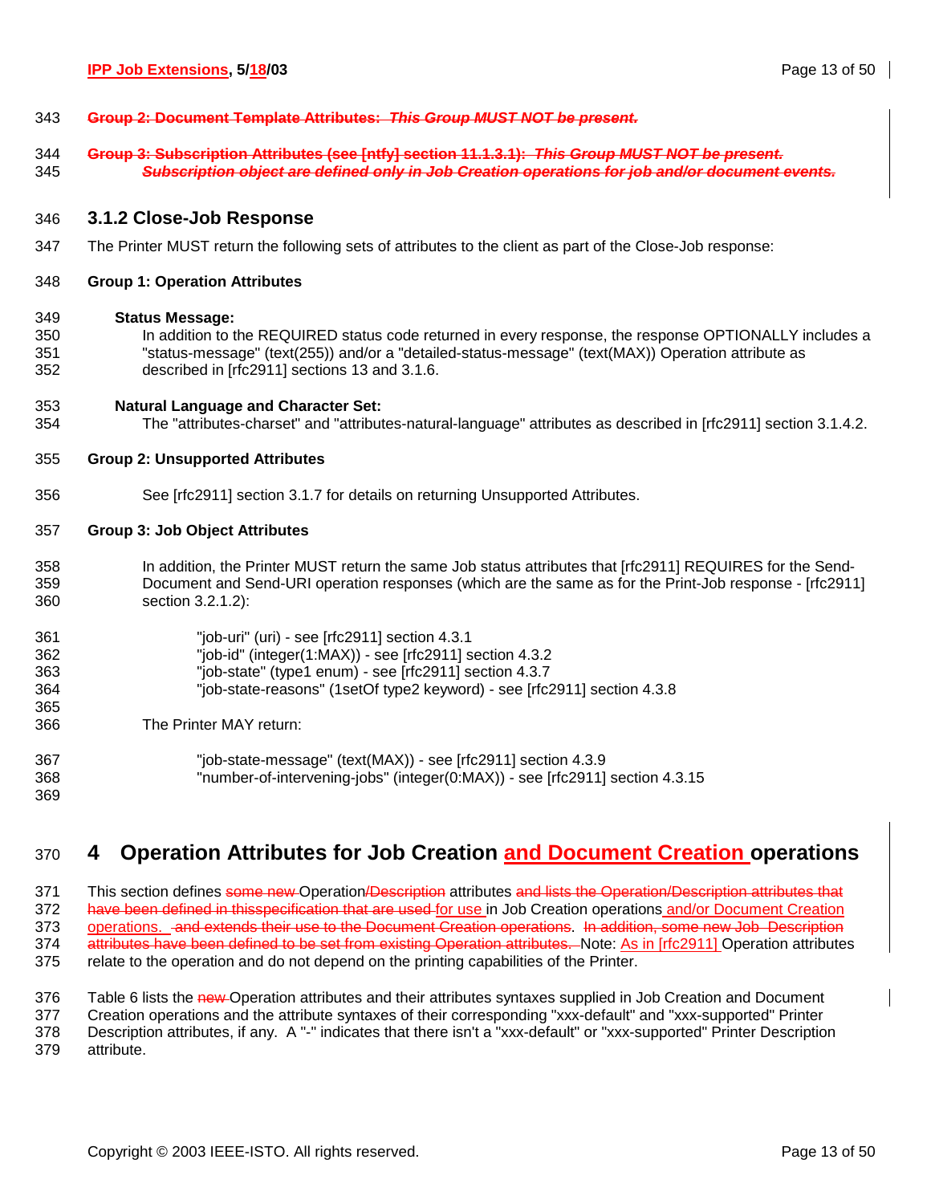**Group 2: Document Template Attributes: *This Group MUST NOT be present.***

**Group 3: Subscription Attributes (see [ntfy] section 11.1.3.1): *This Group MUST NOT be present.***
***Subscription object are defined only in Job Creation operations for job and/or document events.***

### 3.1.2 Close-Job Response

The Printer MUST return the following sets of attributes to the client as part of the Close-Job response:

**Group 1: Operation Attributes**

**Status Message:**
In addition to the REQUIRED status code returned in every response, the response OPTIONALLY includes a "status-message" (text(255)) and/or a "detailed-status-message" (text(MAX)) Operation attribute as described in [rfc2911] sections 13 and 3.1.6.

**Natural Language and Character Set:**
The "attributes-charset" and "attributes-natural-language" attributes as described in [rfc2911] section 3.1.4.2.

**Group 2: Unsupported Attributes**

See [rfc2911] section 3.1.7 for details on returning Unsupported Attributes.

**Group 3: Job Object Attributes**

In addition, the Printer MUST return the same Job status attributes that [rfc2911] REQUIRES for the Send-Document and Send-URI operation responses (which are the same as for the Print-Job response - [rfc2911] section 3.2.1.2):

"job-uri" (uri) - see [rfc2911] section 4.3.1
"job-id" (integer(1:MAX)) - see [rfc2911] section 4.3.2
"job-state" (type1 enum) - see [rfc2911] section 4.3.7
"job-state-reasons" (1setOf type2 keyword) - see [rfc2911] section 4.3.8

The Printer MAY return:

"job-state-message" (text(MAX)) - see [rfc2911] section 4.3.9
"number-of-intervening-jobs" (integer(0:MAX)) - see [rfc2911] section 4.3.15

# 4 Operation Attributes for Job Creation and Document Creation operations

This section defines some new Operation/Description attributes and lists the Operation/Description attributes that have been defined in thisspecification that are used for use in Job Creation operations and/or Document Creation operations. and extends their use to the Document Creation operations. In addition, some new Job Description attributes have been defined to be set from existing Operation attributes. Note: As in [rfc2911] Operation attributes relate to the operation and do not depend on the printing capabilities of the Printer.

Table 6 lists the new Operation attributes and their attributes syntaxes supplied in Job Creation and Document Creation operations and the attribute syntaxes of their corresponding "xxx-default" and "xxx-supported" Printer Description attributes, if any. A "-" indicates that there isn't a "xxx-default" or "xxx-supported" Printer Description attribute.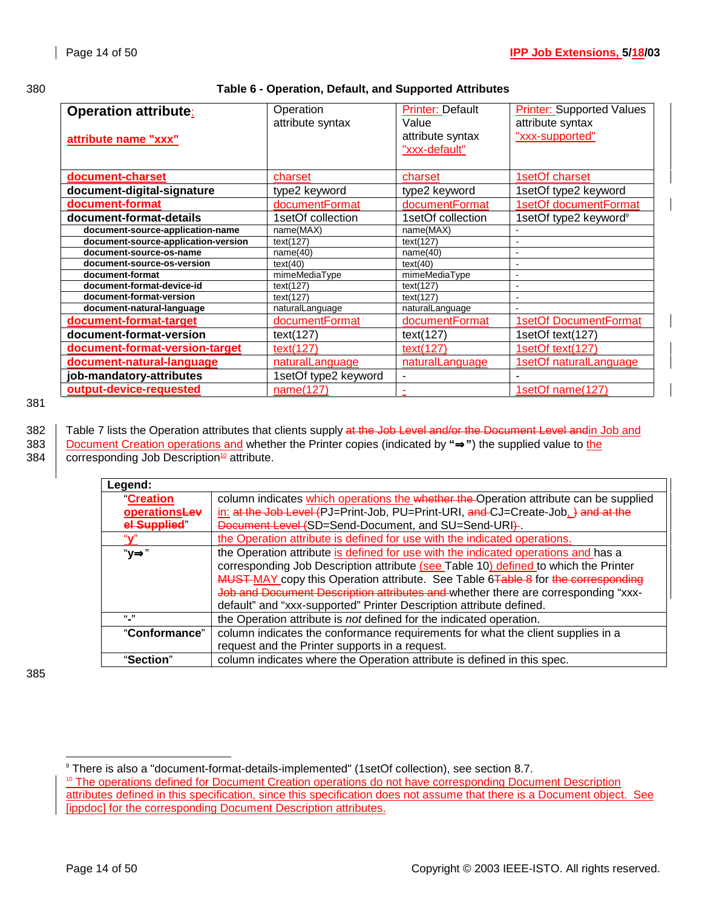Table 6 - Operation, Default, and Supported Attributes

| Operation attribute: attribute name "xxx" | Operation attribute syntax | Printer: Default Value attribute syntax "xxx-default" | Printer: Supported Values attribute syntax "xxx-supported" |
|---|---|---|---|
| **document-charset** | charset | charset | 1setOf charset |
| **document-digital-signature** | type2 keyword | type2 keyword | 1setOf type2 keyword |
| **document-format** | documentFormat | documentFormat | 1setOf documentFormat |
| **document-format-details** | 1setOf collection | 1setOf collection | 1setOf type2 keyword[9] |
| **document-source-application-name** | name(MAX) | name(MAX) | - |
| **document-source-application-version** | text(127) | text(127) | - |
| **document-source-os-name** | name(40) | name(40) | - |
| **document-source-os-version** | text(40) | text(40) | - |
| **document-format** | mimeMediaType | mimeMediaType | - |
| **document-format-device-id** | text(127) | text(127) | - |
| **document-format-version** | text(127) | text(127) | - |
| **document-natural-language** | naturalLanguage | naturalLanguage | - |
| **document-format-target** | documentFormat | documentFormat | 1setOf DocumentFormat |
| **document-format-version** | text(127) | text(127) | 1setOf text(127) |
| **document-format-version-target** | text(127) | text(127) | 1setOf text(127) |
| **document-natural-language** | naturalLanguage | naturalLanguage | 1setOf naturalLanguage |
| **job-mandatory-attributes** | 1setOf type2 keyword | - | - |
| **output-device-requested** | name(127) | - | 1setOf name(127) |

Table 7 lists the Operation attributes that clients supply ~~at the Job Level and/or the Document Level and~~in Job and Document Creation operations and whether the Printer copies (indicated by **"⇒"**) the supplied value to the corresponding Job Description[10] attribute.

| Legend: | |
|---|---|
| "**Creation operations**~~Level Supplied~~" | column indicates which operations the ~~whether the~~ Operation attribute can be supplied in: ~~at the Job Level (~~PJ=Print-Job, PU=Print-URI, ~~and~~ CJ=Create-Job, ~~)~~ ~~and at the Document Level (~~SD=Send-Document, and SU=Send-URI~~)~~. |
| "**y**" | the Operation attribute is defined for use with the indicated operations. |
| "**y⇒**" | the Operation attribute is defined for use with the indicated operations and has a corresponding Job Description attribute (see Table 10) defined to which the Printer ~~MUST~~ MAY copy this Operation attribute. See Table 6~~Table 8~~ for ~~the corresponding Job and Document Description attributes and~~ whether there are corresponding "xxx-default" and "xxx-supported" Printer Description attribute defined. |
| "**-**" | the Operation attribute is *not* defined for the indicated operation. |
| "**Conformance**" | column indicates the conformance requirements for what the client supplies in a request and the Printer supports in a request. |
| "**Section**" | column indicates where the Operation attribute is defined in this spec. |

---

[9] There is also a "document-format-details-implemented" (1setOf collection), see section 8.7.

[10] The operations defined for Document Creation operations do not have corresponding Document Description attributes defined in this specification, since this specification does not assume that there is a Document object. See [ippdoc] for the corresponding Document Description attributes.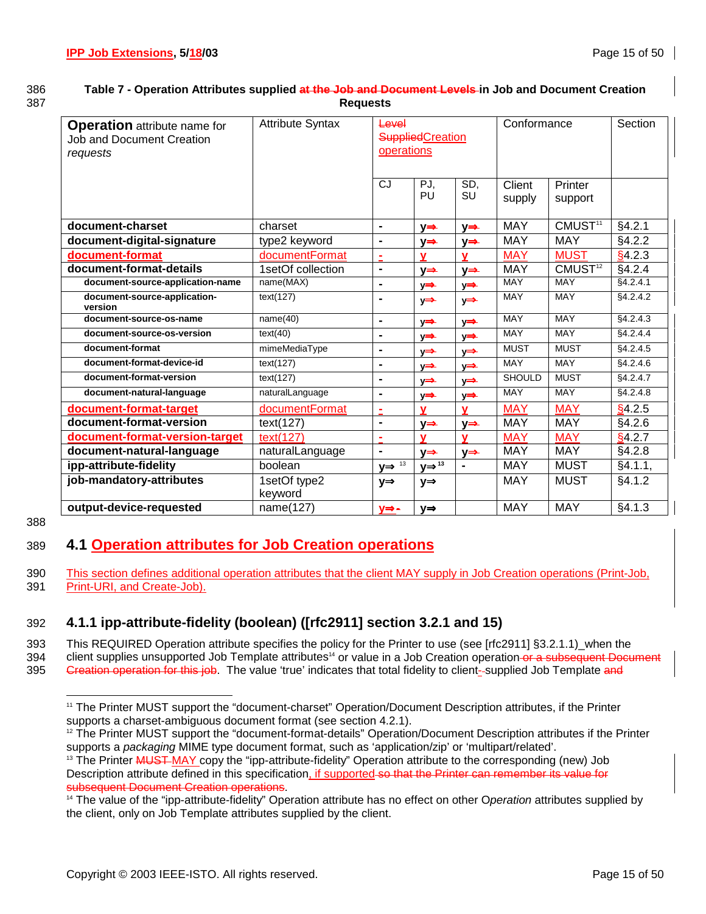Table 7 - Operation Attributes supplied at the Job and Document Levels in Job and Document Creation Requests

| Operation attribute name for Job and Document Creation *requests* | Attribute Syntax | Level Supplied Creation operations | | | Conformance | | Section |
|---|---|---|---|---|---|---|---|
| | | CJ | PJ, PU | SD, SU | Client supply | Printer support | |
| **document-charset** | charset | - | y⇒ | y⇒ | MAY | CMUST[11] | §4.2.1 |
| **document-digital-signature** | type2 keyword | - | y⇒ | y⇒ | MAY | MAY | §4.2.2 |
| **document-format** | documentFormat | - | y | y | MAY | MUST | §4.2.3 |
| **document-format-details** | 1setOf collection | - | y⇒ | y⇒ | MAY | CMUST[12] | §4.2.4 |
| **document-source-application-name** | name(MAX) | - | y⇒ | y⇒ | MAY | MAY | §4.2.4.1 |
| **document-source-application-version** | text(127) | - | y⇒ | y⇒ | MAY | MAY | §4.2.4.2 |
| **document-source-os-name** | name(40) | - | y⇒ | y⇒ | MAY | MAY | §4.2.4.3 |
| **document-source-os-version** | text(40) | - | y⇒ | y⇒ | MAY | MAY | §4.2.4.4 |
| **document-format** | mimeMediaType | - | y⇒ | y⇒ | MUST | MUST | §4.2.4.5 |
| **document-format-device-id** | text(127) | - | y⇒ | y⇒ | MAY | MAY | §4.2.4.6 |
| **document-format-version** | text(127) | - | y⇒ | y⇒ | SHOULD | MUST | §4.2.4.7 |
| **document-natural-language** | naturalLanguage | - | y⇒ | y⇒ | MAY | MAY | §4.2.4.8 |
| **document-format-target** | documentFormat | - | y | y | MAY | MAY | §4.2.5 |
| **document-format-version** | text(127) | - | y⇒ | y⇒ | MAY | MAY | §4.2.6 |
| **document-format-version-target** | text(127) | - | y | y | MAY | MAY | §4.2.7 |
| **document-natural-language** | naturalLanguage | - | y⇒ | y⇒ | MAY | MAY | §4.2.8 |
| **ipp-attribute-fidelity** | boolean | y⇒ [13] | y⇒ [13] | - | MAY | MUST | §4.1.1, |
| **job-mandatory-attributes** | 1setOf type2 keyword | y⇒ | y⇒ | | MAY | MUST | §4.1.2 |
| **output-device-requested** | name(127) | y⇒ - | y⇒ | | MAY | MAY | §4.1.3 |

## 4.1 Operation attributes for Job Creation operations

This section defines additional operation attributes that the client MAY supply in Job Creation operations (Print-Job, Print-URI, and Create-Job).

### 4.1.1 ipp-attribute-fidelity (boolean) ([rfc2911] section 3.2.1 and 15)

This REQUIRED Operation attribute specifies the policy for the Printer to use (see [rfc2911] §3.2.1.1) when the client supplies unsupported Job Template attributes[14] or value in a Job Creation operation or a subsequent Document Creation operation for this job. The value 'true' indicates that total fidelity to client- supplied Job Template and

---

[11] The Printer MUST support the "document-charset" Operation/Document Description attributes, if the Printer supports a charset-ambiguous document format (see section 4.2.1).

[12] The Printer MUST support the "document-format-details" Operation/Document Description attributes if the Printer supports a *packaging* MIME type document format, such as 'application/zip' or 'multipart/related'.

[13] The Printer MUST MAY copy the "ipp-attribute-fidelity" Operation attribute to the corresponding (new) Job Description attribute defined in this specification, if supported so that the Printer can remember its value for subsequent Document Creation operations.

[14] The value of the "ipp-attribute-fidelity" Operation attribute has no effect on other O*peration* attributes supplied by the client, only on Job Template attributes supplied by the client.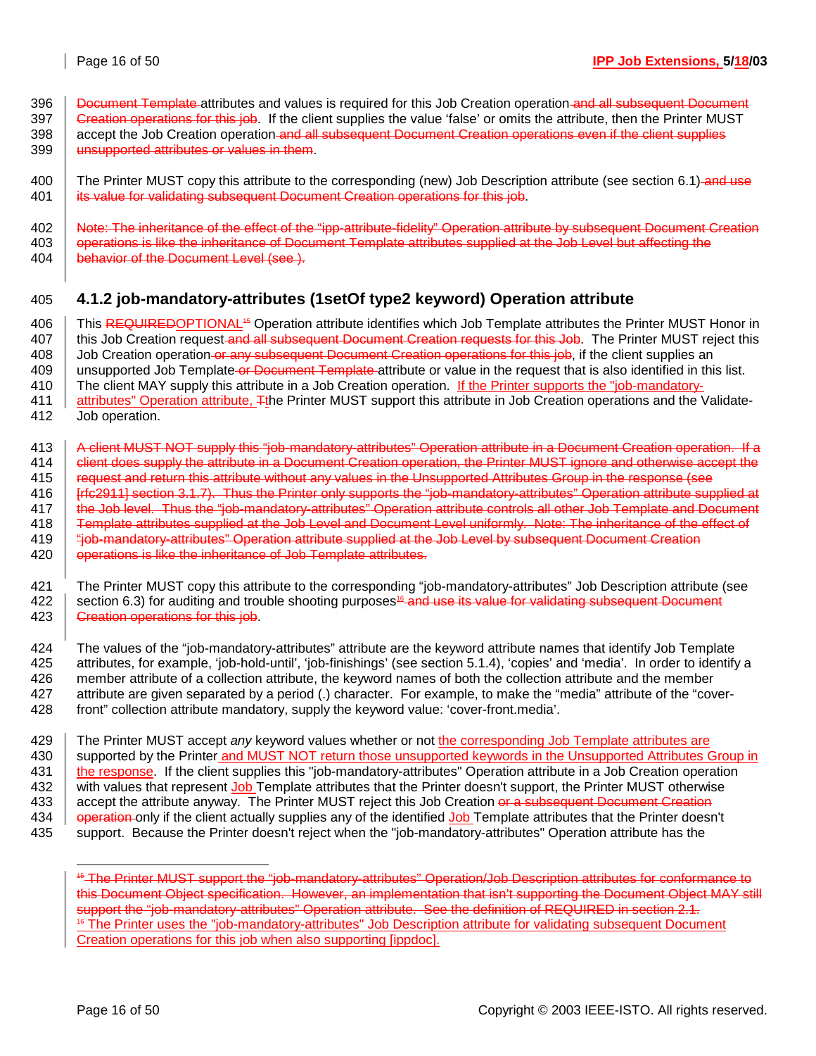Document Template attributes and values is required for this Job Creation operation and all subsequent Document Creation operations for this job. If the client supplies the value 'false' or omits the attribute, then the Printer MUST accept the Job Creation operation and all subsequent Document Creation operations even if the client supplies unsupported attributes or values in them.

The Printer MUST copy this attribute to the corresponding (new) Job Description attribute (see section 6.1) and use its value for validating subsequent Document Creation operations for this job.

Note: The inheritance of the effect of the "ipp-attribute-fidelity" Operation attribute by subsequent Document Creation operations is like the inheritance of Document Template attributes supplied at the Job Level but affecting the behavior of the Document Level (see ).

### 4.1.2 job-mandatory-attributes (1setOf type2 keyword) Operation attribute

This REQUIREDOPTIONAL[15] Operation attribute identifies which Job Template attributes the Printer MUST Honor in this Job Creation request and all subsequent Document Creation requests for this Job. The Printer MUST reject this Job Creation operation or any subsequent Document Creation operations for this job, if the client supplies an unsupported Job Template or Document Template attribute or value in the request that is also identified in this list. The client MAY supply this attribute in a Job Creation operation. If the Printer supports the "job-mandatory-attributes" Operation attribute, Tthe Printer MUST support this attribute in Job Creation operations and the Validate-Job operation.

A client MUST NOT supply this "job-mandatory-attributes" Operation attribute in a Document Creation operation. If a client does supply the attribute in a Document Creation operation, the Printer MUST ignore and otherwise accept the request and return this attribute without any values in the Unsupported Attributes Group in the response (see [rfc2911] section 3.1.7). Thus the Printer only supports the "job-mandatory-attributes" Operation attribute supplied at the Job level. Thus the "job-mandatory-attributes" Operation attribute controls all other Job Template and Document Template attributes supplied at the Job Level and Document Level uniformly. Note: The inheritance of the effect of "job-mandatory-attributes" Operation attribute supplied at the Job Level by subsequent Document Creation operations is like the inheritance of Job Template attributes.

The Printer MUST copy this attribute to the corresponding "job-mandatory-attributes" Job Description attribute (see section 6.3) for auditing and trouble shooting purposes[16] and use its value for validating subsequent Document Creation operations for this job.

The values of the "job-mandatory-attributes" attribute are the keyword attribute names that identify Job Template attributes, for example, 'job-hold-until', 'job-finishings' (see section 5.1.4), 'copies' and 'media'. In order to identify a member attribute of a collection attribute, the keyword names of both the collection attribute and the member attribute are given separated by a period (.) character. For example, to make the "media" attribute of the "cover-front" collection attribute mandatory, supply the keyword value: 'cover-front.media'.

The Printer MUST accept *any* keyword values whether or not the corresponding Job Template attributes are supported by the Printer and MUST NOT return those unsupported keywords in the Unsupported Attributes Group in the response. If the client supplies this "job-mandatory-attributes" Operation attribute in a Job Creation operation with values that represent Job Template attributes that the Printer doesn't support, the Printer MUST otherwise accept the attribute anyway. The Printer MUST reject this Job Creation or a subsequent Document Creation operation only if the client actually supplies any of the identified Job Template attributes that the Printer doesn't support. Because the Printer doesn't reject when the "job-mandatory-attributes" Operation attribute has the

---

[15] The Printer MUST support the "job-mandatory-attributes" Operation/Job Description attributes for conformance to this Document Object specification. However, an implementation that isn't supporting the Document Object MAY still support the "job-mandatory-attributes" Operation attribute. See the definition of REQUIRED in section 2.1.

[16] The Printer uses the "job-mandatory-attributes" Job Description attribute for validating subsequent Document Creation operations for this job when also supporting [ippdoc].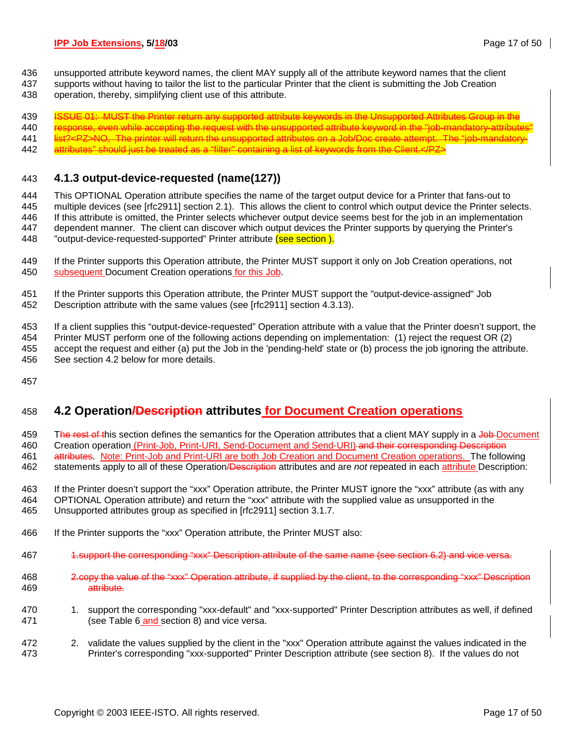unsupported attribute keyword names, the client MAY supply all of the attribute keyword names that the client supports without having to tailor the list to the particular Printer that the client is submitting the Job Creation operation, thereby, simplifying client use of this attribute.

~~ISSUE 01: MUST the Printer return any supported attribute keywords in the Unsupported Attributes Group in the response, even while accepting the request with the unsupported attribute keyword in the "job-mandatory-attributes" list?<PZ>NO, The printer will return the unsupported attributes on a Job/Doc create attempt. The "job-mandatory-attributes" should just be treated as a "filter" containing a list of keywords from the Client.</PZ>~~

### 4.1.3 output-device-requested (name(127))

This OPTIONAL Operation attribute specifies the name of the target output device for a Printer that fans-out to multiple devices (see [rfc2911] section 2.1). This allows the client to control which output device the Printer selects. If this attribute is omitted, the Printer selects whichever output device seems best for the job in an implementation dependent manner. The client can discover which output devices the Printer supports by querying the Printer's "output-device-requested-supported" Printer attribute (see section ).

If the Printer supports this Operation attribute, the Printer MUST support it only on Job Creation operations, not subsequent Document Creation operations for this Job.

If the Printer supports this Operation attribute, the Printer MUST support the "output-device-assigned" Job Description attribute with the same values (see [rfc2911] section 4.3.13).

If a client supplies this "output-device-requested" Operation attribute with a value that the Printer doesn't support, the Printer MUST perform one of the following actions depending on implementation: (1) reject the request OR (2) accept the request and either (a) put the Job in the 'pending-held' state or (b) process the job ignoring the attribute. See section 4.2 below for more details.

## 4.2 Operation~~/Description~~ attributes for Document Creation operations

T~~he rest of t~~his section defines the semantics for the Operation attributes that a client MAY supply in a ~~Job~~ Document Creation operation (Print-Job, Print-URI, Send-Document and Send-URI) ~~and their corresponding Description attributes~~. Note: Print-Job and Print-URI are both Job Creation and Document Creation operations. The following statements apply to all of these Operation~~/Description~~ attributes and are *not* repeated in each attribute Description:

If the Printer doesn't support the "xxx" Operation attribute, the Printer MUST ignore the "xxx" attribute (as with any OPTIONAL Operation attribute) and return the "xxx" attribute with the supplied value as unsupported in the Unsupported attributes group as specified in [rfc2911] section 3.1.7.

If the Printer supports the "xxx" Operation attribute, the Printer MUST also:

~~1.support the corresponding "xxx" Description attribute of the same name (see section 6.2) and vice versa.~~

~~2.copy the value of the "xxx" Operation attribute, if supplied by the client, to the corresponding "xxx" Description attribute.~~

1. support the corresponding "xxx-default" and "xxx-supported" Printer Description attributes as well, if defined (see Table 6 and section 8) and vice versa.

2. validate the values supplied by the client in the "xxx" Operation attribute against the values indicated in the Printer's corresponding "xxx-supported" Printer Description attribute (see section 8). If the values do not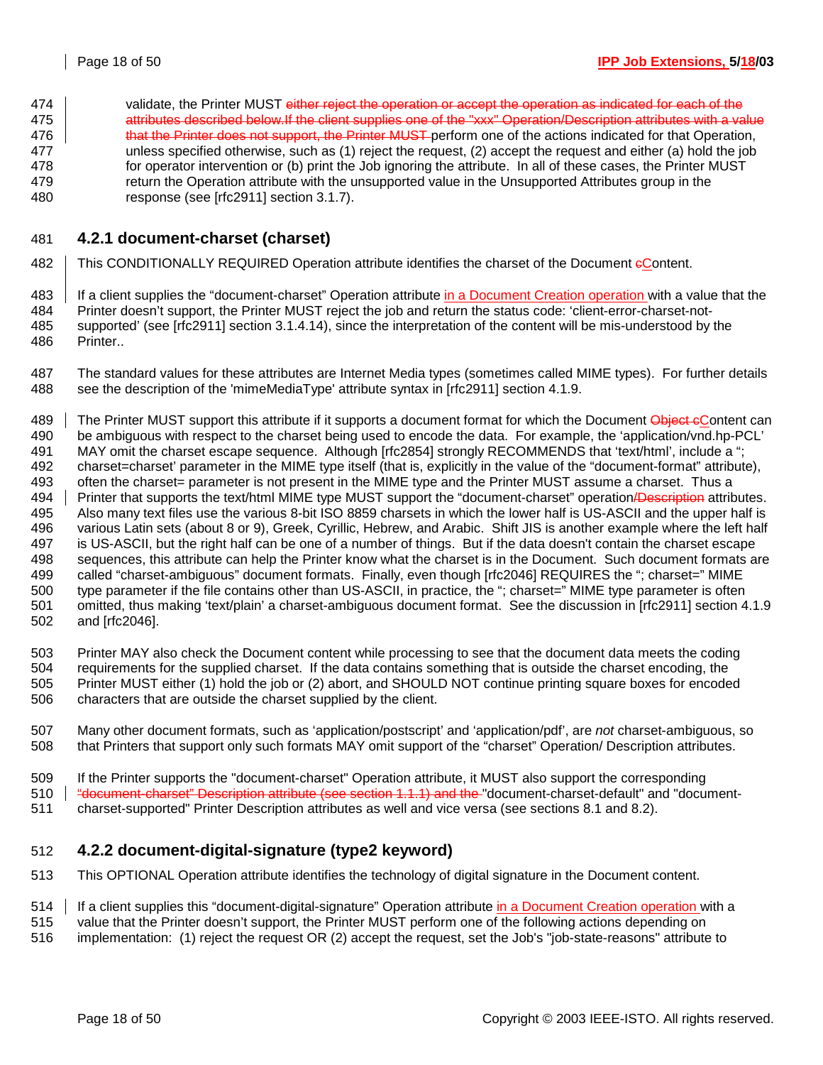validate, the Printer MUST ~~either reject the operation or accept the operation as indicated for each of the attributes described below.If the client supplies one of the "xxx" Operation/Description attributes with a value that the Printer does not support, the Printer MUST~~ perform one of the actions indicated for that Operation, unless specified otherwise, such as (1) reject the request, (2) accept the request and either (a) hold the job for operator intervention or (b) print the Job ignoring the attribute. In all of these cases, the Printer MUST return the Operation attribute with the unsupported value in the Unsupported Attributes group in the response (see [rfc2911] section 3.1.7).

### 4.2.1 document-charset (charset)

This CONDITIONALLY REQUIRED Operation attribute identifies the charset of the Document ~~c~~Content.

If a client supplies the "document-charset" Operation attribute in a Document Creation operation with a value that the Printer doesn't support, the Printer MUST reject the job and return the status code: 'client-error-charset-not-supported' (see [rfc2911] section 3.1.4.14), since the interpretation of the content will be mis-understood by the Printer..

The standard values for these attributes are Internet Media types (sometimes called MIME types). For further details see the description of the 'mimeMediaType' attribute syntax in [rfc2911] section 4.1.9.

The Printer MUST support this attribute if it supports a document format for which the Document ~~Object c~~Content can be ambiguous with respect to the charset being used to encode the data. For example, the 'application/vnd.hp-PCL' MAY omit the charset escape sequence. Although [rfc2854] strongly RECOMMENDS that 'text/html', include a "; charset=charset' parameter in the MIME type itself (that is, explicitly in the value of the "document-format" attribute), often the charset= parameter is not present in the MIME type and the Printer MUST assume a charset. Thus a Printer that supports the text/html MIME type MUST support the "document-charset" operation~~/Description~~ attributes. Also many text files use the various 8-bit ISO 8859 charsets in which the lower half is US-ASCII and the upper half is various Latin sets (about 8 or 9), Greek, Cyrillic, Hebrew, and Arabic. Shift JIS is another example where the left half is US-ASCII, but the right half can be one of a number of things. But if the data doesn't contain the charset escape sequences, this attribute can help the Printer know what the charset is in the Document. Such document formats are called "charset-ambiguous" document formats. Finally, even though [rfc2046] REQUIRES the "; charset=" MIME type parameter if the file contains other than US-ASCII, in practice, the "; charset=" MIME type parameter is often omitted, thus making 'text/plain' a charset-ambiguous document format. See the discussion in [rfc2911] section 4.1.9 and [rfc2046].

Printer MAY also check the Document content while processing to see that the document data meets the coding requirements for the supplied charset. If the data contains something that is outside the charset encoding, the Printer MUST either (1) hold the job or (2) abort, and SHOULD NOT continue printing square boxes for encoded characters that are outside the charset supplied by the client.

Many other document formats, such as 'application/postscript' and 'application/pdf', are *not* charset-ambiguous, so that Printers that support only such formats MAY omit support of the "charset" Operation/ Description attributes.

If the Printer supports the "document-charset" Operation attribute, it MUST also support the corresponding ~~"document-charset" Description attribute (see section 1.1.1) and the~~ "document-charset-default" and "document-charset-supported" Printer Description attributes as well and vice versa (see sections 8.1 and 8.2).

### 4.2.2 document-digital-signature (type2 keyword)

This OPTIONAL Operation attribute identifies the technology of digital signature in the Document content.

If a client supplies this "document-digital-signature" Operation attribute in a Document Creation operation with a value that the Printer doesn't support, the Printer MUST perform one of the following actions depending on implementation: (1) reject the request OR (2) accept the request, set the Job's "job-state-reasons" attribute to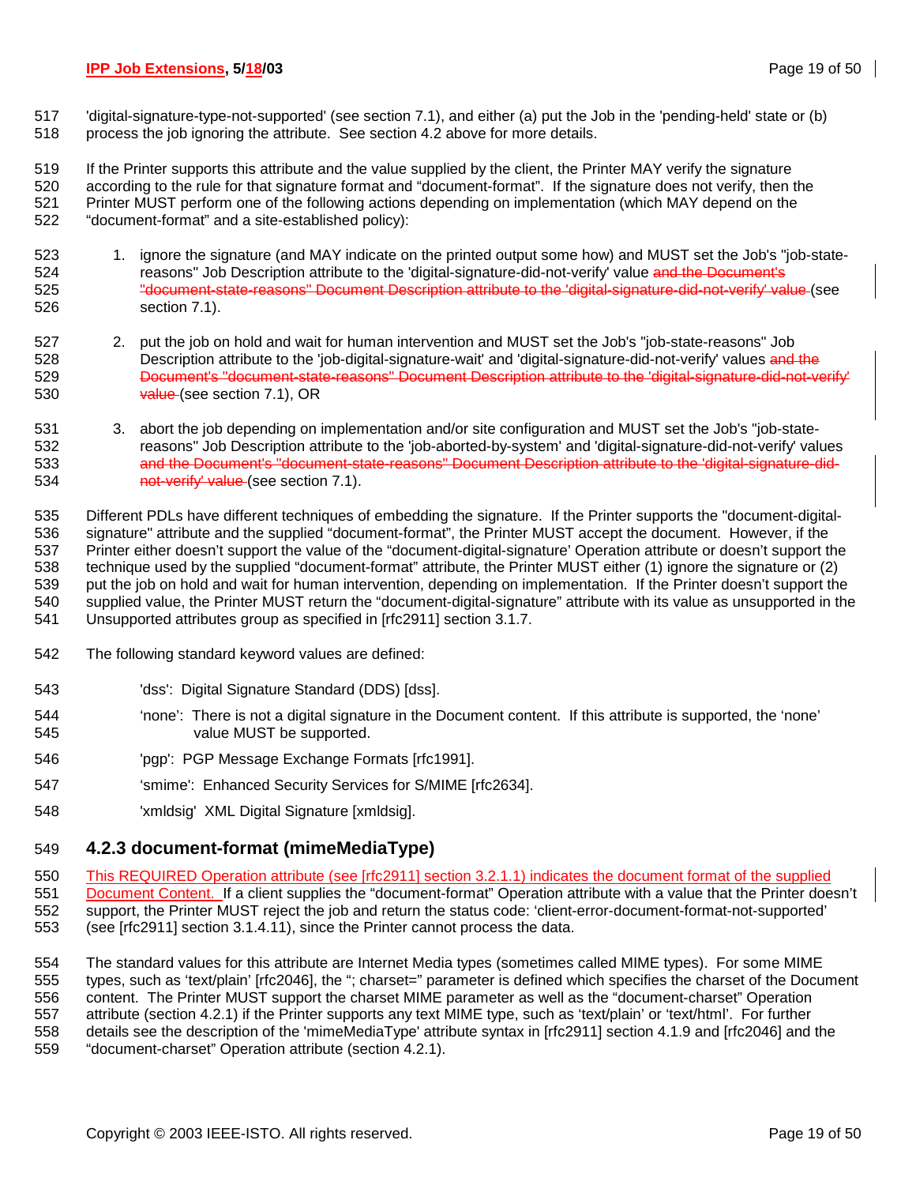'digital-signature-type-not-supported' (see section 7.1), and either (a) put the Job in the 'pending-held' state or (b) process the job ignoring the attribute. See section 4.2 above for more details.

If the Printer supports this attribute and the value supplied by the client, the Printer MAY verify the signature according to the rule for that signature format and "document-format". If the signature does not verify, then the Printer MUST perform one of the following actions depending on implementation (which MAY depend on the "document-format" and a site-established policy):

1. ignore the signature (and MAY indicate on the printed output some how) and MUST set the Job's "job-state-reasons" Job Description attribute to the 'digital-signature-did-not-verify' value ~~and the Document's "document-state-reasons" Document Description attribute to the 'digital-signature-did-not-verify' value~~ (see section 7.1).

2. put the job on hold and wait for human intervention and MUST set the Job's "job-state-reasons" Job Description attribute to the 'job-digital-signature-wait' and 'digital-signature-did-not-verify' values ~~and the Document's "document-state-reasons" Document Description attribute to the 'digital-signature-did-not-verify' value~~ (see section 7.1), OR

3. abort the job depending on implementation and/or site configuration and MUST set the Job's "job-state-reasons" Job Description attribute to the 'job-aborted-by-system' and 'digital-signature-did-not-verify' values ~~and the Document's "document-state-reasons" Document Description attribute to the 'digital-signature-did-not-verify' value~~ (see section 7.1).

Different PDLs have different techniques of embedding the signature. If the Printer supports the "document-digital-signature" attribute and the supplied "document-format", the Printer MUST accept the document. However, if the Printer either doesn't support the value of the "document-digital-signature' Operation attribute or doesn't support the technique used by the supplied "document-format" attribute, the Printer MUST either (1) ignore the signature or (2) put the job on hold and wait for human intervention, depending on implementation. If the Printer doesn't support the supplied value, the Printer MUST return the "document-digital-signature" attribute with its value as unsupported in the Unsupported attributes group as specified in [rfc2911] section 3.1.7.

The following standard keyword values are defined:

'dss': Digital Signature Standard (DDS) [dss].

'none': There is not a digital signature in the Document content. If this attribute is supported, the 'none' value MUST be supported.

'pgp': PGP Message Exchange Formats [rfc1991].

'smime': Enhanced Security Services for S/MIME [rfc2634].

'xmldsig' XML Digital Signature [xmldsig].

### 4.2.3 document-format (mimeMediaType)

<u>This REQUIRED Operation attribute (see [rfc2911] section 3.2.1.1) indicates the document format of the supplied Document Content.</u> If a client supplies the "document-format" Operation attribute with a value that the Printer doesn't support, the Printer MUST reject the job and return the status code: 'client-error-document-format-not-supported' (see [rfc2911] section 3.1.4.11), since the Printer cannot process the data.

The standard values for this attribute are Internet Media types (sometimes called MIME types). For some MIME types, such as 'text/plain' [rfc2046], the "; charset=" parameter is defined which specifies the charset of the Document content. The Printer MUST support the charset MIME parameter as well as the "document-charset" Operation attribute (section 4.2.1) if the Printer supports any text MIME type, such as 'text/plain' or 'text/html'. For further details see the description of the 'mimeMediaType' attribute syntax in [rfc2911] section 4.1.9 and [rfc2046] and the "document-charset" Operation attribute (section 4.2.1).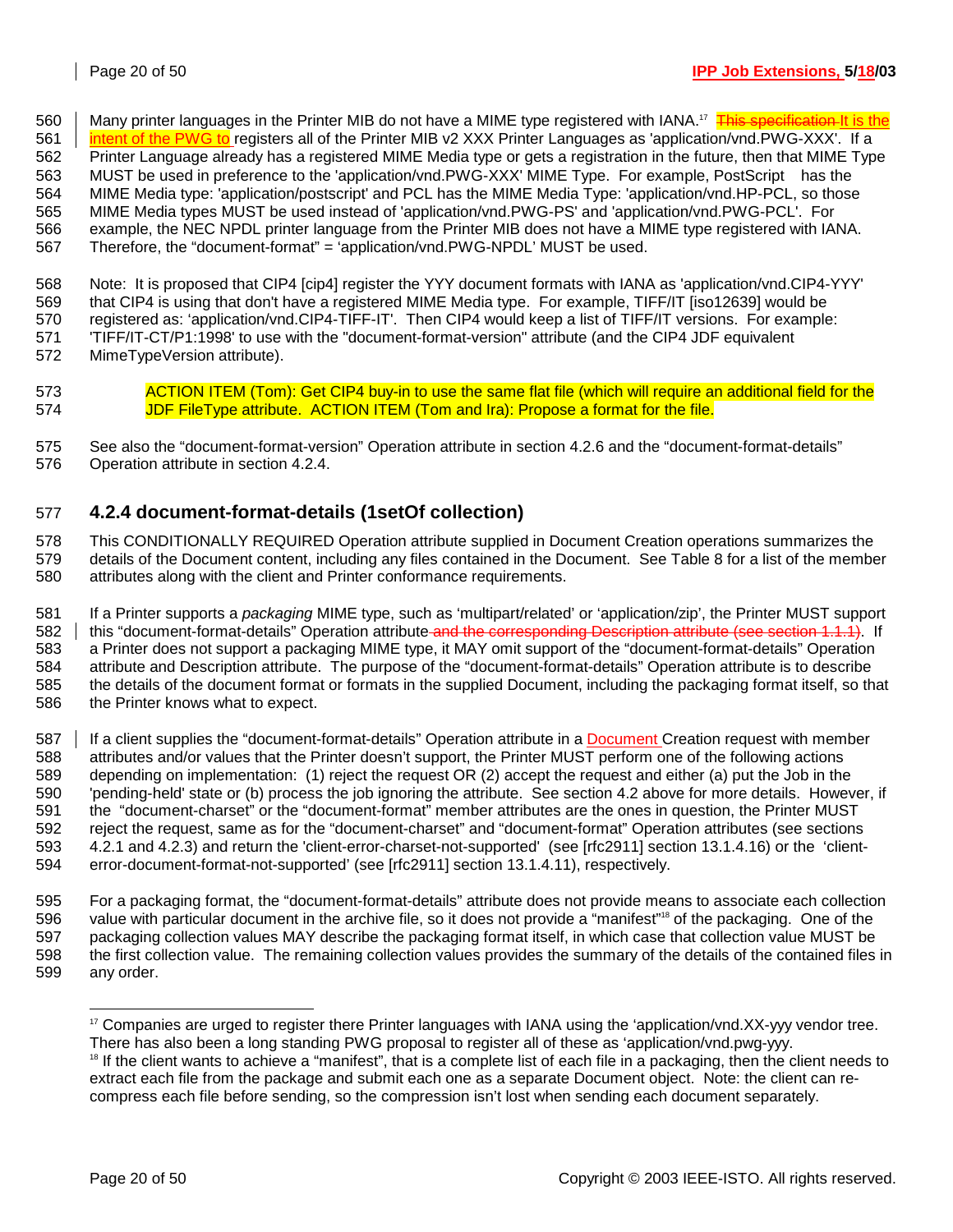Many printer languages in the Printer MIB do not have a MIME type registered with IANA.[17] ~~This specification~~ It is the intent of the PWG to registers all of the Printer MIB v2 XXX Printer Languages as 'application/vnd.PWG-XXX'. If a Printer Language already has a registered MIME Media type or gets a registration in the future, then that MIME Type MUST be used in preference to the 'application/vnd.PWG-XXX' MIME Type. For example, PostScript has the MIME Media type: 'application/postscript' and PCL has the MIME Media Type: 'application/vnd.HP-PCL, so those MIME Media types MUST be used instead of 'application/vnd.PWG-PS' and 'application/vnd.PWG-PCL'. For example, the NEC NPDL printer language from the Printer MIB does not have a MIME type registered with IANA. Therefore, the "document-format" = 'application/vnd.PWG-NPDL' MUST be used.

Note: It is proposed that CIP4 [cip4] register the YYY document formats with IANA as 'application/vnd.CIP4-YYY' that CIP4 is using that don't have a registered MIME Media type. For example, TIFF/IT [iso12639] would be registered as: 'application/vnd.CIP4-TIFF-IT'. Then CIP4 would keep a list of TIFF/IT versions. For example: 'TIFF/IT-CT/P1:1998' to use with the "document-format-version" attribute (and the CIP4 JDF equivalent MimeTypeVersion attribute).

> ACTION ITEM (Tom): Get CIP4 buy-in to use the same flat file (which will require an additional field for the JDF FileType attribute. ACTION ITEM (Tom and Ira): Propose a format for the file.

See also the "document-format-version" Operation attribute in section 4.2.6 and the "document-format-details" Operation attribute in section 4.2.4.

### 4.2.4 document-format-details (1setOf collection)

This CONDITIONALLY REQUIRED Operation attribute supplied in Document Creation operations summarizes the details of the Document content, including any files contained in the Document. See Table 8 for a list of the member attributes along with the client and Printer conformance requirements.

If a Printer supports a *packaging* MIME type, such as 'multipart/related' or 'application/zip', the Printer MUST support this "document-format-details" Operation attribute ~~and the corresponding Description attribute (see section 1.1.1)~~. If a Printer does not support a packaging MIME type, it MAY omit support of the "document-format-details" Operation attribute and Description attribute. The purpose of the "document-format-details" Operation attribute is to describe the details of the document format or formats in the supplied Document, including the packaging format itself, so that the Printer knows what to expect.

If a client supplies the "document-format-details" Operation attribute in a Document Creation request with member attributes and/or values that the Printer doesn't support, the Printer MUST perform one of the following actions depending on implementation: (1) reject the request OR (2) accept the request and either (a) put the Job in the 'pending-held' state or (b) process the job ignoring the attribute. See section 4.2 above for more details. However, if the "document-charset" or the "document-format" member attributes are the ones in question, the Printer MUST reject the request, same as for the "document-charset" and "document-format" Operation attributes (see sections 4.2.1 and 4.2.3) and return the 'client-error-charset-not-supported' (see [rfc2911] section 13.1.4.16) or the 'client-error-document-format-not-supported' (see [rfc2911] section 13.1.4.11), respectively.

For a packaging format, the "document-format-details" attribute does not provide means to associate each collection value with particular document in the archive file, so it does not provide a "manifest"[18] of the packaging. One of the packaging collection values MAY describe the packaging format itself, in which case that collection value MUST be the first collection value. The remaining collection values provides the summary of the details of the contained files in any order.

---

[17] Companies are urged to register there Printer languages with IANA using the 'application/vnd.XX-yyy vendor tree. There has also been a long standing PWG proposal to register all of these as 'application/vnd.pwg-yyy.

[18] If the client wants to achieve a "manifest", that is a complete list of each file in a packaging, then the client needs to extract each file from the package and submit each one as a separate Document object. Note: the client can re-compress each file before sending, so the compression isn't lost when sending each document separately.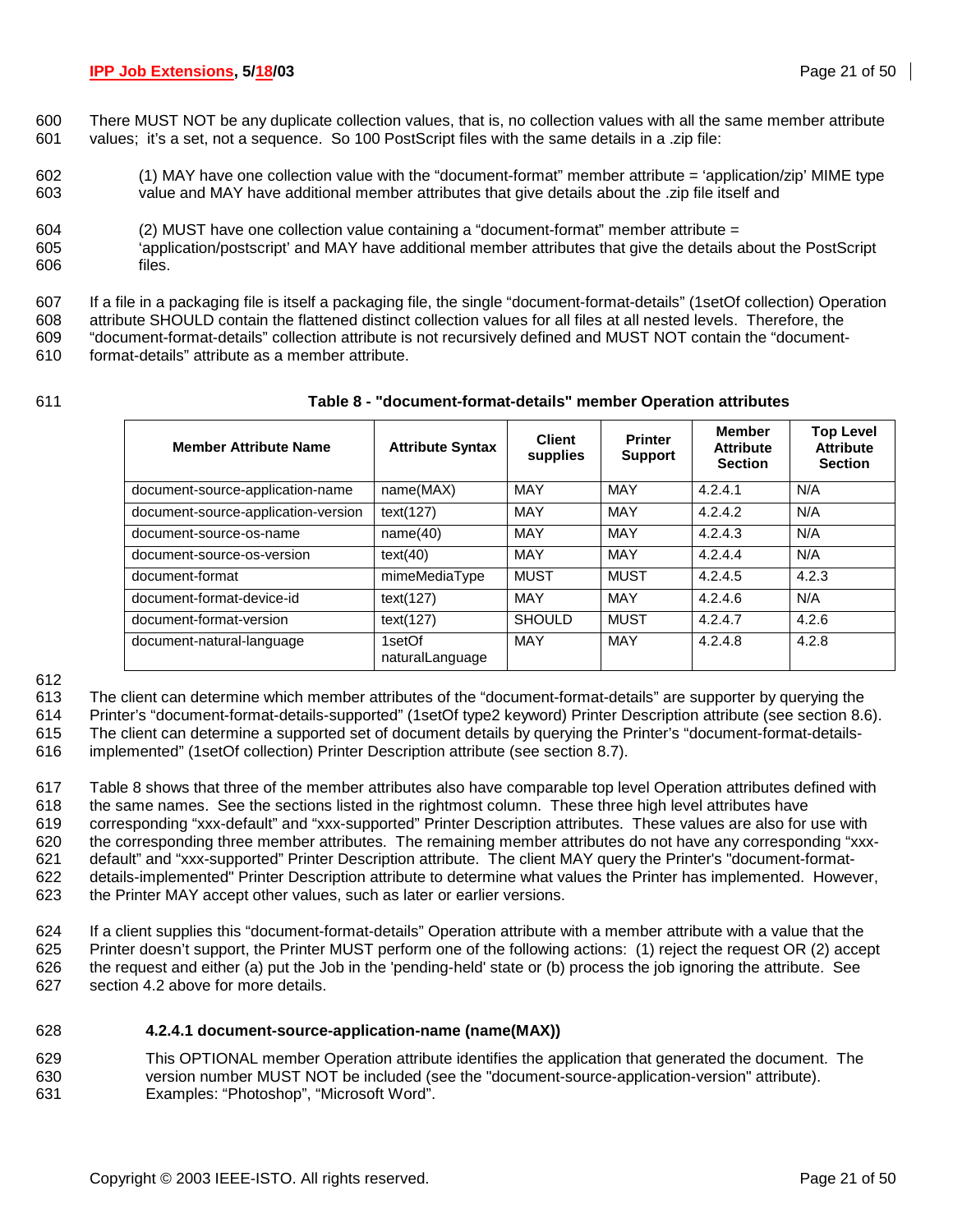There MUST NOT be any duplicate collection values, that is, no collection values with all the same member attribute values; it's a set, not a sequence. So 100 PostScript files with the same details in a .zip file:

(1) MAY have one collection value with the "document-format" member attribute = 'application/zip' MIME type value and MAY have additional member attributes that give details about the .zip file itself and

(2) MUST have one collection value containing a "document-format" member attribute = 'application/postscript' and MAY have additional member attributes that give the details about the PostScript files.

If a file in a packaging file is itself a packaging file, the single "document-format-details" (1setOf collection) Operation attribute SHOULD contain the flattened distinct collection values for all files at all nested levels. Therefore, the "document-format-details" collection attribute is not recursively defined and MUST NOT contain the "document-format-details" attribute as a member attribute.

**Table 8 - "document-format-details" member Operation attributes**

| Member Attribute Name | Attribute Syntax | Client supplies | Printer Support | Member Attribute Section | Top Level Attribute Section |
|---|---|---|---|---|---|
| document-source-application-name | name(MAX) | MAY | MAY | 4.2.4.1 | N/A |
| document-source-application-version | text(127) | MAY | MAY | 4.2.4.2 | N/A |
| document-source-os-name | name(40) | MAY | MAY | 4.2.4.3 | N/A |
| document-source-os-version | text(40) | MAY | MAY | 4.2.4.4 | N/A |
| document-format | mimeMediaType | MUST | MUST | 4.2.4.5 | 4.2.3 |
| document-format-device-id | text(127) | MAY | MAY | 4.2.4.6 | N/A |
| document-format-version | text(127) | SHOULD | MUST | 4.2.4.7 | 4.2.6 |
| document-natural-language | 1setOf naturalLanguage | MAY | MAY | 4.2.4.8 | 4.2.8 |

The client can determine which member attributes of the "document-format-details" are supporter by querying the Printer's "document-format-details-supported" (1setOf type2 keyword) Printer Description attribute (see section 8.6). The client can determine a supported set of document details by querying the Printer's "document-format-details-implemented" (1setOf collection) Printer Description attribute (see section 8.7).

Table 8 shows that three of the member attributes also have comparable top level Operation attributes defined with the same names. See the sections listed in the rightmost column. These three high level attributes have corresponding "xxx-default" and "xxx-supported" Printer Description attributes. These values are also for use with the corresponding three member attributes. The remaining member attributes do not have any corresponding "xxx-default" and "xxx-supported" Printer Description attribute. The client MAY query the Printer's "document-format-details-implemented" Printer Description attribute to determine what values the Printer has implemented. However, the Printer MAY accept other values, such as later or earlier versions.

If a client supplies this "document-format-details" Operation attribute with a member attribute with a value that the Printer doesn't support, the Printer MUST perform one of the following actions: (1) reject the request OR (2) accept the request and either (a) put the Job in the 'pending-held' state or (b) process the job ignoring the attribute. See section 4.2 above for more details.

#### 4.2.4.1 document-source-application-name (name(MAX))

This OPTIONAL member Operation attribute identifies the application that generated the document. The version number MUST NOT be included (see the "document-source-application-version" attribute). Examples: "Photoshop", "Microsoft Word".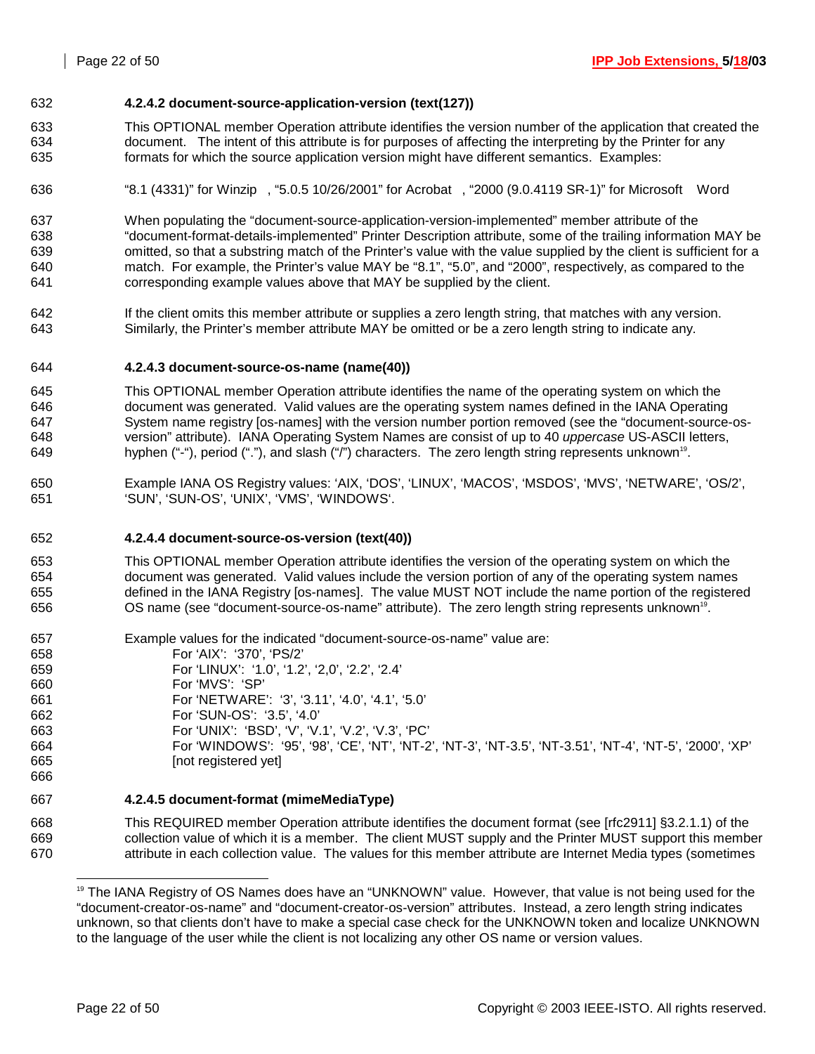#### 4.2.4.2 document-source-application-version (text(127))

This OPTIONAL member Operation attribute identifies the version number of the application that created the document. The intent of this attribute is for purposes of affecting the interpreting by the Printer for any formats for which the source application version might have different semantics. Examples:

"8.1 (4331)" for Winzip , "5.0.5 10/26/2001" for Acrobat , "2000 (9.0.4119 SR-1)" for Microsoft Word

When populating the "document-source-application-version-implemented" member attribute of the "document-format-details-implemented" Printer Description attribute, some of the trailing information MAY be omitted, so that a substring match of the Printer's value with the value supplied by the client is sufficient for a match. For example, the Printer's value MAY be "8.1", "5.0", and "2000", respectively, as compared to the corresponding example values above that MAY be supplied by the client.

If the client omits this member attribute or supplies a zero length string, that matches with any version. Similarly, the Printer's member attribute MAY be omitted or be a zero length string to indicate any.

#### 4.2.4.3 document-source-os-name (name(40))

This OPTIONAL member Operation attribute identifies the name of the operating system on which the document was generated. Valid values are the operating system names defined in the IANA Operating System name registry [os-names] with the version number portion removed (see the "document-source-os-version" attribute). IANA Operating System Names are consist of up to 40 *uppercase* US-ASCII letters, hyphen ("-"), period ("."), and slash ("/") characters. The zero length string represents unknown[19].

Example IANA OS Registry values: 'AIX, 'DOS', 'LINUX', 'MACOS', 'MSDOS', 'MVS', 'NETWARE', 'OS/2', 'SUN', 'SUN-OS', 'UNIX', 'VMS', 'WINDOWS'.

#### 4.2.4.4 document-source-os-version (text(40))

This OPTIONAL member Operation attribute identifies the version of the operating system on which the document was generated. Valid values include the version portion of any of the operating system names defined in the IANA Registry [os-names]. The value MUST NOT include the name portion of the registered OS name (see "document-source-os-name" attribute). The zero length string represents unknown[19].

Example values for the indicated "document-source-os-name" value are:

For 'AIX': '370', 'PS/2'
For 'LINUX': '1.0', '1.2', '2,0', '2.2', '2.4'
For 'MVS': 'SP'
For 'NETWARE': '3', '3.11', '4.0', '4.1', '5.0'
For 'SUN-OS': '3.5', '4.0'
For 'UNIX': 'BSD', 'V', 'V.1', 'V.2', 'V.3', 'PC'
For 'WINDOWS': '95', '98', 'CE', 'NT', 'NT-2', 'NT-3', 'NT-3.5', 'NT-3.51', 'NT-4', 'NT-5', '2000', 'XP' [not registered yet]

#### 4.2.4.5 document-format (mimeMediaType)

This REQUIRED member Operation attribute identifies the document format (see [rfc2911] §3.2.1.1) of the collection value of which it is a member. The client MUST supply and the Printer MUST support this member attribute in each collection value. The values for this member attribute are Internet Media types (sometimes

---

[19] The IANA Registry of OS Names does have an "UNKNOWN" value. However, that value is not being used for the "document-creator-os-name" and "document-creator-os-version" attributes. Instead, a zero length string indicates unknown, so that clients don't have to make a special case check for the UNKNOWN token and localize UNKNOWN to the language of the user while the client is not localizing any other OS name or version values.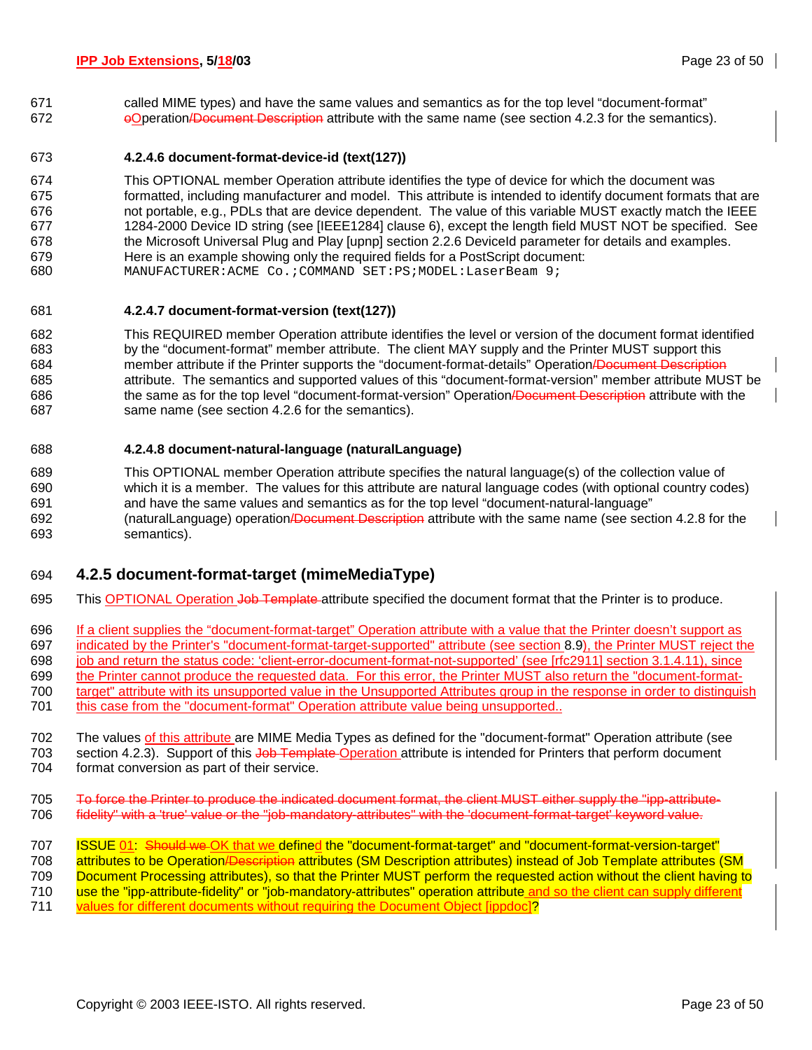called MIME types) and have the same values and semantics as for the top level "document-format" oOperation/Document Description attribute with the same name (see section 4.2.3 for the semantics).

#### 4.2.4.6 document-format-device-id (text(127))

This OPTIONAL member Operation attribute identifies the type of device for which the document was formatted, including manufacturer and model. This attribute is intended to identify document formats that are not portable, e.g., PDLs that are device dependent. The value of this variable MUST exactly match the IEEE 1284-2000 Device ID string (see [IEEE1284] clause 6), except the length field MUST NOT be specified. See the Microsoft Universal Plug and Play [upnp] section 2.2.6 DeviceId parameter for details and examples. Here is an example showing only the required fields for a PostScript document:

```
MANUFACTURER:ACME Co.;COMMAND SET:PS;MODEL:LaserBeam 9;
```

#### 4.2.4.7 document-format-version (text(127))

This REQUIRED member Operation attribute identifies the level or version of the document format identified by the "document-format" member attribute. The client MAY supply and the Printer MUST support this member attribute if the Printer supports the "document-format-details" Operation/Document Description attribute. The semantics and supported values of this "document-format-version" member attribute MUST be the same as for the top level "document-format-version" Operation/Document Description attribute with the same name (see section 4.2.6 for the semantics).

#### 4.2.4.8 document-natural-language (naturalLanguage)

This OPTIONAL member Operation attribute specifies the natural language(s) of the collection value of which it is a member. The values for this attribute are natural language codes (with optional country codes) and have the same values and semantics as for the top level "document-natural-language" (naturalLanguage) operation/Document Description attribute with the same name (see section 4.2.8 for the semantics).

### 4.2.5 document-format-target (mimeMediaType)

This OPTIONAL Operation Job Template attribute specified the document format that the Printer is to produce.

If a client supplies the "document-format-target" Operation attribute with a value that the Printer doesn't support as indicated by the Printer's "document-format-target-supported" attribute (see section 8.9), the Printer MUST reject the job and return the status code: 'client-error-document-format-not-supported' (see [rfc2911] section 3.1.4.11), since the Printer cannot produce the requested data. For this error, the Printer MUST also return the "document-format-target" attribute with its unsupported value in the Unsupported Attributes group in the response in order to distinguish this case from the "document-format" Operation attribute value being unsupported..

The values of this attribute are MIME Media Types as defined for the "document-format" Operation attribute (see section 4.2.3). Support of this Job Template Operation attribute is intended for Printers that perform document format conversion as part of their service.

~~To force the Printer to produce the indicated document format, the client MUST either supply the "ipp-attribute-fidelity" with a 'true' value or the "job-mandatory-attributes" with the 'document-format-target' keyword value.~~

ISSUE 01: ~~Should we~~ OK that we defined the "document-format-target" and "document-format-version-target" attributes to be Operation/Description attributes (SM Description attributes) instead of Job Template attributes (SM Document Processing attributes), so that the Printer MUST perform the requested action without the client having to use the "ipp-attribute-fidelity" or "job-mandatory-attributes" operation attribute and so the client can supply different values for different documents without requiring the Document Object [ippdoc]?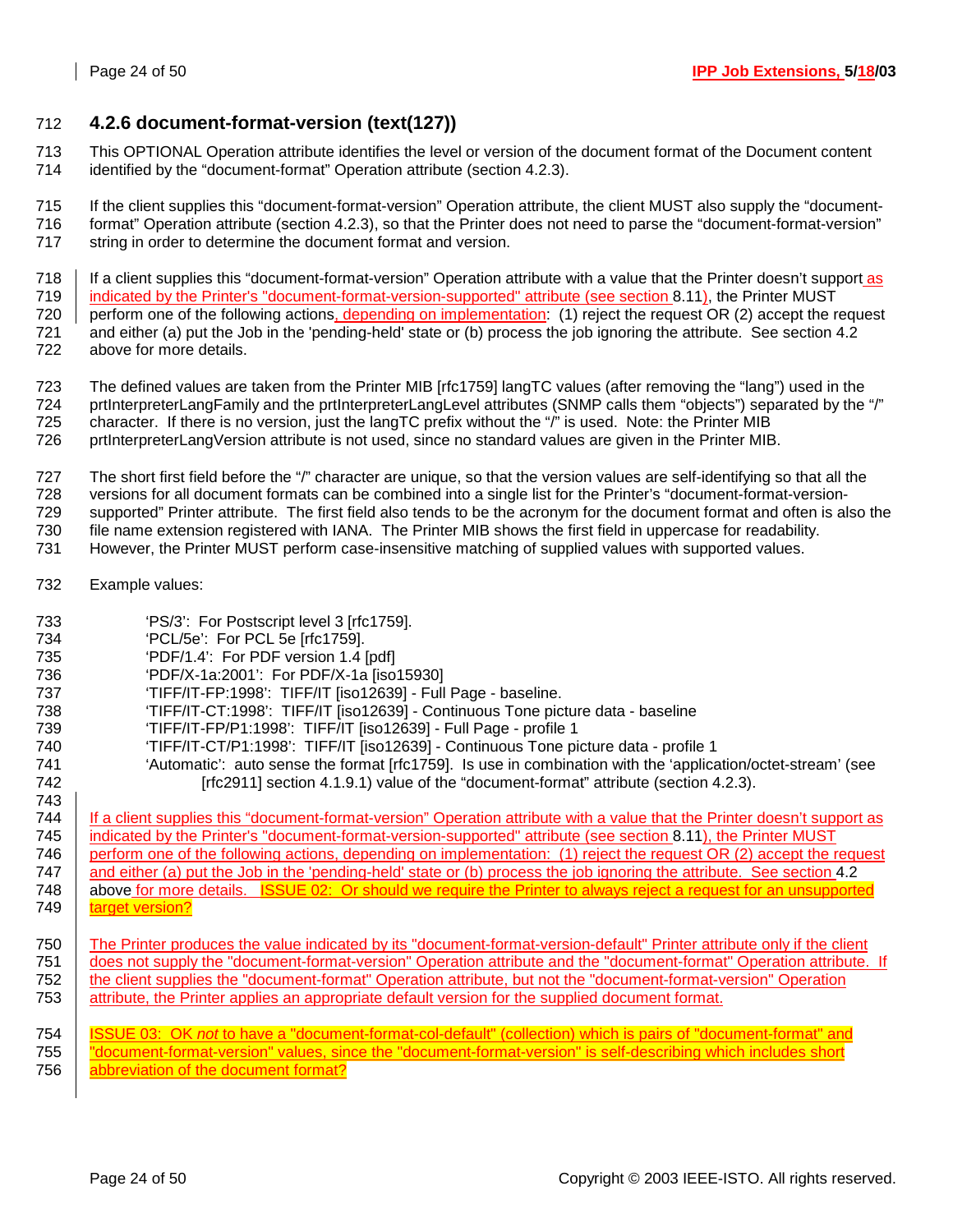### 4.2.6 document-format-version (text(127))

This OPTIONAL Operation attribute identifies the level or version of the document format of the Document content identified by the "document-format" Operation attribute (section 4.2.3).

If the client supplies this "document-format-version" Operation attribute, the client MUST also supply the "document-format" Operation attribute (section 4.2.3), so that the Printer does not need to parse the "document-format-version" string in order to determine the document format and version.

If a client supplies this "document-format-version" Operation attribute with a value that the Printer doesn't support as indicated by the Printer's "document-format-version-supported" attribute (see section 8.11), the Printer MUST perform one of the following actions, depending on implementation: (1) reject the request OR (2) accept the request and either (a) put the Job in the 'pending-held' state or (b) process the job ignoring the attribute. See section 4.2 above for more details.

The defined values are taken from the Printer MIB [rfc1759] langTC values (after removing the "lang") used in the prtInterpreterLangFamily and the prtInterpreterLangLevel attributes (SNMP calls them "objects") separated by the "/" character. If there is no version, just the langTC prefix without the "/" is used. Note: the Printer MIB prtInterpreterLangVersion attribute is not used, since no standard values are given in the Printer MIB.

The short first field before the "/" character are unique, so that the version values are self-identifying so that all the versions for all document formats can be combined into a single list for the Printer's "document-format-version-supported" Printer attribute. The first field also tends to be the acronym for the document format and often is also the file name extension registered with IANA. The Printer MIB shows the first field in uppercase for readability. However, the Printer MUST perform case-insensitive matching of supplied values with supported values.

Example values:

- 'PS/3': For Postscript level 3 [rfc1759].
- 'PCL/5e': For PCL 5e [rfc1759].
- 'PDF/1.4': For PDF version 1.4 [pdf]
- 'PDF/X-1a:2001': For PDF/X-1a [iso15930]
- 'TIFF/IT-FP:1998': TIFF/IT [iso12639] - Full Page - baseline.
- 'TIFF/IT-CT:1998': TIFF/IT [iso12639] - Continuous Tone picture data - baseline
- 'TIFF/IT-FP/P1:1998': TIFF/IT [iso12639] - Full Page - profile 1
- 'TIFF/IT-CT/P1:1998': TIFF/IT [iso12639] - Continuous Tone picture data - profile 1
- 'Automatic': auto sense the format [rfc1759]. Is use in combination with the 'application/octet-stream' (see [rfc2911] section 4.1.9.1) value of the "document-format" attribute (section 4.2.3).

If a client supplies this "document-format-version" Operation attribute with a value that the Printer doesn't support as indicated by the Printer's "document-format-version-supported" attribute (see section 8.11), the Printer MUST perform one of the following actions, depending on implementation: (1) reject the request OR (2) accept the request and either (a) put the Job in the 'pending-held' state or (b) process the job ignoring the attribute. See section 4.2 above for more details. ISSUE 02: Or should we require the Printer to always reject a request for an unsupported target version?

The Printer produces the value indicated by its "document-format-version-default" Printer attribute only if the client does not supply the "document-format-version" Operation attribute and the "document-format" Operation attribute. If the client supplies the "document-format" Operation attribute, but not the "document-format-version" Operation attribute, the Printer applies an appropriate default version for the supplied document format.

ISSUE 03: OK *not* to have a "document-format-col-default" (collection) which is pairs of "document-format" and "document-format-version" values, since the "document-format-version" is self-describing which includes short abbreviation of the document format?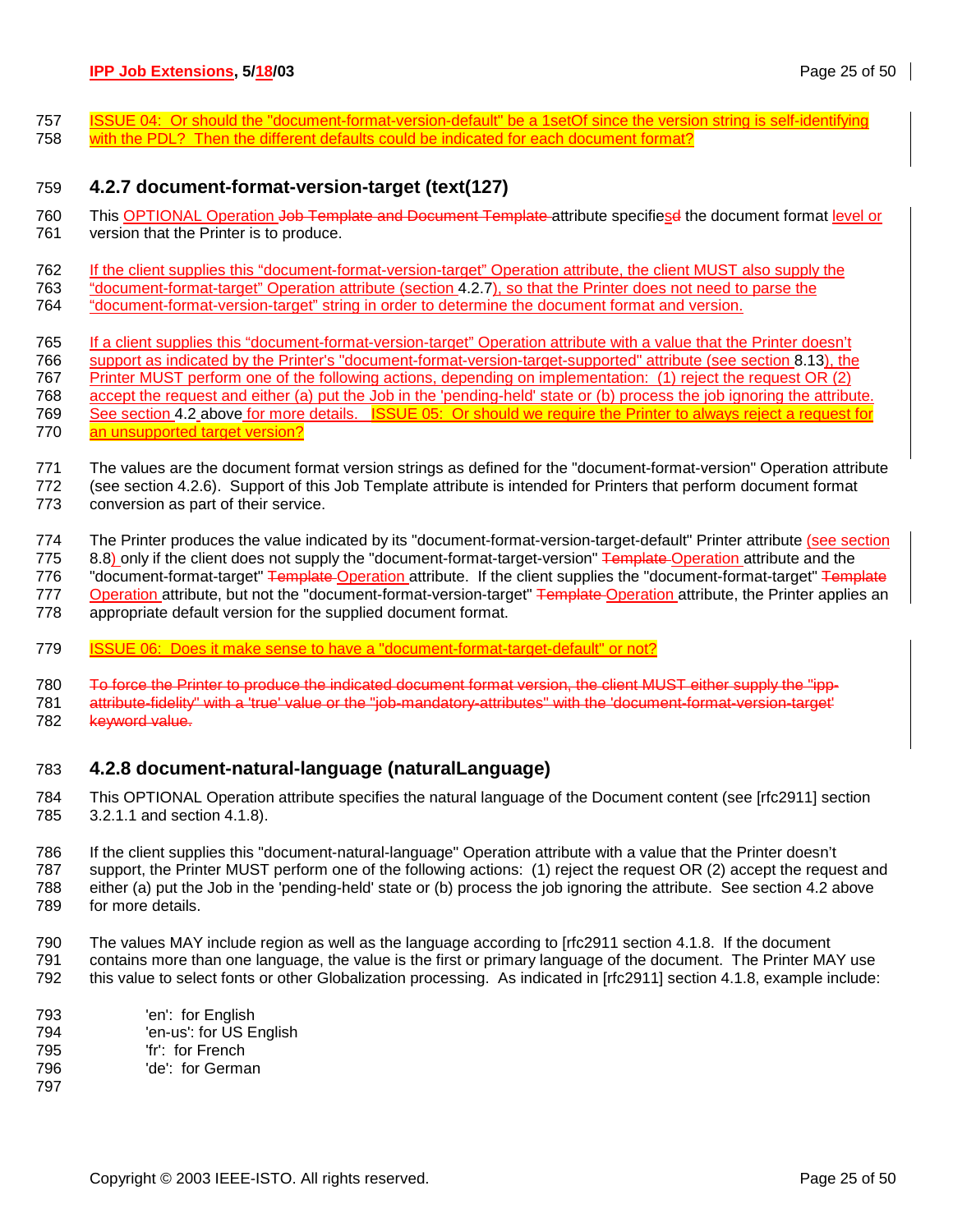ISSUE 04: Or should the "document-format-version-default" be a 1setOf since the version string is self-identifying with the PDL? Then the different defaults could be indicated for each document format?

### 4.2.7 document-format-version-target (text(127)

This OPTIONAL Operation Job Template and Document Template attribute specifiesd the document format level or version that the Printer is to produce.

If the client supplies this "document-format-version-target" Operation attribute, the client MUST also supply the "document-format-target" Operation attribute (section 4.2.7), so that the Printer does not need to parse the "document-format-version-target" string in order to determine the document format and version.

If a client supplies this "document-format-version-target" Operation attribute with a value that the Printer doesn't support as indicated by the Printer's "document-format-version-target-supported" attribute (see section 8.13), the Printer MUST perform one of the following actions, depending on implementation: (1) reject the request OR (2) accept the request and either (a) put the Job in the 'pending-held' state or (b) process the job ignoring the attribute. See section 4.2 above for more details. ISSUE 05: Or should we require the Printer to always reject a request for an unsupported target version?

The values are the document format version strings as defined for the "document-format-version" Operation attribute (see section 4.2.6). Support of this Job Template attribute is intended for Printers that perform document format conversion as part of their service.

The Printer produces the value indicated by its "document-format-version-target-default" Printer attribute (see section 8.8) only if the client does not supply the "document-format-target-version" Template Operation attribute and the "document-format-target" Template Operation attribute. If the client supplies the "document-format-target" Template Operation attribute, but not the "document-format-version-target" Template Operation attribute, the Printer applies an appropriate default version for the supplied document format.

ISSUE 06: Does it make sense to have a "document-format-target-default" or not?

~~To force the Printer to produce the indicated document format version, the client MUST either supply the "ipp-attribute-fidelity" with a 'true' value or the "job-mandatory-attributes" with the 'document-format-version-target' keyword value.~~

### 4.2.8 document-natural-language (naturalLanguage)

This OPTIONAL Operation attribute specifies the natural language of the Document content (see [rfc2911] section 3.2.1.1 and section 4.1.8).

If the client supplies this "document-natural-language" Operation attribute with a value that the Printer doesn't support, the Printer MUST perform one of the following actions: (1) reject the request OR (2) accept the request and either (a) put the Job in the 'pending-held' state or (b) process the job ignoring the attribute. See section 4.2 above for more details.

The values MAY include region as well as the language according to [rfc2911 section 4.1.8. If the document contains more than one language, the value is the first or primary language of the document. The Printer MAY use this value to select fonts or other Globalization processing. As indicated in [rfc2911] section 4.1.8, example include:

- 'en': for English
- 'en-us': for US English
- 'fr': for French
- 'de': for German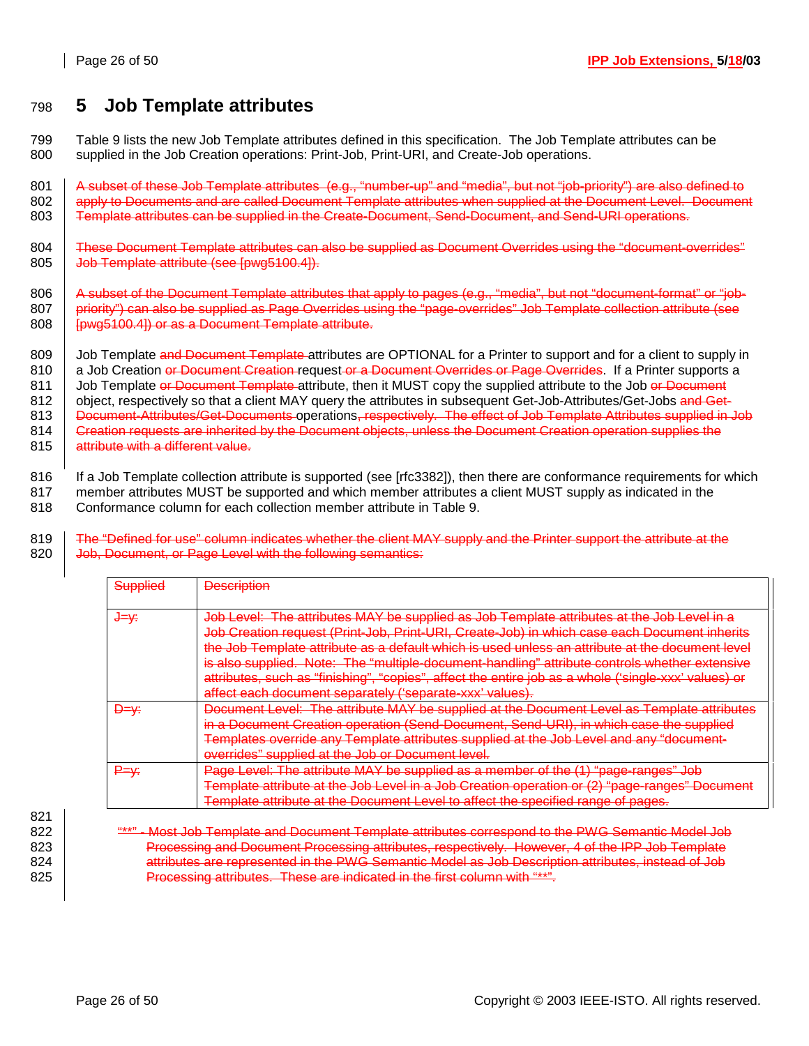# 5 Job Template attributes

Table 9 lists the new Job Template attributes defined in this specification. The Job Template attributes can be supplied in the Job Creation operations: Print-Job, Print-URI, and Create-Job operations.

~~A subset of these Job Template attributes (e.g., "number-up" and "media", but not "job-priority") are also defined to apply to Documents and are called Document Template attributes when supplied at the Document Level. Document Template attributes can be supplied in the Create-Document, Send-Document, and Send-URI operations.~~

~~These Document Template attributes can also be supplied as Document Overrides using the "document-overrides" Job Template attribute (see [pwg5100.4]).~~

~~A subset of the Document Template attributes that apply to pages (e.g., "media", but not "document-format" or "job-priority") can also be supplied as Page Overrides using the "page-overrides" Job Template collection attribute (see [pwg5100.4]) or as a Document Template attribute.~~

Job Template ~~and Document Template~~ attributes are OPTIONAL for a Printer to support and for a client to supply in a Job Creation ~~or Document Creation~~ request ~~or a Document Overrides or Page Overrides~~. If a Printer supports a Job Template ~~or Document Template~~ attribute, then it MUST copy the supplied attribute to the Job ~~or Document~~ object, respectively so that a client MAY query the attributes in subsequent Get-Job-Attributes/Get-Jobs ~~and Get-Document-Attributes/Get-Documents~~ operations~~, respectively. The effect of Job Template Attributes supplied in Job Creation requests are inherited by the Document objects, unless the Document Creation operation supplies the attribute with a different value.~~

If a Job Template collection attribute is supported (see [rfc3382]), then there are conformance requirements for which member attributes MUST be supported and which member attributes a client MUST supply as indicated in the Conformance column for each collection member attribute in Table 9.

~~The "Defined for use" column indicates whether the client MAY supply and the Printer support the attribute at the Job, Document, or Page Level with the following semantics:~~

| ~~Supplied~~ | ~~Description~~ |
|---|---|
| ~~J=y:~~ | ~~Job Level: The attributes MAY be supplied as Job Template attributes at the Job Level in a Job Creation request (Print-Job, Print-URI, Create-Job) in which case each Document inherits the Job Template attribute as a default which is used unless an attribute at the document level is also supplied. Note: The "multiple-document-handling" attribute controls whether extensive attributes, such as "finishing", "copies", affect the entire job as a whole ('single-xxx' values) or affect each document separately ('separate-xxx' values).~~ |
| ~~D=y:~~ | ~~Document Level: The attribute MAY be supplied at the Document Level as Template attributes in a Document Creation operation (Send-Document, Send-URI), in which case the supplied Templates override any Template attributes supplied at the Job Level and any "document-overrides" supplied at the Job or Document level.~~ |
| ~~P=y:~~ | ~~Page Level: The attribute MAY be supplied as a member of the (1) "page-ranges" Job Template attribute at the Job Level in a Job Creation operation or (2) "page-ranges" Document Template attribute at the Document Level to affect the specified range of pages.~~ |

~~"\*\*" - Most Job Template and Document Template attributes correspond to the PWG Semantic Model Job Processing and Document Processing attributes, respectively. However, 4 of the IPP Job Template attributes are represented in the PWG Semantic Model as Job Description attributes, instead of Job Processing attributes. These are indicated in the first column with "\*\*".~~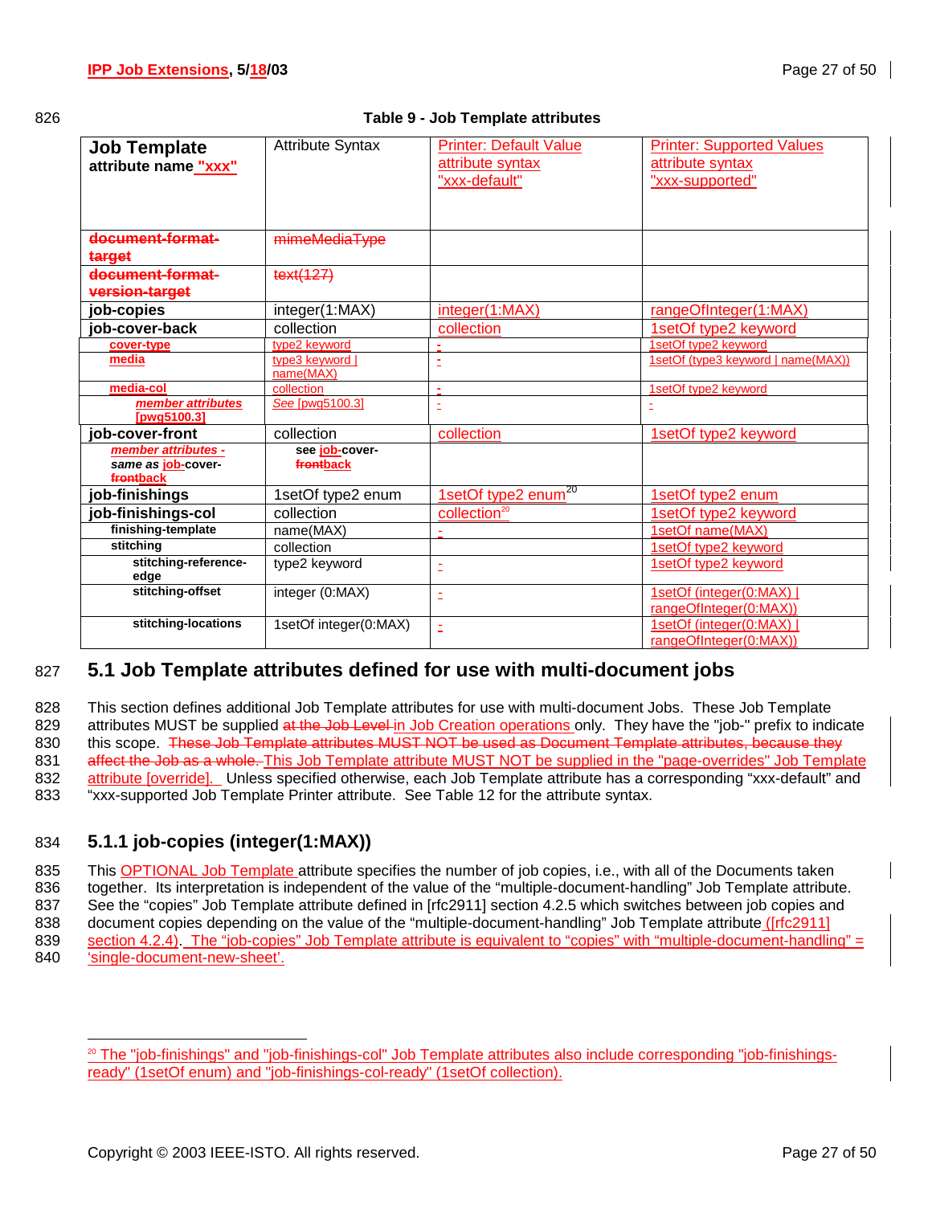Table 9 - Job Template attributes

| Job Template attribute name "xxx" | Attribute Syntax | Printer: Default Value attribute syntax "xxx-default" | Printer: Supported Values attribute syntax "xxx-supported" |
|---|---|---|---|
| document-format-target | mimeMediaType | | |
| document-format-version-target | text(127) | | |
| **job-copies** | integer(1:MAX) | integer(1:MAX) | rangeOfInteger(1:MAX) |
| **job-cover-back** | collection | collection | 1setOf type2 keyword |
| cover-type | type2 keyword | - | 1setOf type2 keyword |
| media | type3 keyword \| name(MAX) | - | 1setOf (type3 keyword \| name(MAX)) |
| media-col | collection | - | 1setOf type2 keyword |
| *member attributes* [pwg5100.3] | *See* [pwg5100.3] | - | - |
| **job-cover-front** | collection | collection | 1setOf type2 keyword |
| *member attributes - same as* job-cover-frontback | see job-cover-frontback | | |
| **job-finishings** | 1setOf type2 enum | 1setOf type2 enum[20] | 1setOf type2 enum |
| **job-finishings-col** | collection | collection[20] | 1setOf type2 keyword |
| finishing-template | name(MAX) | - | 1setOf name(MAX) |
| stitching | collection | | 1setOf type2 keyword |
| stitching-reference-edge | type2 keyword | - | 1setOf type2 keyword |
| stitching-offset | integer (0:MAX) | - | 1setOf (integer(0:MAX) \| rangeOfInteger(0:MAX)) |
| stitching-locations | 1setOf integer(0:MAX) | - | 1setOf (integer(0:MAX) \| rangeOfInteger(0:MAX)) |

## 5.1 Job Template attributes defined for use with multi-document jobs

This section defines additional Job Template attributes for use with multi-document Jobs. These Job Template attributes MUST be supplied at the Job Level in Job Creation operations only. They have the "job-" prefix to indicate this scope. These Job Template attributes MUST NOT be used as Document Template attributes, because they affect the Job as a whole. This Job Template attribute MUST NOT be supplied in the "page-overrides" Job Template attribute [override]. Unless specified otherwise, each Job Template attribute has a corresponding “xxx-default” and “xxx-supported Job Template Printer attribute. See Table 12 for the attribute syntax.

### 5.1.1 job-copies (integer(1:MAX))

This OPTIONAL Job Template attribute specifies the number of job copies, i.e., with all of the Documents taken together. Its interpretation is independent of the value of the “multiple-document-handling” Job Template attribute. See the “copies” Job Template attribute defined in [rfc2911] section 4.2.5 which switches between job copies and document copies depending on the value of the “multiple-document-handling” Job Template attribute ([rfc2911] section 4.2.4). The “job-copies” Job Template attribute is equivalent to “copies” with “multiple-document-handling” = ‘single-document-new-sheet’.

[20] The "job-finishings" and "job-finishings-col" Job Template attributes also include corresponding "job-finishings-ready" (1setOf enum) and "job-finishings-col-ready" (1setOf collection).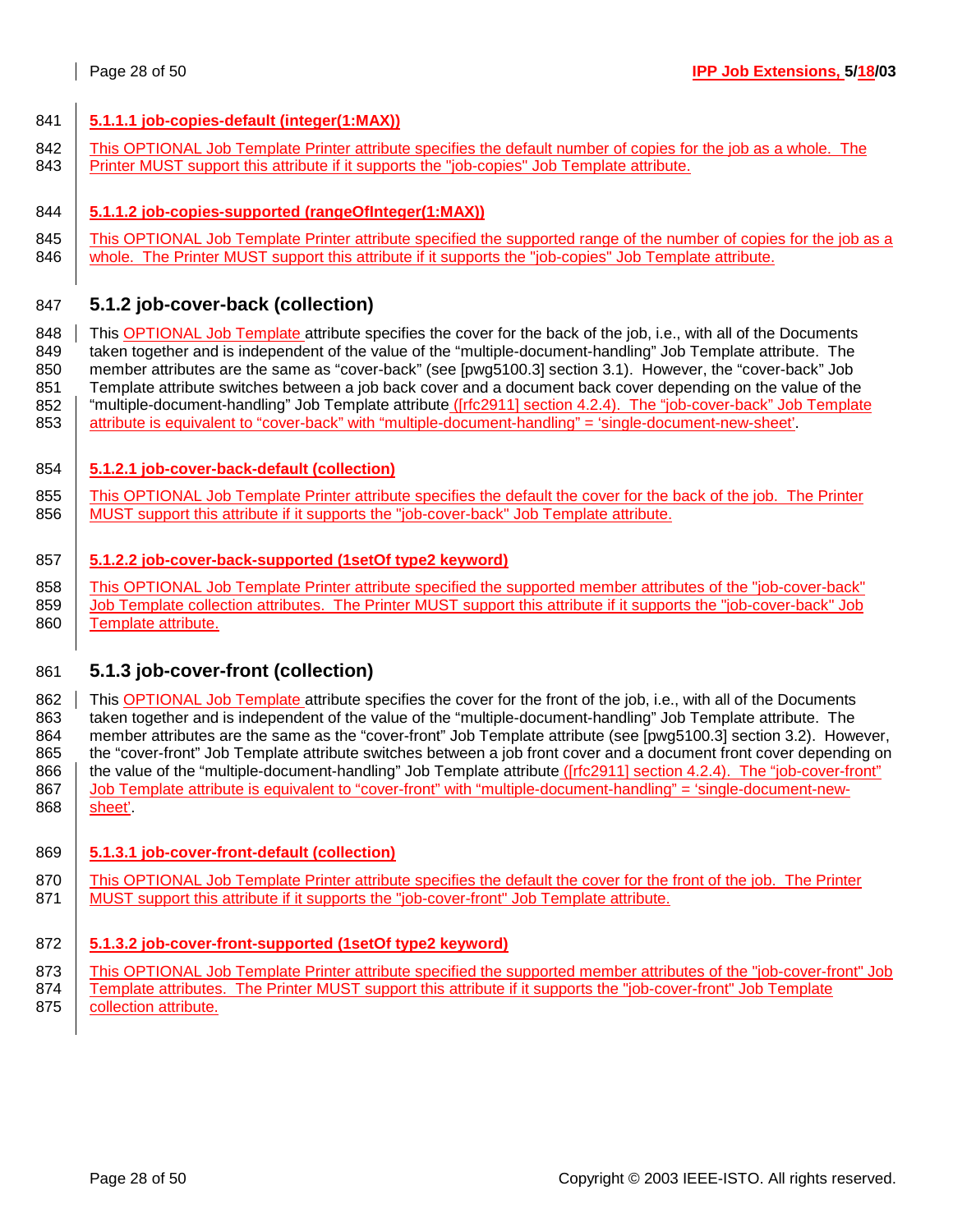#### 5.1.1.1 job-copies-default (integer(1:MAX))

This OPTIONAL Job Template Printer attribute specifies the default number of copies for the job as a whole. The Printer MUST support this attribute if it supports the "job-copies" Job Template attribute.

#### 5.1.1.2 job-copies-supported (rangeOfInteger(1:MAX))

This OPTIONAL Job Template Printer attribute specified the supported range of the number of copies for the job as a whole. The Printer MUST support this attribute if it supports the "job-copies" Job Template attribute.

### 5.1.2 job-cover-back (collection)

This OPTIONAL Job Template attribute specifies the cover for the back of the job, i.e., with all of the Documents taken together and is independent of the value of the "multiple-document-handling" Job Template attribute. The member attributes are the same as "cover-back" (see [pwg5100.3] section 3.1). However, the "cover-back" Job Template attribute switches between a job back cover and a document back cover depending on the value of the "multiple-document-handling" Job Template attribute ([rfc2911] section 4.2.4). The "job-cover-back" Job Template attribute is equivalent to "cover-back" with "multiple-document-handling" = 'single-document-new-sheet'.

#### 5.1.2.1 job-cover-back-default (collection)

This OPTIONAL Job Template Printer attribute specifies the default the cover for the back of the job. The Printer MUST support this attribute if it supports the "job-cover-back" Job Template attribute.

#### 5.1.2.2 job-cover-back-supported (1setOf type2 keyword)

This OPTIONAL Job Template Printer attribute specified the supported member attributes of the "job-cover-back" Job Template collection attributes. The Printer MUST support this attribute if it supports the "job-cover-back" Job Template attribute.

### 5.1.3 job-cover-front (collection)

This OPTIONAL Job Template attribute specifies the cover for the front of the job, i.e., with all of the Documents taken together and is independent of the value of the "multiple-document-handling" Job Template attribute. The member attributes are the same as the "cover-front" Job Template attribute (see [pwg5100.3] section 3.2). However, the "cover-front" Job Template attribute switches between a job front cover and a document front cover depending on the value of the "multiple-document-handling" Job Template attribute ([rfc2911] section 4.2.4). The "job-cover-front" Job Template attribute is equivalent to "cover-front" with "multiple-document-handling" = 'single-document-new-sheet'.

#### 5.1.3.1 job-cover-front-default (collection)

This OPTIONAL Job Template Printer attribute specifies the default the cover for the front of the job. The Printer MUST support this attribute if it supports the "job-cover-front" Job Template attribute.

#### 5.1.3.2 job-cover-front-supported (1setOf type2 keyword)

This OPTIONAL Job Template Printer attribute specified the supported member attributes of the "job-cover-front" Job Template attributes. The Printer MUST support this attribute if it supports the "job-cover-front" Job Template collection attribute.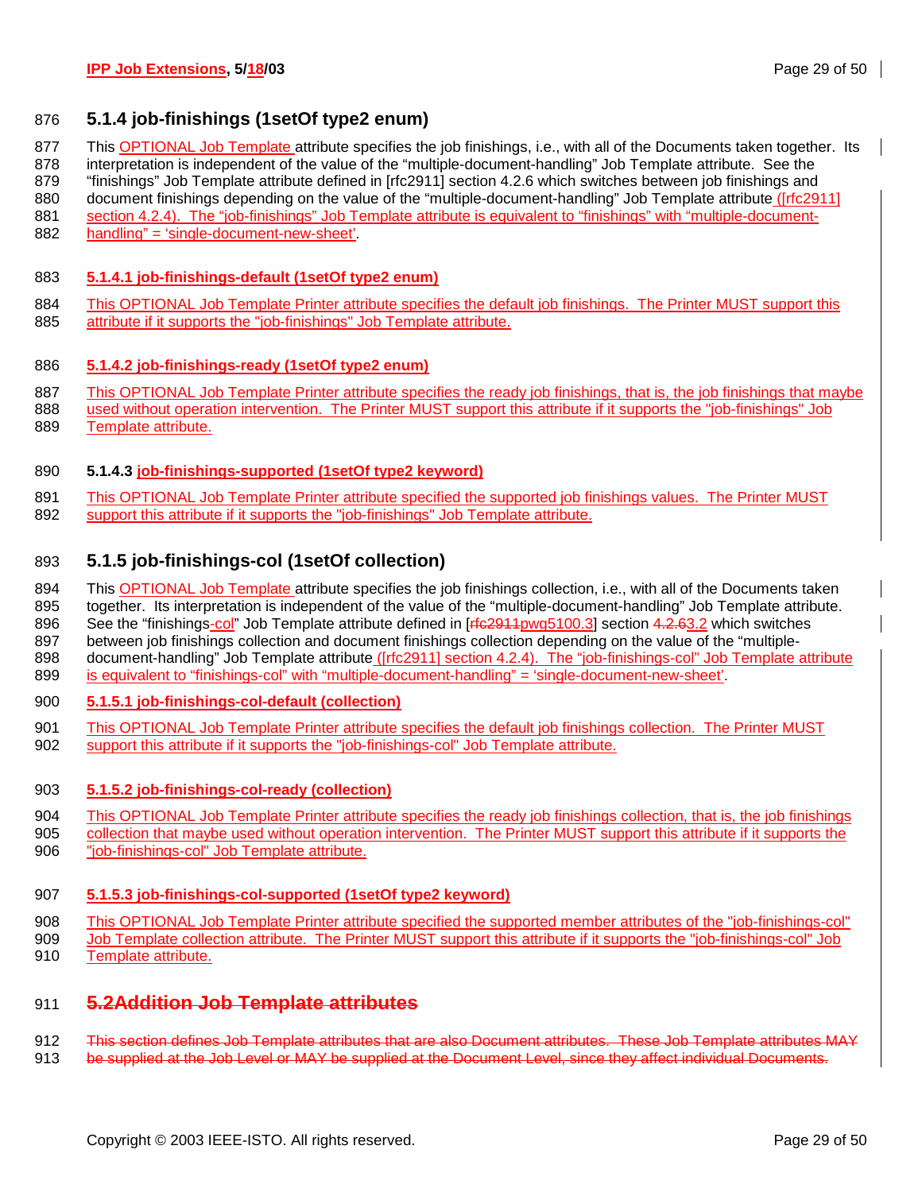### 5.1.4 job-finishings (1setOf type2 enum)

This OPTIONAL Job Template attribute specifies the job finishings, i.e., with all of the Documents taken together. Its interpretation is independent of the value of the “multiple-document-handling” Job Template attribute. See the “finishings” Job Template attribute defined in [rfc2911] section 4.2.6 which switches between job finishings and document finishings depending on the value of the “multiple-document-handling” Job Template attribute ([rfc2911] section 4.2.4). The “job-finishings” Job Template attribute is equivalent to “finishings” with “multiple-document-handling” = ‘single-document-new-sheet’.

#### 5.1.4.1 job-finishings-default (1setOf type2 enum)

This OPTIONAL Job Template Printer attribute specifies the default job finishings. The Printer MUST support this attribute if it supports the "job-finishings" Job Template attribute.

#### 5.1.4.2 job-finishings-ready (1setOf type2 enum)

This OPTIONAL Job Template Printer attribute specifies the ready job finishings, that is, the job finishings that maybe used without operation intervention. The Printer MUST support this attribute if it supports the "job-finishings" Job Template attribute.

#### 5.1.4.3 job-finishings-supported (1setOf type2 keyword)

This OPTIONAL Job Template Printer attribute specified the supported job finishings values. The Printer MUST support this attribute if it supports the "job-finishings" Job Template attribute.

### 5.1.5 job-finishings-col (1setOf collection)

This OPTIONAL Job Template attribute specifies the job finishings collection, i.e., with all of the Documents taken together. Its interpretation is independent of the value of the “multiple-document-handling” Job Template attribute. See the “finishings-col” Job Template attribute defined in [~~rfc2911~~pwg5100.3] section ~~4.2.6~~3.2 which switches between job finishings collection and document finishings collection depending on the value of the “multiple-document-handling” Job Template attribute ([rfc2911] section 4.2.4). The “job-finishings-col” Job Template attribute is equivalent to “finishings-col” with “multiple-document-handling” = ‘single-document-new-sheet’.

#### 5.1.5.1 job-finishings-col-default (collection)

This OPTIONAL Job Template Printer attribute specifies the default job finishings collection. The Printer MUST support this attribute if it supports the "job-finishings-col" Job Template attribute.

#### 5.1.5.2 job-finishings-col-ready (collection)

This OPTIONAL Job Template Printer attribute specifies the ready job finishings collection, that is, the job finishings collection that maybe used without operation intervention. The Printer MUST support this attribute if it supports the "job-finishings-col" Job Template attribute.

#### 5.1.5.3 job-finishings-col-supported (1setOf type2 keyword)

This OPTIONAL Job Template Printer attribute specified the supported member attributes of the "job-finishings-col" Job Template collection attribute. The Printer MUST support this attribute if it supports the "job-finishings-col" Job Template attribute.

## ~~5.2 Addition Job Template attributes~~

~~This section defines Job Template attributes that are also Document attributes. These Job Template attributes MAY be supplied at the Job Level or MAY be supplied at the Document Level, since they affect individual Documents.~~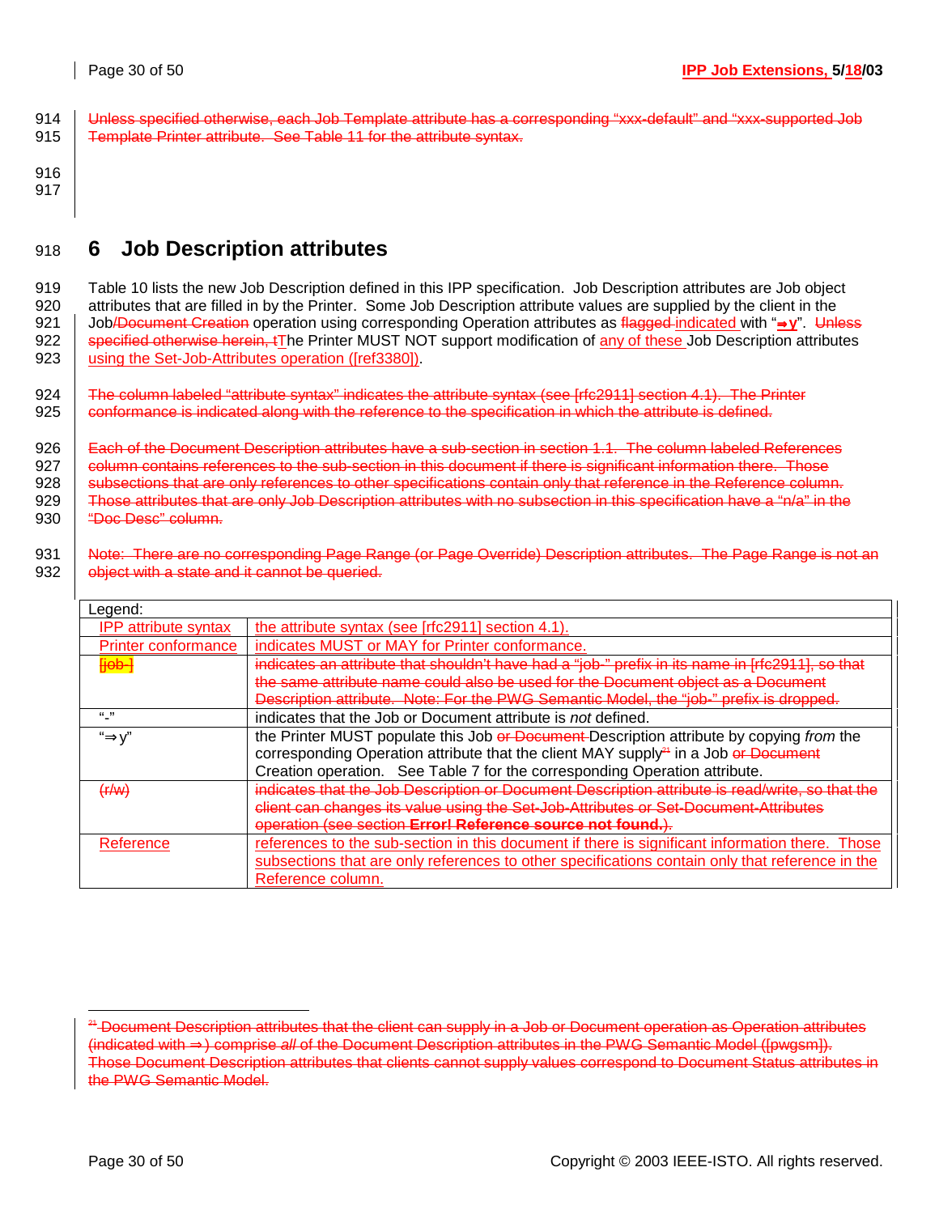Unless specified otherwise, each Job Template attribute has a corresponding "xxx-default" and "xxx-supported Job Template Printer attribute. See Table 11 for the attribute syntax.

# 6 Job Description attributes

Table 10 lists the new Job Description defined in this IPP specification. Job Description attributes are Job object attributes that are filled in by the Printer. Some Job Description attribute values are supplied by the client in the Job/Document Creation operation using corresponding Operation attributes as flagged indicated with "⇒y". Unless specified otherwise herein, tThe Printer MUST NOT support modification of any of these Job Description attributes using the Set-Job-Attributes operation ([ref3380]).

The column labeled "attribute syntax" indicates the attribute syntax (see [rfc2911] section 4.1). The Printer conformance is indicated along with the reference to the specification in which the attribute is defined.

Each of the Document Description attributes have a sub-section in section 1.1. The column labeled References column contains references to the sub-section in this document if there is significant information there. Those subsections that are only references to other specifications contain only that reference in the Reference column. Those attributes that are only Job Description attributes with no subsection in this specification have a "n/a" in the "Doc Desc" column.

Note: There are no corresponding Page Range (or Page Override) Description attributes. The Page Range is not an object with a state and it cannot be queried.

| Legend: | |
|---|---|
| IPP attribute syntax | the attribute syntax (see [rfc2911] section 4.1). |
| Printer conformance | indicates MUST or MAY for Printer conformance. |
| [job-] | indicates an attribute that shouldn't have had a "job-" prefix in its name in [rfc2911], so that the same attribute name could also be used for the Document object as a Document Description attribute. Note: For the PWG Semantic Model, the "job-" prefix is dropped. |
| "-" | indicates that the Job or Document attribute is *not* defined. |
| "⇒y" | the Printer MUST populate this Job or Document Description attribute by copying *from* the corresponding Operation attribute that the client MAY supply[21] in a Job or Document Creation operation. See Table 7 for the corresponding Operation attribute. |
| (r/w) | indicates that the Job Description or Document Description attribute is read/write, so that the client can changes its value using the Set-Job-Attributes or Set-Document-Attributes operation (see section **Error! Reference source not found.**). |
| Reference | references to the sub-section in this document if there is significant information there. Those subsections that are only references to other specifications contain only that reference in the Reference column. |

[21] Document Description attributes that the client can supply in a Job or Document operation as Operation attributes (indicated with ⇒) comprise *all* of the Document Description attributes in the PWG Semantic Model ([pwgsm]). Those Document Description attributes that clients cannot supply values correspond to Document Status attributes in the PWG Semantic Model.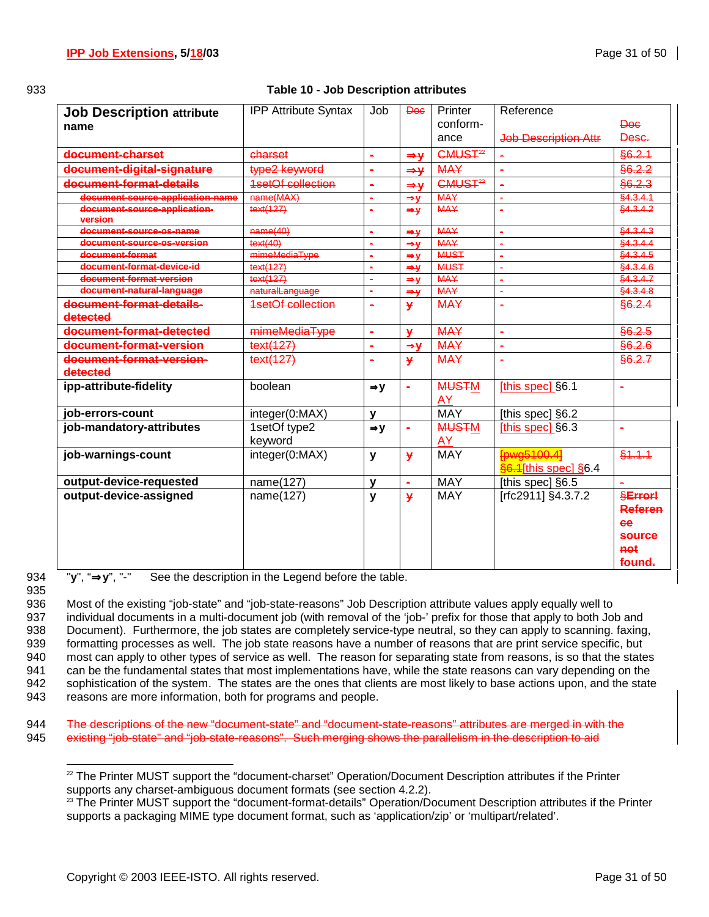**Table 10 - Job Description attributes**

| Job Description attribute name | IPP Attribute Syntax | Job | Doc | Printer conform-ance | Reference Job Description Attr | Doc Desc. |
|---|---|---|---|---|---|---|
| ~~document-charset~~ | ~~charset~~ | ~~-~~ | ~~⇒y~~ | ~~CMUST[22]~~ | ~~-~~ | ~~§6.2.1~~ |
| ~~document-digital-signature~~ | ~~type2 keyword~~ | ~~-~~ | ~~⇒y~~ | ~~MAY~~ | ~~-~~ | ~~§6.2.2~~ |
| ~~document-format-details~~ | ~~1setOf collection~~ | ~~-~~ | ~~⇒y~~ | ~~CMUST[23]~~ | ~~-~~ | ~~§6.2.3~~ |
| ~~document-source-application-name~~ | ~~name(MAX)~~ | ~~-~~ | ~~⇒y~~ | ~~MAY~~ | ~~-~~ | ~~§4.3.4.1~~ |
| ~~document-source-application-version~~ | ~~text(127)~~ | ~~-~~ | ~~⇒y~~ | ~~MAY~~ | ~~-~~ | ~~§4.3.4.2~~ |
| ~~document-source-os-name~~ | ~~name(40)~~ | ~~-~~ | ~~⇒y~~ | ~~MAY~~ | ~~-~~ | ~~§4.3.4.3~~ |
| ~~document-source-os-version~~ | ~~text(40)~~ | ~~-~~ | ~~⇒y~~ | ~~MAY~~ | ~~-~~ | ~~§4.3.4.4~~ |
| ~~document-format~~ | ~~mimeMediaType~~ | ~~-~~ | ~~⇒y~~ | ~~MUST~~ | ~~-~~ | ~~§4.3.4.5~~ |
| ~~document-format-device-id~~ | ~~text(127)~~ | ~~-~~ | ~~⇒y~~ | ~~MUST~~ | ~~-~~ | ~~§4.3.4.6~~ |
| ~~document-format-version~~ | ~~text(127)~~ | ~~-~~ | ~~⇒y~~ | ~~MAY~~ | ~~-~~ | ~~§4.3.4.7~~ |
| ~~document-natural-language~~ | ~~naturalLanguage~~ | ~~-~~ | ~~⇒y~~ | ~~MAY~~ | ~~-~~ | ~~§4.3.4.8~~ |
| ~~document-format-details-detected~~ | ~~1setOf collection~~ | ~~-~~ | ~~y~~ | ~~MAY~~ | ~~-~~ | ~~§6.2.4~~ |
| ~~document-format-detected~~ | ~~mimeMediaType~~ | ~~-~~ | ~~y~~ | ~~MAY~~ | ~~-~~ | ~~§6.2.5~~ |
| ~~document-format-version~~ | ~~text(127)~~ | ~~-~~ | ~~⇒y~~ | ~~MAY~~ | ~~-~~ | ~~§6.2.6~~ |
| ~~document-format-version-detected~~ | ~~text(127)~~ | ~~-~~ | ~~y~~ | ~~MAY~~ | ~~-~~ | ~~§6.2.7~~ |
| **ipp-attribute-fidelity** | boolean | ⇒y | ~~-~~ | ~~MUST~~MAY | [this spec] §6.1 | ~~-~~ |
| **job-errors-count** | integer(0:MAX) | y | | MAY | [this spec] §6.2 | |
| **job-mandatory-attributes** | 1setOf type2 keyword | ⇒y | ~~-~~ | ~~MUST~~MAY | [this spec] §6.3 | ~~-~~ |
| **job-warnings-count** | integer(0:MAX) | y | ~~y~~ | MAY | ~~[pwg5100.4] §6.1~~[this spec] §6.4 | ~~§1.1.1~~ |
| **output-device-requested** | name(127) | y | ~~-~~ | MAY | [this spec] §6.5 | ~~-~~ |
| **output-device-assigned** | name(127) | y | ~~y~~ | MAY | [rfc2911] §4.3.7.2 | ~~§Error! Reference source not found.~~ |

"**y**", "⇒**y**", "-"  See the description in the Legend before the table.

Most of the existing "job-state" and "job-state-reasons" Job Description attribute values apply equally well to individual documents in a multi-document job (with removal of the 'job-' prefix for those that apply to both Job and Document). Furthermore, the job states are completely service-type neutral, so they can apply to scanning. faxing, formatting processes as well. The job state reasons have a number of reasons that are print service specific, but most can apply to other types of service as well. The reason for separating state from reasons, is so that the states can be the fundamental states that most implementations have, while the state reasons can vary depending on the sophistication of the system. The states are the ones that clients are most likely to base actions upon, and the state reasons are more information, both for programs and people.

~~The descriptions of the new "document-state" and "document-state-reasons" attributes are merged in with the existing "job-state" and "job-state-reasons". Such merging shows the parallelism in the description to aid~~

---

[22] The Printer MUST support the "document-charset" Operation/Document Description attributes if the Printer supports any charset-ambiguous document formats (see section 4.2.2).

[23] The Printer MUST support the "document-format-details" Operation/Document Description attributes if the Printer supports a packaging MIME type document format, such as 'application/zip' or 'multipart/related'.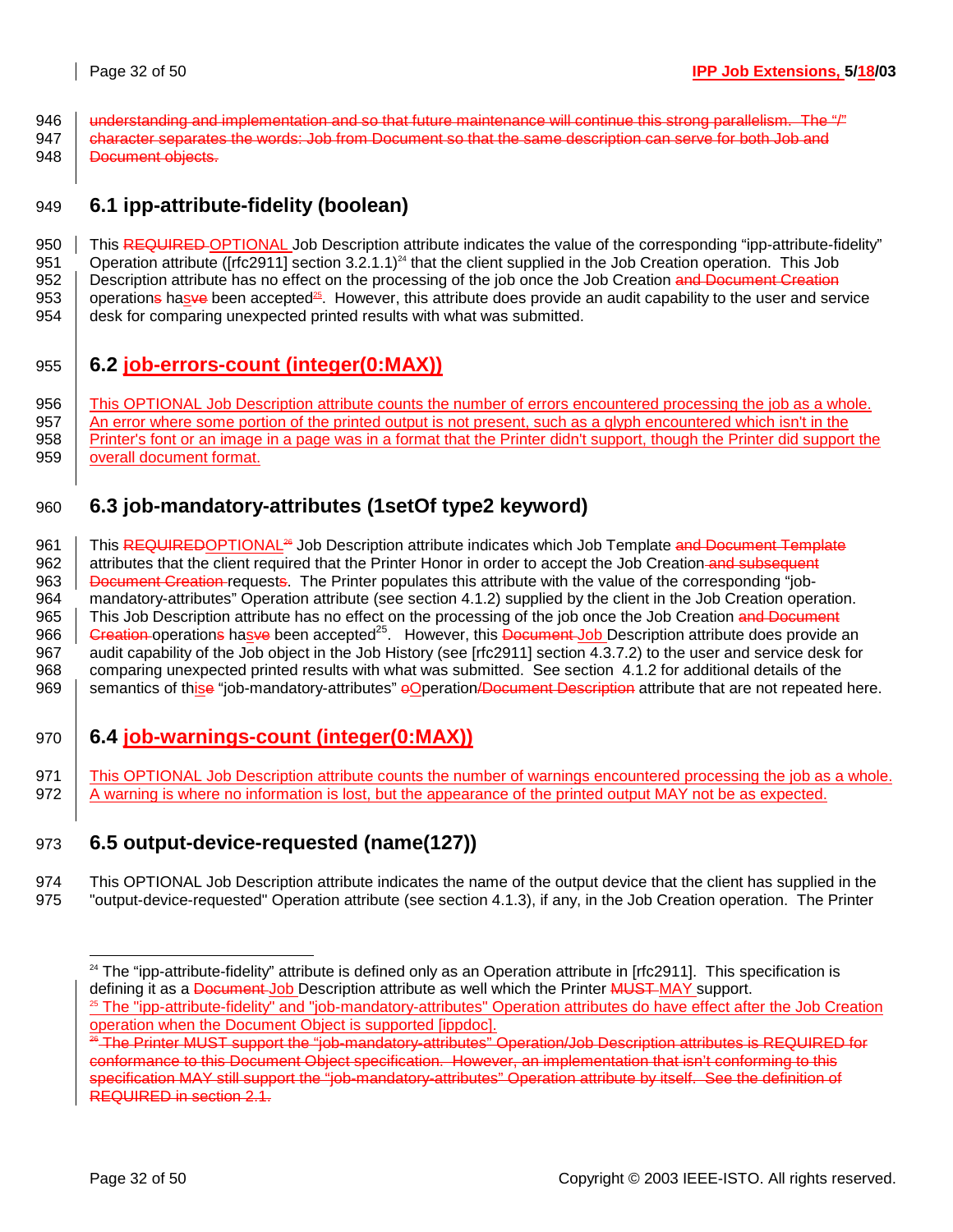understanding and implementation and so that future maintenance will continue this strong parallelism. The "/" character separates the words: Job from Document so that the same description can serve for both Job and Document objects.

## 6.1 ipp-attribute-fidelity (boolean)

This REQUIRED OPTIONAL Job Description attribute indicates the value of the corresponding "ipp-attribute-fidelity" Operation attribute ([rfc2911] section 3.2.1.1)[24] that the client supplied in the Job Creation operation. This Job Description attribute has no effect on the processing of the job once the Job Creation and Document Creation operations hasve been accepted[25]. However, this attribute does provide an audit capability to the user and service desk for comparing unexpected printed results with what was submitted.

## 6.2 job-errors-count (integer(0:MAX))

This OPTIONAL Job Description attribute counts the number of errors encountered processing the job as a whole. An error where some portion of the printed output is not present, such as a glyph encountered which isn't in the Printer's font or an image in a page was in a format that the Printer didn't support, though the Printer did support the overall document format.

## 6.3 job-mandatory-attributes (1setOf type2 keyword)

This REQUIREDOPTIONAL[26] Job Description attribute indicates which Job Template and Document Template attributes that the client required that the Printer Honor in order to accept the Job Creation and subsequent Document Creation requests. The Printer populates this attribute with the value of the corresponding "job-mandatory-attributes" Operation attribute (see section 4.1.2) supplied by the client in the Job Creation operation. This Job Description attribute has no effect on the processing of the job once the Job Creation and Document Creation operations hasve been accepted[25]. However, this Document Job Description attribute does provide an audit capability of the Job object in the Job History (see [rfc2911] section 4.3.7.2) to the user and service desk for comparing unexpected printed results with what was submitted. See section 4.1.2 for additional details of the semantics of thise "job-mandatory-attributes" oOperation/Document Description attribute that are not repeated here.

## 6.4 job-warnings-count (integer(0:MAX))

This OPTIONAL Job Description attribute counts the number of warnings encountered processing the job as a whole. A warning is where no information is lost, but the appearance of the printed output MAY not be as expected.

## 6.5 output-device-requested (name(127))

This OPTIONAL Job Description attribute indicates the name of the output device that the client has supplied in the "output-device-requested" Operation attribute (see section 4.1.3), if any, in the Job Creation operation. The Printer

---

[24] The "ipp-attribute-fidelity" attribute is defined only as an Operation attribute in [rfc2911]. This specification is defining it as a Document Job Description attribute as well which the Printer MUST MAY support.

[25] The "ipp-attribute-fidelity" and "job-mandatory-attributes" Operation attributes do have effect after the Job Creation operation when the Document Object is supported [ippdoc].

[26] The Printer MUST support the "job-mandatory-attributes" Operation/Job Description attributes is REQUIRED for conformance to this Document Object specification. However, an implementation that isn't conforming to this specification MAY still support the "job-mandatory-attributes" Operation attribute by itself. See the definition of REQUIRED in section 2.1.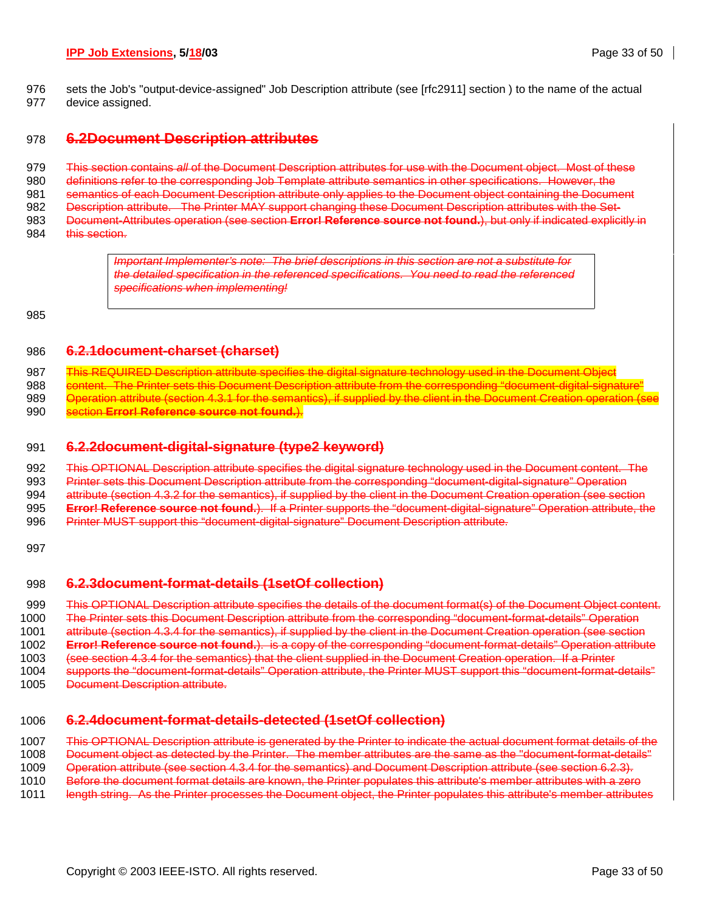sets the Job's "output-device-assigned" Job Description attribute (see [rfc2911] section ) to the name of the actual device assigned.

## ~~6.2 Document Description attributes~~

~~This section contains *all* of the Document Description attributes for use with the Document object. Most of these definitions refer to the corresponding Job Template attribute semantics in other specifications. However, the semantics of each Document Description attribute only applies to the Document object containing the Document Description attribute. The Printer MAY support changing these Document Description attributes with the Set-Document-Attributes operation (see section **Error! Reference source not found.**), but only if indicated explicitly in this section.~~

> ~~*Important Implementer's note: The brief descriptions in this section are not a substitute for the detailed specification in the referenced specifications. You need to read the referenced specifications when implementing!*~~

### ~~6.2.1 document-charset (charset)~~

~~This REQUIRED Description attribute specifies the digital signature technology used in the Document Object content. The Printer sets this Document Description attribute from the corresponding "document-digital-signature" Operation attribute (section 4.3.1 for the semantics), if supplied by the client in the Document Creation operation (see section **Error! Reference source not found.**).~~

### ~~6.2.2 document-digital-signature (type2 keyword)~~

~~This OPTIONAL Description attribute specifies the digital signature technology used in the Document content. The Printer sets this Document Description attribute from the corresponding "document-digital-signature" Operation attribute (section 4.3.2 for the semantics), if supplied by the client in the Document Creation operation (see section **Error! Reference source not found.**). If a Printer supports the "document-digital-signature" Operation attribute, the Printer MUST support this "document-digital-signature" Document Description attribute.~~

### ~~6.2.3 document-format-details (1setOf collection)~~

~~This OPTIONAL Description attribute specifies the details of the document format(s) of the Document Object content. The Printer sets this Document Description attribute from the corresponding "document-format-details" Operation attribute (section 4.3.4 for the semantics), if supplied by the client in the Document Creation operation (see section **Error! Reference source not found.**). is a copy of the corresponding "document-format-details" Operation attribute (see section 4.3.4 for the semantics) that the client supplied in the Document Creation operation. If a Printer supports the "document-format-details" Operation attribute, the Printer MUST support this "document-format-details" Document Description attribute.~~

### ~~6.2.4 document-format-details-detected (1setOf collection)~~

~~This OPTIONAL Description attribute is generated by the Printer to indicate the actual document format details of the Document object as detected by the Printer. The member attributes are the same as the "document-format-details" Operation attribute (see section 4.3.4 for the semantics) and Document Description attribute (see section 6.2.3). Before the document format details are known, the Printer populates this attribute's member attributes with a zero length string. As the Printer processes the Document object, the Printer populates this attribute's member attributes~~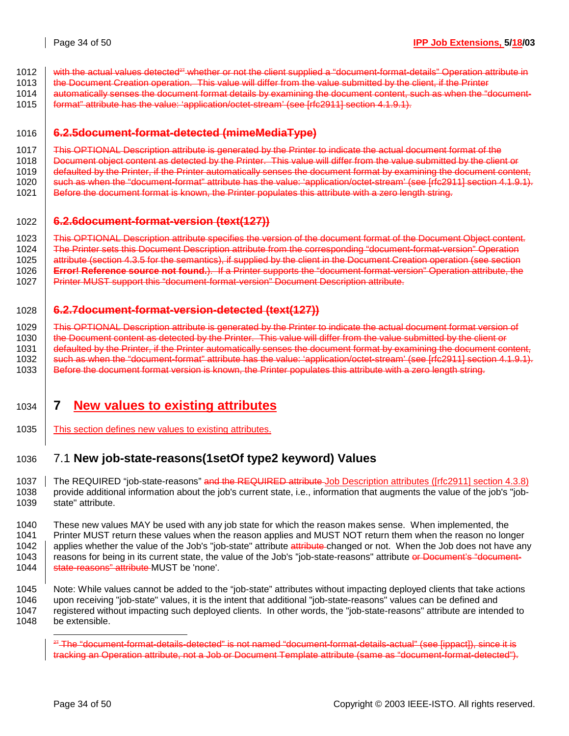with the actual values detected[27] whether or not the client supplied a "document-format-details" Operation attribute in the Document Creation operation. This value will differ from the value submitted by the client, if the Printer automatically senses the document format details by examining the document content, such as when the "document-format" attribute has the value: 'application/octet-stream' (see [rfc2911] section 4.1.9.1).

### 6.2.5 document-format-detected (mimeMediaType)

This OPTIONAL Description attribute is generated by the Printer to indicate the actual document format of the Document object content as detected by the Printer. This value will differ from the value submitted by the client or defaulted by the Printer, if the Printer automatically senses the document format by examining the document content, such as when the "document-format" attribute has the value: 'application/octet-stream' (see [rfc2911] section 4.1.9.1). Before the document format is known, the Printer populates this attribute with a zero length string.

### 6.2.6 document-format-version (text(127))

This OPTIONAL Description attribute specifies the version of the document format of the Document Object content. The Printer sets this Document Description attribute from the corresponding "document-format-version" Operation attribute (section 4.3.5 for the semantics), if supplied by the client in the Document Creation operation (see section **Error! Reference source not found.**). If a Printer supports the "document-format-version" Operation attribute, the Printer MUST support this "document-format-version" Document Description attribute.

### 6.2.7 document-format-version-detected (text(127))

This OPTIONAL Description attribute is generated by the Printer to indicate the actual document format version of the Document content as detected by the Printer. This value will differ from the value submitted by the client or defaulted by the Printer, if the Printer automatically senses the document format by examining the document content, such as when the "document-format" attribute has the value: 'application/octet-stream' (see [rfc2911] section 4.1.9.1). Before the document format version is known, the Printer populates this attribute with a zero length string.

# 7 New values to existing attributes

This section defines new values to existing attributes.

## 7.1 New job-state-reasons(1setOf type2 keyword) Values

The REQUIRED "job-state-reasons" and the REQUIRED attribute Job Description attributes ([rfc2911] section 4.3.8) provide additional information about the job's current state, i.e., information that augments the value of the job's "job-state" attribute.

These new values MAY be used with any job state for which the reason makes sense. When implemented, the Printer MUST return these values when the reason applies and MUST NOT return them when the reason no longer applies whether the value of the Job's "job-state" attribute attribute changed or not. When the Job does not have any reasons for being in its current state, the value of the Job's "job-state-reasons" attribute or Document's "document-state-reasons" attribute MUST be 'none'.

Note: While values cannot be added to the "job-state" attributes without impacting deployed clients that take actions upon receiving "job-state" values, it is the intent that additional "job-state-reasons" values can be defined and registered without impacting such deployed clients. In other words, the "job-state-reasons" attribute are intended to be extensible.

[27] The "document-format-details-detected" is not named "document-format-details-actual" (see [ippact]), since it is tracking an Operation attribute, not a Job or Document Template attribute (same as "document-format-detected").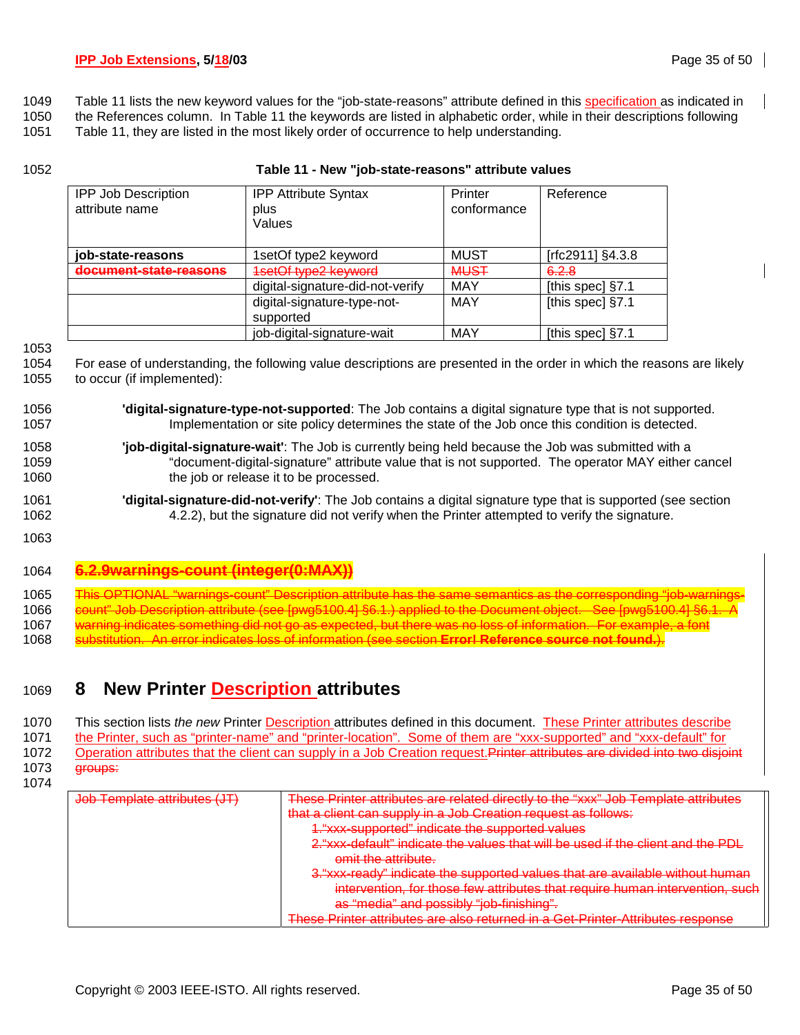Table 11 lists the new keyword values for the "job-state-reasons" attribute defined in this specification as indicated in the References column. In Table 11 the keywords are listed in alphabetic order, while in their descriptions following Table 11, they are listed in the most likely order of occurrence to help understanding.

**Table 11 - New "job-state-reasons" attribute values**

| IPP Job Description attribute name | IPP Attribute Syntax plus Values | Printer conformance | Reference |
|---|---|---|---|
| **job-state-reasons** | 1setOf type2 keyword | MUST | [rfc2911] §4.3.8 |
| ~~**document-state-reasons**~~ | ~~1setOf type2 keyword~~ | ~~MUST~~ | ~~6.2.8~~ |
| | digital-signature-did-not-verify | MAY | [this spec] §7.1 |
| | digital-signature-type-not-supported | MAY | [this spec] §7.1 |
| | job-digital-signature-wait | MAY | [this spec] §7.1 |

For ease of understanding, the following value descriptions are presented in the order in which the reasons are likely to occur (if implemented):

**'digital-signature-type-not-supported**: The Job contains a digital signature type that is not supported. Implementation or site policy determines the state of the Job once this condition is detected.

**'job-digital-signature-wait'**: The Job is currently being held because the Job was submitted with a "document-digital-signature" attribute value that is not supported. The operator MAY either cancel the job or release it to be processed.

**'digital-signature-did-not-verify'**: The Job contains a digital signature type that is supported (see section 4.2.2), but the signature did not verify when the Printer attempted to verify the signature.

### ~~6.2.9warnings-count (integer(0:MAX))~~

~~This OPTIONAL "warnings-count" Description attribute has the same semantics as the corresponding "job-warnings-count" Job Description attribute (see [pwg5100.4] §6.1.) applied to the Document object. See [pwg5100.4] §6.1. A warning indicates something did not go as expected, but there was no loss of information. For example, a font substitution. An error indicates loss of information (see section **Error! Reference source not found.**).~~

# 8 New Printer Description attributes

This section lists *the new* Printer Description attributes defined in this document. These Printer attributes describe the Printer, such as "printer-name" and "printer-location". Some of them are "xxx-supported" and "xxx-default" for Operation attributes that the client can supply in a Job Creation request.~~Printer attributes are divided into two disjoint groups:~~

| ~~Job Template attributes (JT)~~ | ~~These Printer attributes are related directly to the "xxx" Job Template attributes that a client can supply in a Job Creation request as follows:~~ ~~1."xxx-supported" indicate the supported values~~ ~~2."xxx-default" indicate the values that will be used if the client and the PDL omit the attribute.~~ ~~3."xxx-ready" indicate the supported values that are available without human intervention, for those few attributes that require human intervention, such as "media" and possibly "job-finishing".~~ ~~These Printer attributes are also returned in a Get-Printer-Attributes response~~ |
|---|---|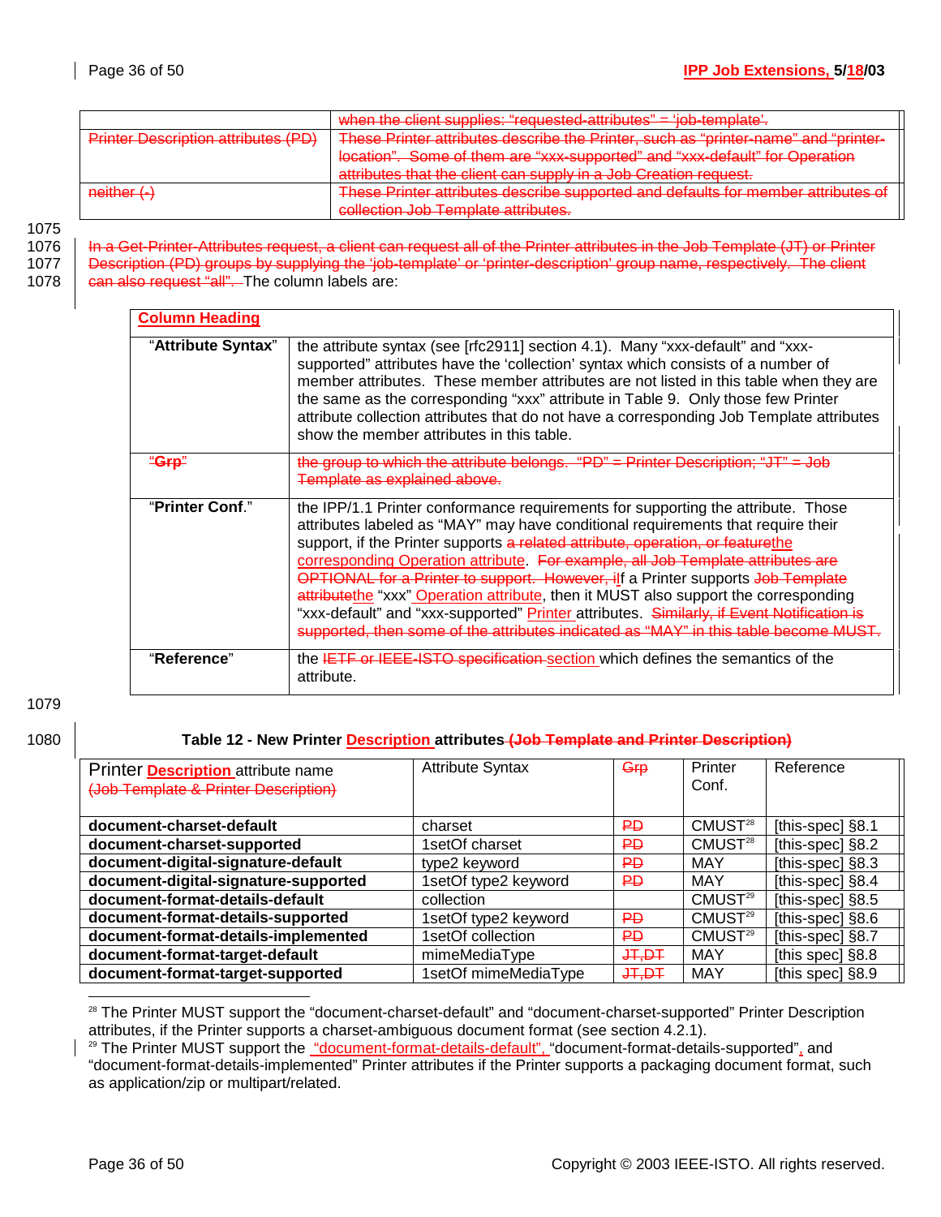| | when the client supplies: "requested-attributes" = 'job-template'. |
|---|---|
| Printer Description attributes (PD) | These Printer attributes describe the Printer, such as "printer-name" and "printer-location". Some of them are "xxx-supported" and "xxx-default" for Operation attributes that the client can supply in a Job Creation request. |
| neither (-) | These Printer attributes describe supported and defaults for member attributes of collection Job Template attributes. |

1075

1076 In a Get-Printer-Attributes request, a client can request all of the Printer attributes in the Job Template (JT) or Printer
1077 Description (PD) groups by supplying the 'job-template' or 'printer-description' group name, respectively. The client
1078 can also request "all". The column labels are:

| Column Heading | |
|---|---|
| "**Attribute Syntax**" | the attribute syntax (see [rfc2911] section 4.1). Many "xxx-default" and "xxx-supported" attributes have the 'collection' syntax which consists of a number of member attributes. These member attributes are not listed in this table when they are the same as the corresponding "xxx" attribute in Table 9. Only those few Printer attribute collection attributes that do not have a corresponding Job Template attributes show the member attributes in this table. |
| "**Grp**" | the group to which the attribute belongs. "PD" = Printer Description; "JT" = Job Template as explained above. |
| "**Printer Conf**." | the IPP/1.1 Printer conformance requirements for supporting the attribute. Those attributes labeled as "MAY" may have conditional requirements that require their support, if the Printer supports a related attribute, operation, or featurethe corresponding Operation attribute. For example, all Job Template attributes are OPTIONAL for a Printer to support. However, iIf a Printer supports Job Template attributethe "xxx" Operation attribute, then it MUST also support the corresponding "xxx-default" and "xxx-supported" Printer attributes. Similarly, if Event Notification is supported, then some of the attributes indicated as "MAY" in this table become MUST. |
| "**Reference**" | the IETF or IEEE-ISTO specification section which defines the semantics of the attribute. |

1079

1080 **Table 12 - New Printer Description attributes (Job Template and Printer Description)**

| Printer Description attribute name (Job Template & Printer Description) | Attribute Syntax | Grp | Printer Conf. | Reference |
|---|---|---|---|---|
| **document-charset-default** | charset | PD | CMUST[28] | [this-spec] §8.1 |
| **document-charset-supported** | 1setOf charset | PD | CMUST[28] | [this-spec] §8.2 |
| **document-digital-signature-default** | type2 keyword | PD | MAY | [this-spec] §8.3 |
| **document-digital-signature-supported** | 1setOf type2 keyword | PD | MAY | [this-spec] §8.4 |
| **document-format-details-default** | collection | | CMUST[29] | [this-spec] §8.5 |
| **document-format-details-supported** | 1setOf type2 keyword | PD | CMUST[29] | [this-spec] §8.6 |
| **document-format-details-implemented** | 1setOf collection | PD | CMUST[29] | [this-spec] §8.7 |
| **document-format-target-default** | mimeMediaType | JT,DT | MAY | [this spec] §8.8 |
| **document-format-target-supported** | 1setOf mimeMediaType | JT,DT | MAY | [this spec] §8.9 |

[28] The Printer MUST support the "document-charset-default" and "document-charset-supported" Printer Description attributes, if the Printer supports a charset-ambiguous document format (see section 4.2.1).

[29] The Printer MUST support the "document-format-details-default", "document-format-details-supported", and "document-format-details-implemented" Printer attributes if the Printer supports a packaging document format, such as application/zip or multipart/related.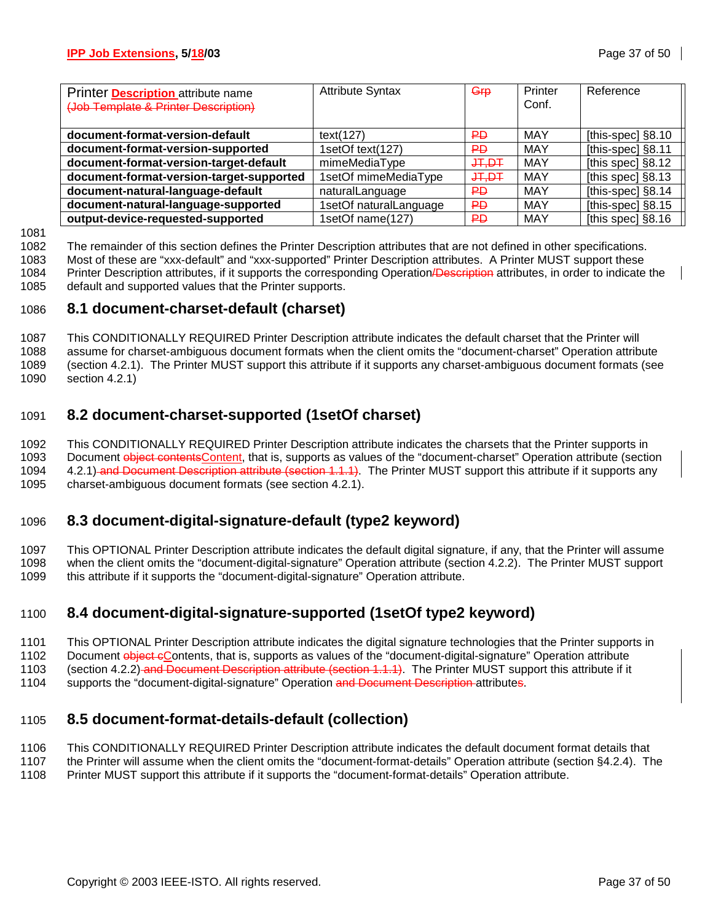| Printer Description attribute name (Job Template & Printer Description) | Attribute Syntax | Grp | Printer Conf. | Reference |
|---|---|---|---|---|
| **document-format-version-default** | text(127) | PD | MAY | [this-spec] §8.10 |
| **document-format-version-supported** | 1setOf text(127) | PD | MAY | [this-spec] §8.11 |
| **document-format-version-target-default** | mimeMediaType | JT,DT | MAY | [this spec] §8.12 |
| **document-format-version-target-supported** | 1setOf mimeMediaType | JT,DT | MAY | [this spec] §8.13 |
| **document-natural-language-default** | naturalLanguage | PD | MAY | [this-spec] §8.14 |
| **document-natural-language-supported** | 1setOf naturalLanguage | PD | MAY | [this-spec] §8.15 |
| **output-device-requested-supported** | 1setOf name(127) | PD | MAY | [this spec] §8.16 |

The remainder of this section defines the Printer Description attributes that are not defined in other specifications. Most of these are "xxx-default" and "xxx-supported" Printer Description attributes. A Printer MUST support these Printer Description attributes, if it supports the corresponding Operation/Description attributes, in order to indicate the default and supported values that the Printer supports.

## 8.1 document-charset-default (charset)

This CONDITIONALLY REQUIRED Printer Description attribute indicates the default charset that the Printer will assume for charset-ambiguous document formats when the client omits the "document-charset" Operation attribute (section 4.2.1). The Printer MUST support this attribute if it supports any charset-ambiguous document formats (see section 4.2.1)

## 8.2 document-charset-supported (1setOf charset)

This CONDITIONALLY REQUIRED Printer Description attribute indicates the charsets that the Printer supports in Document object contentsContent, that is, supports as values of the "document-charset" Operation attribute (section 4.2.1) and Document Description attribute (section 1.1.1). The Printer MUST support this attribute if it supports any charset-ambiguous document formats (see section 4.2.1).

## 8.3 document-digital-signature-default (type2 keyword)

This OPTIONAL Printer Description attribute indicates the default digital signature, if any, that the Printer will assume when the client omits the "document-digital-signature" Operation attribute (section 4.2.2). The Printer MUST support this attribute if it supports the "document-digital-signature" Operation attribute.

## 8.4 document-digital-signature-supported (1setOf type2 keyword)

This OPTIONAL Printer Description attribute indicates the digital signature technologies that the Printer supports in Document object cContents, that is, supports as values of the "document-digital-signature" Operation attribute (section 4.2.2) and Document Description attribute (section 1.1.1). The Printer MUST support this attribute if it supports the "document-digital-signature" Operation and Document Description attributes.

## 8.5 document-format-details-default (collection)

This CONDITIONALLY REQUIRED Printer Description attribute indicates the default document format details that the Printer will assume when the client omits the "document-format-details" Operation attribute (section §4.2.4). The Printer MUST support this attribute if it supports the "document-format-details" Operation attribute.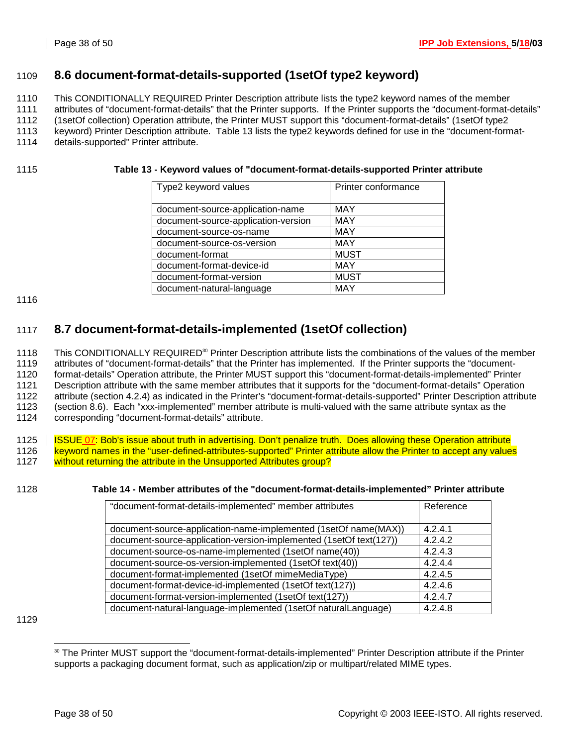## 8.6 document-format-details-supported (1setOf type2 keyword)

This CONDITIONALLY REQUIRED Printer Description attribute lists the type2 keyword names of the member attributes of "document-format-details" that the Printer supports. If the Printer supports the "document-format-details" (1setOf collection) Operation attribute, the Printer MUST support this "document-format-details" (1setOf type2 keyword) Printer Description attribute. Table 13 lists the type2 keywords defined for use in the "document-format-details-supported" Printer attribute.

**Table 13 - Keyword values of "document-format-details-supported Printer attribute**

| Type2 keyword values | Printer conformance |
|---|---|
| document-source-application-name | MAY |
| document-source-application-version | MAY |
| document-source-os-name | MAY |
| document-source-os-version | MAY |
| document-format | MUST |
| document-format-device-id | MAY |
| document-format-version | MUST |
| document-natural-language | MAY |

## 8.7 document-format-details-implemented (1setOf collection)

This CONDITIONALLY REQUIRED[30] Printer Description attribute lists the combinations of the values of the member attributes of "document-format-details" that the Printer has implemented. If the Printer supports the "document-format-details" Operation attribute, the Printer MUST support this "document-format-details-implemented" Printer Description attribute with the same member attributes that it supports for the "document-format-details" Operation attribute (section 4.2.4) as indicated in the Printer's "document-format-details-supported" Printer Description attribute (section 8.6). Each "xxx-implemented" member attribute is multi-valued with the same attribute syntax as the corresponding "document-format-details" attribute.

ISSUE 07: Bob's issue about truth in advertising. Don't penalize truth. Does allowing these Operation attribute keyword names in the "user-defined-attributes-supported" Printer attribute allow the Printer to accept any values without returning the attribute in the Unsupported Attributes group?

**Table 14 - Member attributes of the "document-format-details-implemented" Printer attribute**

| "document-format-details-implemented" member attributes | Reference |
|---|---|
| document-source-application-name-implemented (1setOf name(MAX)) | 4.2.4.1 |
| document-source-application-version-implemented (1setOf text(127)) | 4.2.4.2 |
| document-source-os-name-implemented (1setOf name(40)) | 4.2.4.3 |
| document-source-os-version-implemented (1setOf text(40)) | 4.2.4.4 |
| document-format-implemented (1setOf mimeMediaType) | 4.2.4.5 |
| document-format-device-id-implemented (1setOf text(127)) | 4.2.4.6 |
| document-format-version-implemented (1setOf text(127)) | 4.2.4.7 |
| document-natural-language-implemented (1setOf naturalLanguage) | 4.2.4.8 |

[30] The Printer MUST support the "document-format-details-implemented" Printer Description attribute if the Printer supports a packaging document format, such as application/zip or multipart/related MIME types.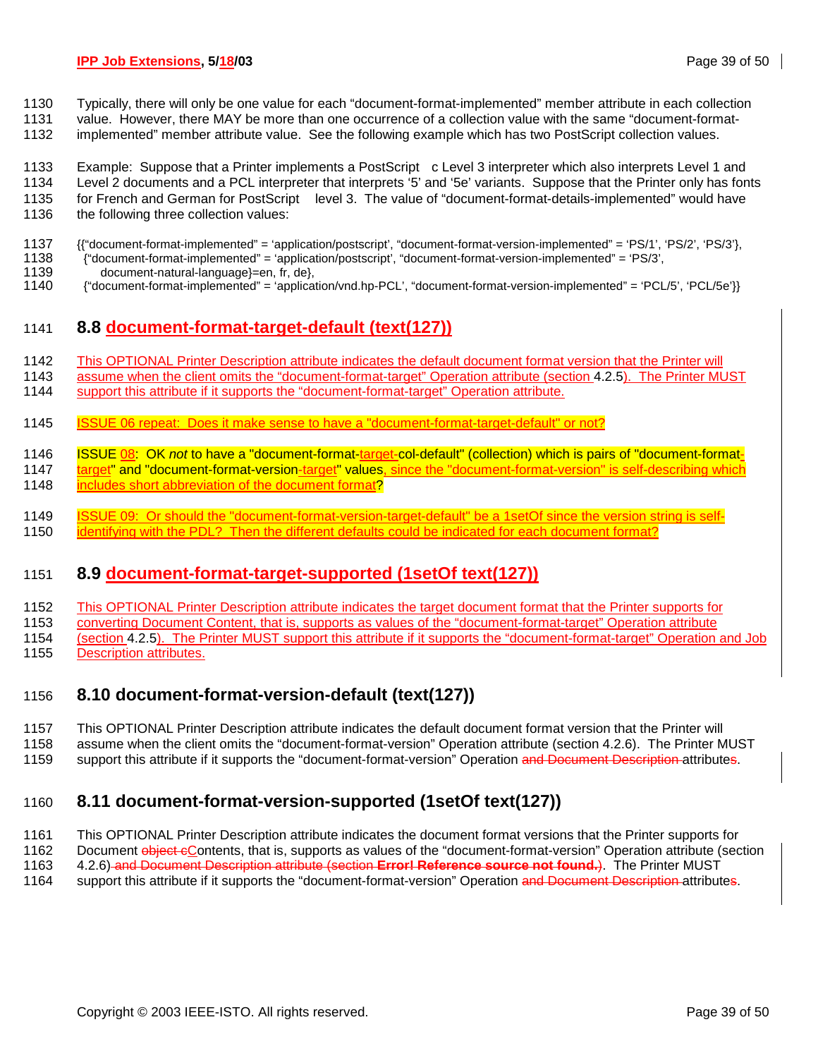Typically, there will only be one value for each "document-format-implemented" member attribute in each collection value. However, there MAY be more than one occurrence of a collection value with the same "document-format-implemented" member attribute value. See the following example which has two PostScript collection values.

Example: Suppose that a Printer implements a PostScript c Level 3 interpreter which also interprets Level 1 and Level 2 documents and a PCL interpreter that interprets '5' and '5e' variants. Suppose that the Printer only has fonts for French and German for PostScript level 3. The value of "document-format-details-implemented" would have the following three collection values:

```
{{"document-format-implemented" = 'application/postscript', "document-format-version-implemented" = 'PS/1', 'PS/2', 'PS/3'},
 {"document-format-implemented" = 'application/postscript', "document-format-version-implemented" = 'PS/3',
     document-natural-language}=en, fr, de},
 {"document-format-implemented" = 'application/vnd.hp-PCL', "document-format-version-implemented" = 'PCL/5', 'PCL/5e'}}
```

## 8.8 document-format-target-default (text(127))

This OPTIONAL Printer Description attribute indicates the default document format version that the Printer will assume when the client omits the "document-format-target" Operation attribute (section 4.2.5). The Printer MUST support this attribute if it supports the "document-format-target" Operation attribute.

ISSUE 06 repeat: Does it make sense to have a "document-format-target-default" or not?

ISSUE 08: OK *not* to have a "document-format-target-col-default" (collection) which is pairs of "document-format-target" and "document-format-version-target" values, since the "document-format-version" is self-describing which includes short abbreviation of the document format?

ISSUE 09: Or should the "document-format-version-target-default" be a 1setOf since the version string is self-identifying with the PDL? Then the different defaults could be indicated for each document format?

## 8.9 document-format-target-supported (1setOf text(127))

This OPTIONAL Printer Description attribute indicates the target document format that the Printer supports for converting Document Content, that is, supports as values of the "document-format-target" Operation attribute (section 4.2.5). The Printer MUST support this attribute if it supports the "document-format-target" Operation and Job Description attributes.

## 8.10 document-format-version-default (text(127))

This OPTIONAL Printer Description attribute indicates the default document format version that the Printer will assume when the client omits the "document-format-version" Operation attribute (section 4.2.6). The Printer MUST support this attribute if it supports the "document-format-version" Operation ~~and Document Description~~ attributes.

## 8.11 document-format-version-supported (1setOf text(127))

This OPTIONAL Printer Description attribute indicates the document format versions that the Printer supports for Document ~~object c~~Contents, that is, supports as values of the "document-format-version" Operation attribute (section 4.2.6) ~~and Document Description attribute (section **Error! Reference source not found.**)~~. The Printer MUST support this attribute if it supports the "document-format-version" Operation ~~and Document Description~~ attributes.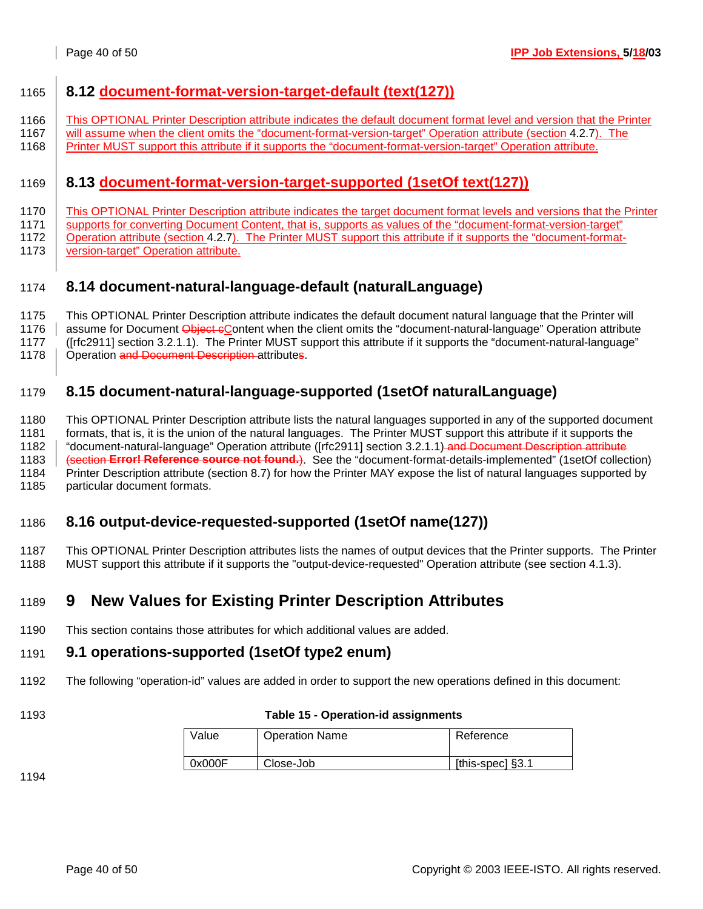### 8.12 document-format-version-target-default (text(127))

This OPTIONAL Printer Description attribute indicates the default document format level and version that the Printer will assume when the client omits the "document-format-version-target" Operation attribute (section 4.2.7). The Printer MUST support this attribute if it supports the "document-format-version-target" Operation attribute.

### 8.13 document-format-version-target-supported (1setOf text(127))

This OPTIONAL Printer Description attribute indicates the target document format levels and versions that the Printer supports for converting Document Content, that is, supports as values of the "document-format-version-target" Operation attribute (section 4.2.7). The Printer MUST support this attribute if it supports the "document-format-version-target" Operation attribute.

### 8.14 document-natural-language-default (naturalLanguage)

This OPTIONAL Printer Description attribute indicates the default document natural language that the Printer will assume for Document ~~Object c~~Content when the client omits the "document-natural-language" Operation attribute ([rfc2911] section 3.2.1.1). The Printer MUST support this attribute if it supports the "document-natural-language" Operation ~~and Document Description~~ attributes.

### 8.15 document-natural-language-supported (1setOf naturalLanguage)

This OPTIONAL Printer Description attribute lists the natural languages supported in any of the supported document formats, that is, it is the union of the natural languages. The Printer MUST support this attribute if it supports the "document-natural-language" Operation attribute ([rfc2911] section 3.2.1.1)~~ and Document Description attribute (section **Error! Reference source not found.**)~~. See the "document-format-details-implemented" (1setOf collection) Printer Description attribute (section 8.7) for how the Printer MAY expose the list of natural languages supported by particular document formats.

### 8.16 output-device-requested-supported (1setOf name(127))

This OPTIONAL Printer Description attributes lists the names of output devices that the Printer supports. The Printer MUST support this attribute if it supports the "output-device-requested" Operation attribute (see section 4.1.3).

## 9 New Values for Existing Printer Description Attributes

This section contains those attributes for which additional values are added.

### 9.1 operations-supported (1setOf type2 enum)

The following "operation-id" values are added in order to support the new operations defined in this document:

**Table 15 - Operation-id assignments**

| Value | Operation Name | Reference |
|---|---|---|
| 0x000F | Close-Job | [this-spec] §3.1 |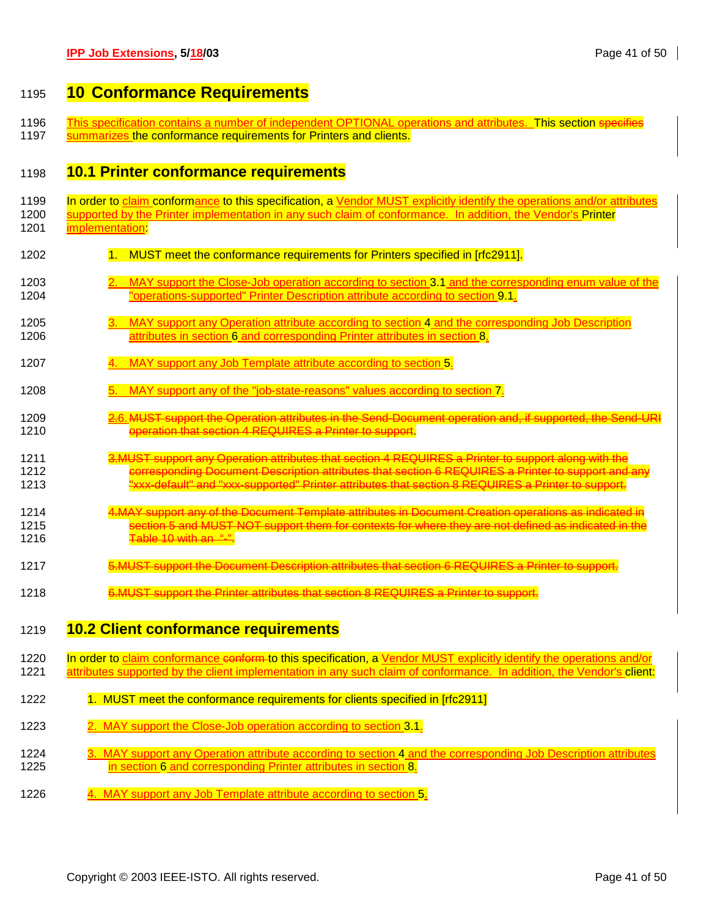# 10 Conformance Requirements

This specification contains a number of independent OPTIONAL operations and attributes. This section ~~specifies~~ summarizes the conformance requirements for Printers and clients.

## 10.1 Printer conformance requirements

In order to claim conformance to this specification, a Vendor MUST explicitly identify the operations and/or attributes supported by the Printer implementation in any such claim of conformance. In addition, the Vendor's Printer implementation:

1. MUST meet the conformance requirements for Printers specified in [rfc2911].
2. MAY support the Close-Job operation according to section 3.1 and the corresponding enum value of the "operations-supported" Printer Description attribute according to section 9.1.
3. MAY support any Operation attribute according to section 4 and the corresponding Job Description attributes in section 6 and corresponding Printer attributes in section 8.
4. MAY support any Job Template attribute according to section 5.
5. MAY support any of the "job-state-reasons" values according to section 7.
6. ~~MUST support the Operation attributes in the Send-Document operation and, if supported, the Send-URI operation that section 4 REQUIRES a Printer to support.~~
7. ~~MUST support any Operation attributes that section 4 REQUIRES a Printer to support along with the corresponding Document Description attributes that section 6 REQUIRES a Printer to support and any "xxx-default" and "xxx-supported" Printer attributes that section 8 REQUIRES a Printer to support.~~
8. ~~MAY support any of the Document Template attributes in Document Creation operations as indicated in section 5 and MUST NOT support them for contexts for where they are not defined as indicated in the Table 10 with an "-".~~
9. ~~MUST support the Document Description attributes that section 6 REQUIRES a Printer to support.~~
10. ~~MUST support the Printer attributes that section 8 REQUIRES a Printer to support.~~

## 10.2 Client conformance requirements

In order to claim conformance ~~conform~~ to this specification, a Vendor MUST explicitly identify the operations and/or attributes supported by the client implementation in any such claim of conformance. In addition, the Vendor's client:

1. MUST meet the conformance requirements for clients specified in [rfc2911]
2. MAY support the Close-Job operation according to section 3.1.
3. MAY support any Operation attribute according to section 4 and the corresponding Job Description attributes in section 6 and corresponding Printer attributes in section 8.
4. MAY support any Job Template attribute according to section 5.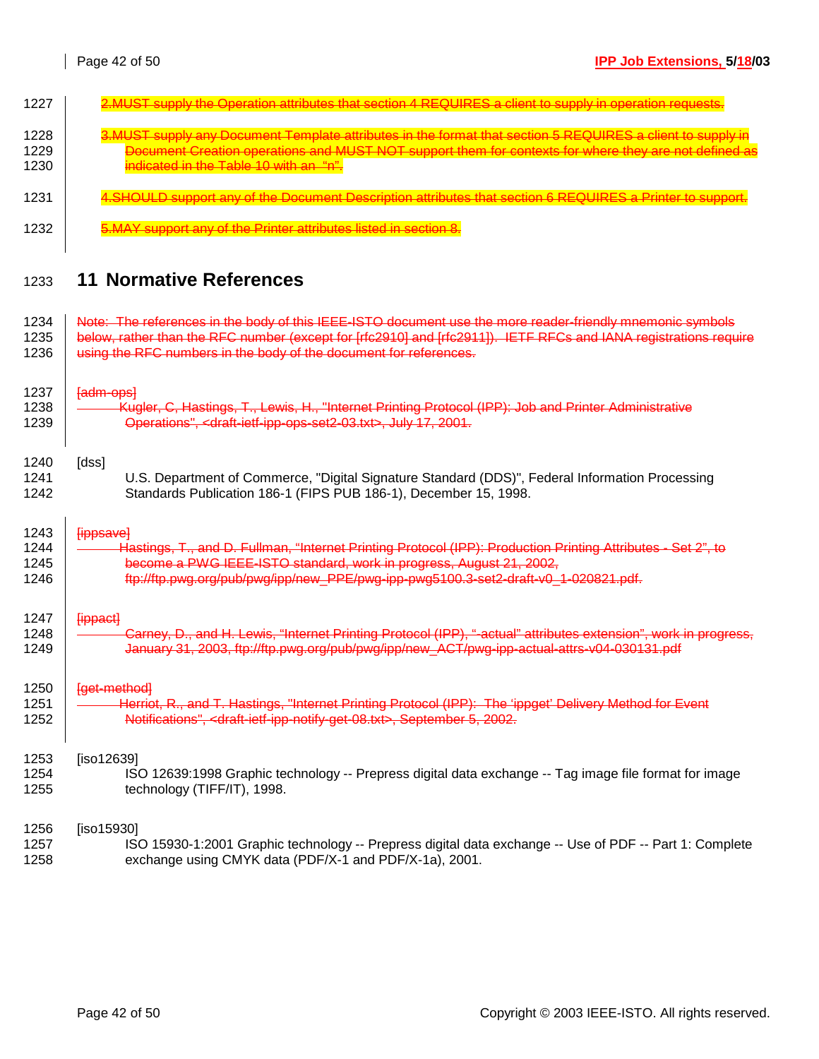2. MUST supply the Operation attributes that section 4 REQUIRES a client to supply in operation requests.

3. MUST supply any Document Template attributes in the format that section 5 REQUIRES a client to supply in Document Creation operations and MUST NOT support them for contexts for where they are not defined as indicated in the Table 10 with an "n".

4. SHOULD support any of the Document Description attributes that section 6 REQUIRES a Printer to support.

5. MAY support any of the Printer attributes listed in section 8.

# 11 Normative References

Note: The references in the body of this IEEE-ISTO document use the more reader-friendly mnemonic symbols below, rather than the RFC number (except for [rfc2910] and [rfc2911]). IETF RFCs and IANA registrations require using the RFC numbers in the body of the document for references.

[adm-ops]

Kugler, C, Hastings, T., Lewis, H., "Internet Printing Protocol (IPP): Job and Printer Administrative Operations", <draft-ietf-ipp-ops-set2-03.txt>, July 17, 2001.

[dss]

U.S. Department of Commerce, "Digital Signature Standard (DDS)", Federal Information Processing Standards Publication 186-1 (FIPS PUB 186-1), December 15, 1998.

[ippsave]

Hastings, T., and D. Fullman, "Internet Printing Protocol (IPP): Production Printing Attributes - Set 2", to become a PWG IEEE-ISTO standard, work in progress, August 21, 2002, ftp://ftp.pwg.org/pub/pwg/ipp/new_PPE/pwg-ipp-pwg5100.3-set2-draft-v0_1-020821.pdf.

[ippact]

Carney, D., and H. Lewis, "Internet Printing Protocol (IPP), "-actual" attributes extension", work in progress, January 31, 2003, ftp://ftp.pwg.org/pub/pwg/ipp/new_ACT/pwg-ipp-actual-attrs-v04-030131.pdf

[get-method]

Herriot, R., and T. Hastings, "Internet Printing Protocol (IPP): The 'ippget' Delivery Method for Event Notifications", <draft-ietf-ipp-notify-get-08.txt>, September 5, 2002.

[iso12639]

ISO 12639:1998 Graphic technology -- Prepress digital data exchange -- Tag image file format for image technology (TIFF/IT), 1998.

[iso15930]

ISO 15930-1:2001 Graphic technology -- Prepress digital data exchange -- Use of PDF -- Part 1: Complete exchange using CMYK data (PDF/X-1 and PDF/X-1a), 2001.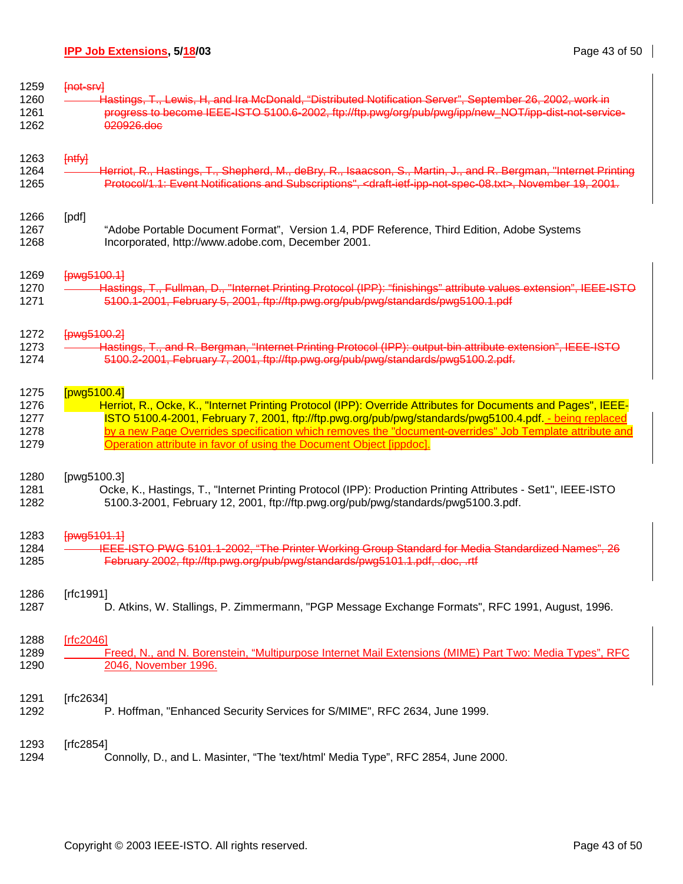[not-srv]

Hastings, T., Lewis, H, and Ira McDonald, "Distributed Notification Server", September 26, 2002, work in progress to become IEEE-ISTO 5100.6-2002, ftp://ftp.pwg/org/pub/pwg/ipp/new_NOT/ipp-dist-not-service-020926.doc

[ntfy]

Herriot, R., Hastings, T., Shepherd, M., deBry, R., Isaacson, S., Martin, J., and R. Bergman, "Internet Printing Protocol/1.1: Event Notifications and Subscriptions", <draft-ietf-ipp-not-spec-08.txt>, November 19, 2001.

[pdf]

"Adobe Portable Document Format", Version 1.4, PDF Reference, Third Edition, Adobe Systems Incorporated, http://www.adobe.com, December 2001.

[pwg5100.1]

Hastings, T., Fullman, D., "Internet Printing Protocol (IPP): "finishings" attribute values extension", IEEE-ISTO 5100.1-2001, February 5, 2001, ftp://ftp.pwg.org/pub/pwg/standards/pwg5100.1.pdf

[pwg5100.2]

Hastings, T., and R. Bergman, "Internet Printing Protocol (IPP): output-bin attribute extension", IEEE-ISTO 5100.2-2001, February 7, 2001, ftp://ftp.pwg.org/pub/pwg/standards/pwg5100.2.pdf.

[pwg5100.4]

Herriot, R., Ocke, K., "Internet Printing Protocol (IPP): Override Attributes for Documents and Pages", IEEE-ISTO 5100.4-2001, February 7, 2001, ftp://ftp.pwg.org/pub/pwg/standards/pwg5100.4.pdf. - being replaced by a new Page Overrides specification which removes the "document-overrides" Job Template attribute and Operation attribute in favor of using the Document Object [ippdoc].

[pwg5100.3]

Ocke, K., Hastings, T., "Internet Printing Protocol (IPP): Production Printing Attributes - Set1", IEEE-ISTO 5100.3-2001, February 12, 2001, ftp://ftp.pwg.org/pub/pwg/standards/pwg5100.3.pdf.

[pwg5101.1]

IEEE-ISTO PWG 5101.1-2002, "The Printer Working Group Standard for Media Standardized Names", 26 February 2002, ftp://ftp.pwg.org/pub/pwg/standards/pwg5101.1.pdf, .doc, .rtf

[rfc1991]

D. Atkins, W. Stallings, P. Zimmermann, "PGP Message Exchange Formats", RFC 1991, August, 1996.

[rfc2046]

Freed, N., and N. Borenstein, "Multipurpose Internet Mail Extensions (MIME) Part Two: Media Types", RFC 2046, November 1996.

[rfc2634]

P. Hoffman, "Enhanced Security Services for S/MIME", RFC 2634, June 1999.

[rfc2854]

Connolly, D., and L. Masinter, "The 'text/html' Media Type", RFC 2854, June 2000.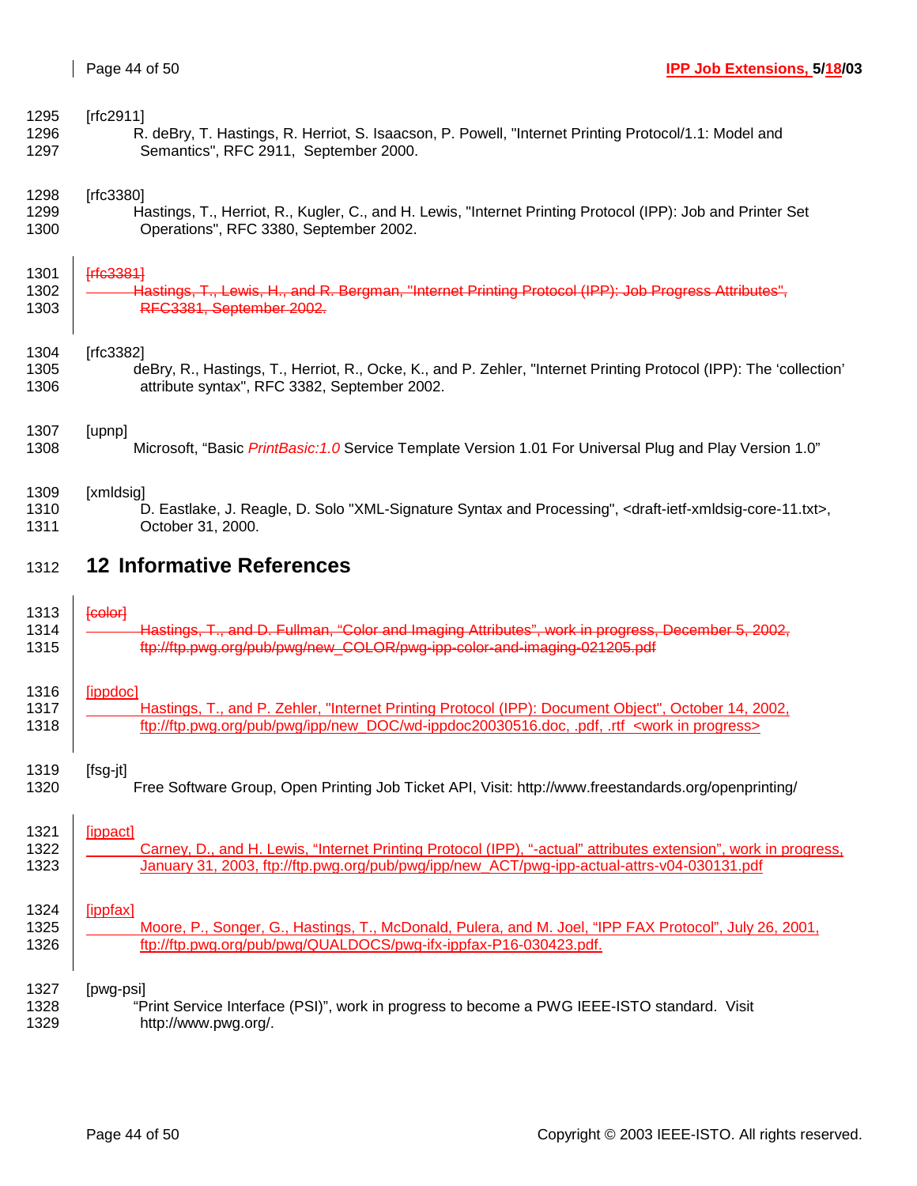[rfc2911]

R. deBry, T. Hastings, R. Herriot, S. Isaacson, P. Powell, "Internet Printing Protocol/1.1: Model and Semantics", RFC 2911, September 2000.

[rfc3380]

Hastings, T., Herriot, R., Kugler, C., and H. Lewis, "Internet Printing Protocol (IPP): Job and Printer Set Operations", RFC 3380, September 2002.

~~[rfc3381]~~

~~Hastings, T., Lewis, H., and R. Bergman, "Internet Printing Protocol (IPP): Job Progress Attributes", RFC3381, September 2002.~~

[rfc3382]

deBry, R., Hastings, T., Herriot, R., Ocke, K., and P. Zehler, "Internet Printing Protocol (IPP): The 'collection' attribute syntax", RFC 3382, September 2002.

[upnp]

Microsoft, "Basic *PrintBasic:1.0* Service Template Version 1.01 For Universal Plug and Play Version 1.0"

[xmldsig]

D. Eastlake, J. Reagle, D. Solo "XML-Signature Syntax and Processing", <draft-ietf-xmldsig-core-11.txt>, October 31, 2000.

# 12 Informative References

~~[color]~~

~~Hastings, T., and D. Fullman, "Color and Imaging Attributes", work in progress, December 5, 2002, ftp://ftp.pwg.org/pub/pwg/new_COLOR/pwg-ipp-color-and-imaging-021205.pdf~~

[ippdoc]

Hastings, T., and P. Zehler, "Internet Printing Protocol (IPP): Document Object", October 14, 2002, ftp://ftp.pwg.org/pub/pwg/ipp/new_DOC/wd-ippdoc20030516.doc, .pdf, .rtf <work in progress>

[fsg-jt]

Free Software Group, Open Printing Job Ticket API, Visit: http://www.freestandards.org/openprinting/

[ippact]

Carney, D., and H. Lewis, "Internet Printing Protocol (IPP), "-actual" attributes extension", work in progress, January 31, 2003, ftp://ftp.pwg.org/pub/pwg/ipp/new_ACT/pwg-ipp-actual-attrs-v04-030131.pdf

[ippfax]

Moore, P., Songer, G., Hastings, T., McDonald, Pulera, and M. Joel, "IPP FAX Protocol", July 26, 2001, ftp://ftp.pwg.org/pub/pwg/QUALDOCS/pwg-ifx-ippfax-P16-030423.pdf.

[pwg-psi]

"Print Service Interface (PSI)", work in progress to become a PWG IEEE-ISTO standard. Visit http://www.pwg.org/.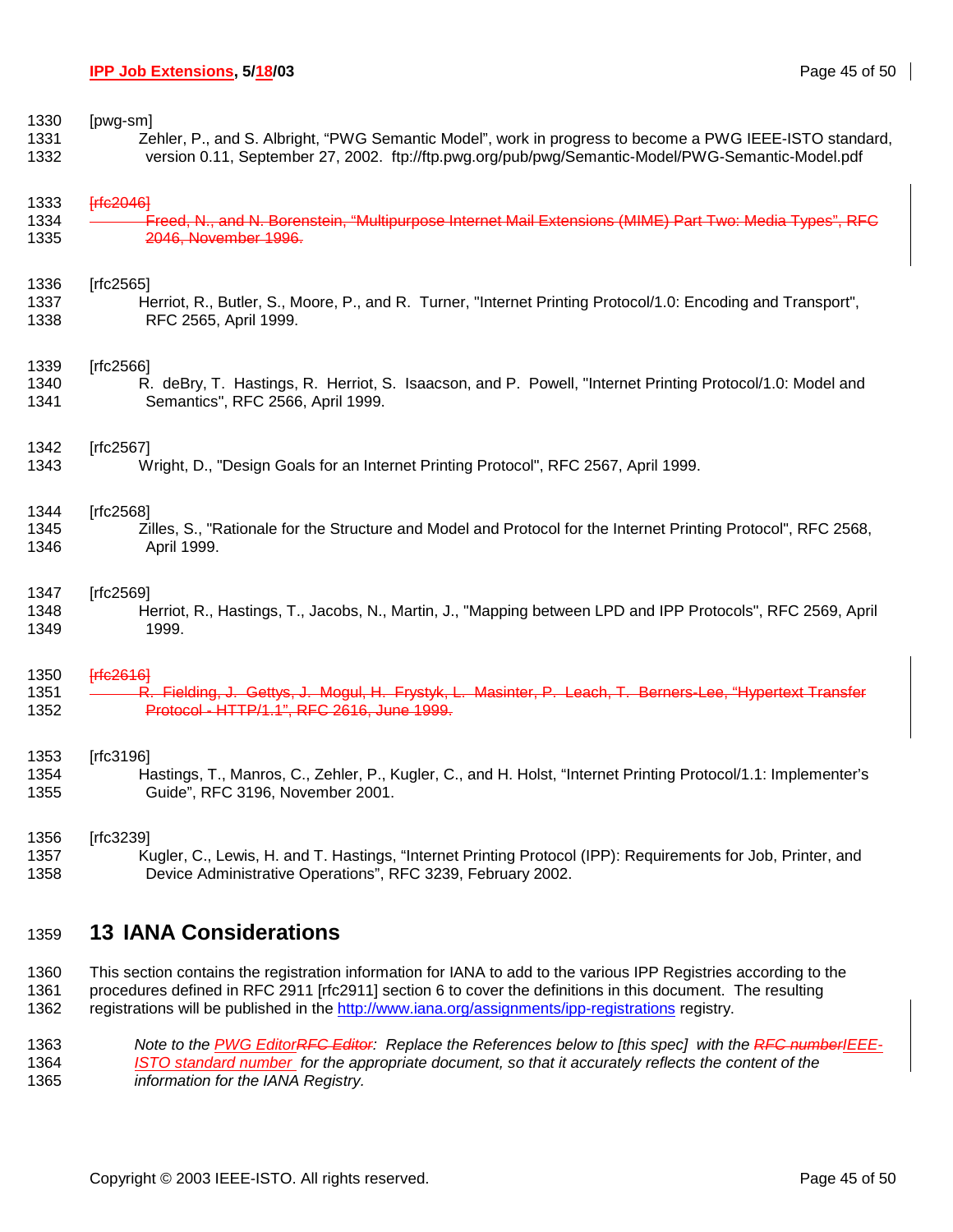[pwg-sm]

Zehler, P., and S. Albright, “PWG Semantic Model”, work in progress to become a PWG IEEE-ISTO standard, version 0.11, September 27, 2002. ftp://ftp.pwg.org/pub/pwg/Semantic-Model/PWG-Semantic-Model.pdf

~~[rfc2046]~~

~~Freed, N., and N. Borenstein, “Multipurpose Internet Mail Extensions (MIME) Part Two: Media Types”, RFC 2046, November 1996.~~

[rfc2565]

Herriot, R., Butler, S., Moore, P., and R. Turner, "Internet Printing Protocol/1.0: Encoding and Transport", RFC 2565, April 1999.

[rfc2566]

R. deBry, T. Hastings, R. Herriot, S. Isaacson, and P. Powell, "Internet Printing Protocol/1.0: Model and Semantics", RFC 2566, April 1999.

[rfc2567]

Wright, D., "Design Goals for an Internet Printing Protocol", RFC 2567, April 1999.

[rfc2568]

Zilles, S., "Rationale for the Structure and Model and Protocol for the Internet Printing Protocol", RFC 2568, April 1999.

[rfc2569]

Herriot, R., Hastings, T., Jacobs, N., Martin, J., "Mapping between LPD and IPP Protocols", RFC 2569, April 1999.

~~[rfc2616]~~

~~R. Fielding, J. Gettys, J. Mogul, H. Frystyk, L. Masinter, P. Leach, T. Berners-Lee, “Hypertext Transfer Protocol - HTTP/1.1”, RFC 2616, June 1999.~~

[rfc3196]

Hastings, T., Manros, C., Zehler, P., Kugler, C., and H. Holst, “Internet Printing Protocol/1.1: Implementer’s Guide”, RFC 3196, November 2001.

[rfc3239]

Kugler, C., Lewis, H. and T. Hastings, “Internet Printing Protocol (IPP): Requirements for Job, Printer, and Device Administrative Operations”, RFC 3239, February 2002.

# 13 IANA Considerations

This section contains the registration information for IANA to add to the various IPP Registries according to the procedures defined in RFC 2911 [rfc2911] section 6 to cover the definitions in this document. The resulting registrations will be published in the http://www.iana.org/assignments/ipp-registrations registry.

*Note to the PWG Editor~~RFC Editor~~: Replace the References below to [this spec] with the ~~RFC number~~IEEE-ISTO standard number for the appropriate document, so that it accurately reflects the content of the information for the IANA Registry.*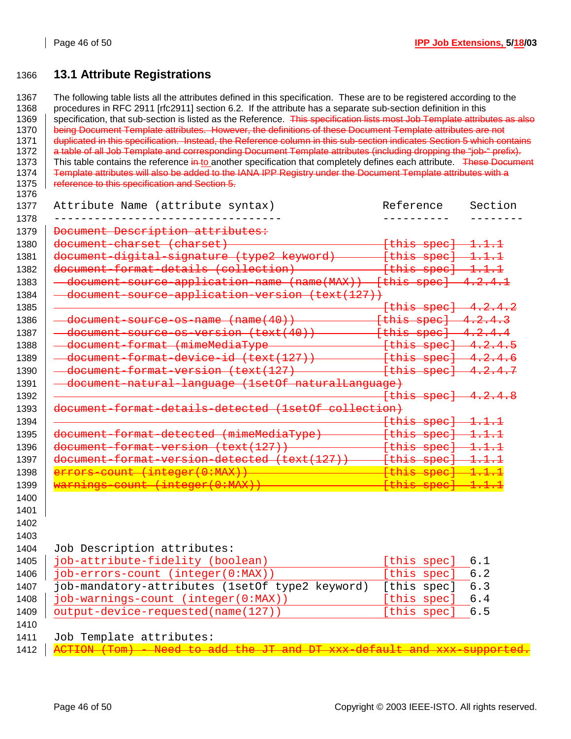## 13.1 Attribute Registrations

The following table lists all the attributes defined in this specification. These are to be registered according to the procedures in RFC 2911 [rfc2911] section 6.2. If the attribute has a separate sub-section definition in this specification, that sub-section is listed as the Reference. ~~This specification lists most Job Template attributes as also being Document Template attributes. However, the definitions of these Document Template attributes are not duplicated in this specification. Instead, the Reference column in this sub-section indicates Section 5 which contains a table of all Job Template and corresponding Document Template attributes (including dropping the "job-" prefix).~~ This table contains the reference ~~in~~ to another specification that completely defines each attribute. ~~These Document Template attributes will also be added to the IANA IPP Registry under the Document Template attributes with a reference to this specification and Section 5.~~

```
Attribute Name (attribute syntax)                   Reference    Section
----------------------------------                  ----------   --------
~~Document Description attributes:~~
~~document-charset (charset)                          [this spec]  1.1.1~~
~~document-digital-signature (type2 keyword)          [this spec]  1.1.1~~
~~document-format-details (collection)                [this spec]  1.1.1~~
~~  document-source-application-name (name(MAX))     [this spec]  4.2.4.1~~
~~  document-source-application-version (text(127))~~
~~                                                    [this spec]  4.2.4.2~~
~~  document-source-os-name (name(40))               [this spec]  4.2.4.3~~
~~  document-source-os-version (text(40))            [this spec]  4.2.4.4~~
~~  document-format (mimeMediaType                    [this spec]  4.2.4.5~~
~~  document-format-device-id (text(127))             [this spec]  4.2.4.6~~
~~  document-format-version (text(127)                [this spec]  4.2.4.7~~
~~  document-natural-language (1setOf naturalLanguage)~~
~~                                                    [this spec]  4.2.4.8~~
~~document-format-details-detected (1setOf collection)~~
~~                                                    [this spec]  1.1.1~~
~~document-format-detected (mimeMediaType)            [this spec]  1.1.1~~
~~document-format-version (text(127))                 [this spec]  1.1.1~~
~~document-format-version-detected (text(127))        [this spec]  1.1.1~~
~~errors-count (integer(0:MAX))                       [this spec]  1.1.1~~
~~warnings-count (integer(0:MAX))                     [this spec]  1.1.1~~




Job Description attributes:
job-attribute-fidelity (boolean)                    [this spec]  6.1
job-errors-count (integer(0:MAX))                   [this spec]  6.2
job-mandatory-attributes (1setOf type2 keyword)     [this spec]  6.3
job-warnings-count (integer(0:MAX))                 [this spec]  6.4
output-device-requested(name(127))                  [this spec]  6.5

Job Template attributes:
~~ACTION (Tom) - Need to add the JT and DT xxx-default and xxx-supported.~~
```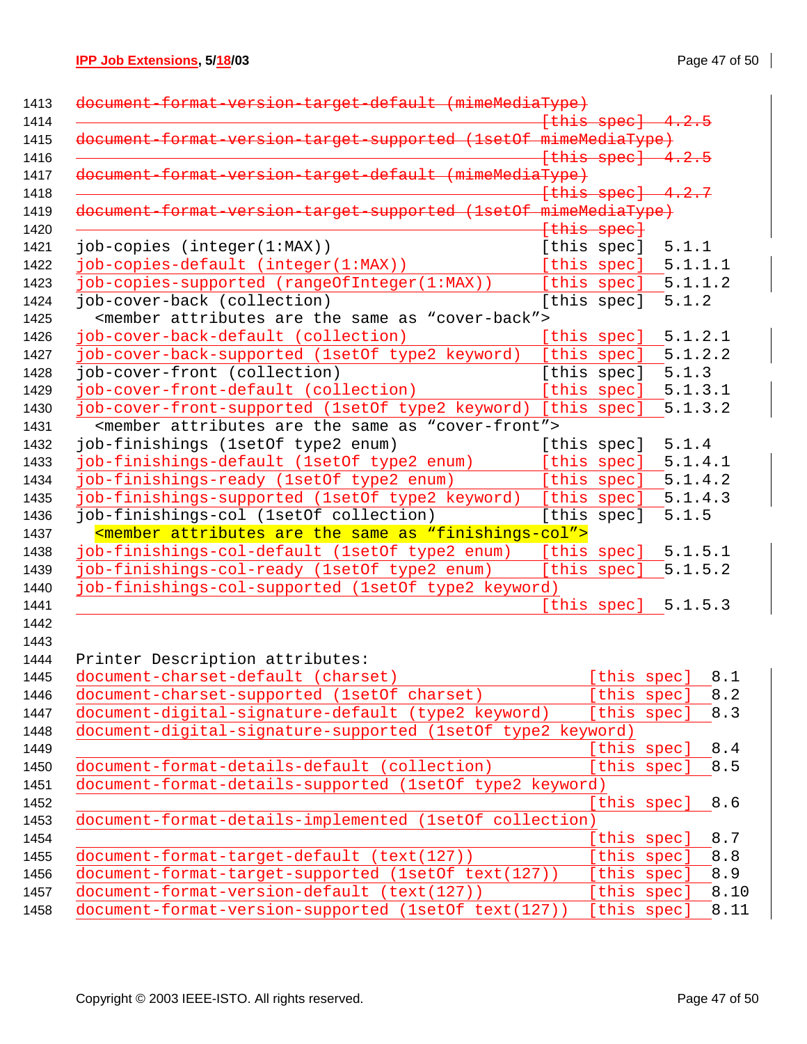~~document-format-version-target-default (mimeMediaType)~~
~~[this spec] 4.2.5~~
~~document-format-version-target-supported (1setOf mimeMediaType)~~
~~[this spec] 4.2.5~~
~~document-format-version-target-default (mimeMediaType)~~
~~[this spec] 4.2.7~~
~~document-format-version-target-supported (1setOf mimeMediaType)~~
~~[this spec]~~

```
job-copies (integer(1:MAX))                          [this spec]  5.1.1
job-copies-default (integer(1:MAX))                  [this spec]  5.1.1.1
job-copies-supported (rangeOfInteger(1:MAX))         [this spec]  5.1.1.2
job-cover-back (collection)                          [this spec]  5.1.2
  <member attributes are the same as “cover-back”>
job-cover-back-default (collection)                  [this spec]  5.1.2.1
job-cover-back-supported (1setOf type2 keyword)      [this spec]  5.1.2.2
job-cover-front (collection)                         [this spec]  5.1.3
job-cover-front-default (collection)                 [this spec]  5.1.3.1
job-cover-front-supported (1setOf type2 keyword)     [this spec]  5.1.3.2
  <member attributes are the same as “cover-front”>
job-finishings (1setOf type2 enum)                   [this spec]  5.1.4
job-finishings-default (1setOf type2 enum)           [this spec]  5.1.4.1
job-finishings-ready (1setOf type2 enum)             [this spec]  5.1.4.2
job-finishings-supported (1setOf type2 keyword)      [this spec]  5.1.4.3
job-finishings-col (1setOf collection)               [this spec]  5.1.5
  <member attributes are the same as “finishings-col”>
job-finishings-col-default (1setOf type2 enum)       [this spec]  5.1.5.1
job-finishings-col-ready (1setOf type2 enum)         [this spec]  5.1.5.2
job-finishings-col-supported (1setOf type2 keyword)
                                                     [this spec]  5.1.5.3


Printer Description attributes:
document-charset-default (charset)                            [this spec]  8.1
document-charset-supported (1setOf charset)                   [this spec]  8.2
document-digital-signature-default (type2 keyword)            [this spec]  8.3
document-digital-signature-supported (1setOf type2 keyword)
                                                              [this spec]  8.4
document-format-details-default (collection)                  [this spec]  8.5
document-format-details-supported (1setOf type2 keyword)
                                                              [this spec]  8.6
document-format-details-implemented (1setOf collection)
                                                              [this spec]  8.7
document-format-target-default (text(127))                    [this spec]  8.8
document-format-target-supported (1setOf text(127))           [this spec]  8.9
document-format-version-default (text(127))                   [this spec]  8.10
document-format-version-supported (1setOf text(127))          [this spec]  8.11
```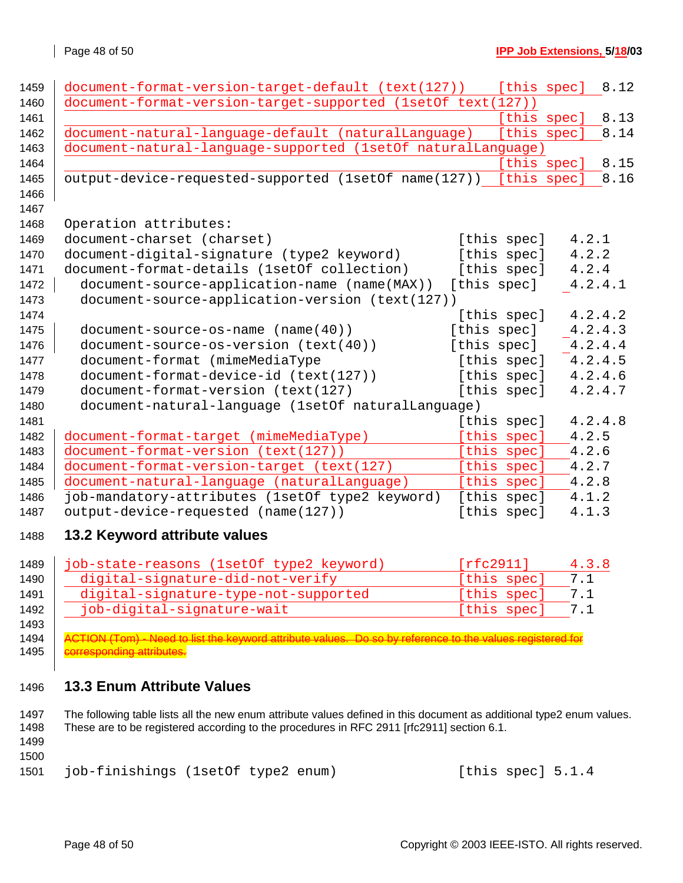```
document-format-version-target-default (text(127))     [this spec]  8.12
document-format-version-target-supported (1setOf text(127))
                                                       [this spec]  8.13
document-natural-language-default (naturalLanguage)    [this spec]  8.14
document-natural-language-supported (1setOf naturalLanguage)
                                                       [this spec]  8.15
output-device-requested-supported (1setOf name(127))   [this spec]  8.16


Operation attributes:
document-charset (charset)                          [this spec]   4.2.1
document-digital-signature (type2 keyword)          [this spec]   4.2.2
document-format-details (1setOf collection)         [this spec]   4.2.4
  document-source-application-name (name(MAX))      [this spec]   4.2.4.1
  document-source-application-version (text(127))
                                                    [this spec]   4.2.4.2
  document-source-os-name (name(40))                [this spec]   4.2.4.3
  document-source-os-version (text(40))             [this spec]   4.2.4.4
  document-format (mimeMediaType                    [this spec]   4.2.4.5
  document-format-device-id (text(127))             [this spec]   4.2.4.6
  document-format-version (text(127)                [this spec]   4.2.4.7
  document-natural-language (1setOf naturalLanguage)
                                                    [this spec]   4.2.4.8
document-format-target (mimeMediaType)              [this spec]   4.2.5
document-format-version (text(127))                 [this spec]   4.2.6
document-format-version-target (text(127)           [this spec]   4.2.7
document-natural-language (naturalLanguage)         [this spec]   4.2.8
job-mandatory-attributes (1setOf type2 keyword)     [this spec]   4.1.2
output-device-requested (name(127))                 [this spec]   4.1.3
```

## 13.2 Keyword attribute values

```
job-state-reasons (1setOf type2 keyword)            [rfc2911]     4.3.8
  digital-signature-did-not-verify                  [this spec]   7.1
  digital-signature-type-not-supported              [this spec]   7.1
  job-digital-signature-wait                        [this spec]   7.1
```

ACTION (Tom) - Need to list the keyword attribute values. Do so by reference to the values registered for corresponding attributes.

## 13.3 Enum Attribute Values

The following table lists all the new enum attribute values defined in this document as additional type2 enum values. These are to be registered according to the procedures in RFC 2911 [rfc2911] section 6.1.

```
job-finishings (1setOf type2 enum)                  [this spec] 5.1.4
```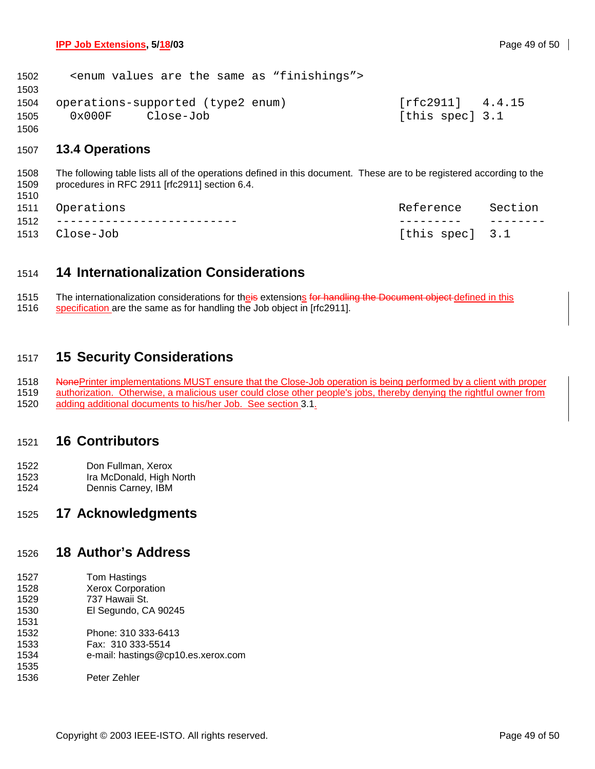```
  <enum values are the same as "finishings">

operations-supported (type2 enum)                [rfc2911]   4.4.15
  0x000F     Close-Job                           [this spec] 3.1
```

## 13.4 Operations

The following table lists all of the operations defined in this document. These are to be registered according to the procedures in RFC 2911 [rfc2911] section 6.4.

```
Operations                                       Reference    Section
--------------------------                       ---------    --------
Close-Job                                        [this spec]  3.1
```

# 14 Internationalization Considerations

The internationalization considerations for these extensions defined in this specification are the same as for handling the Job object in [rfc2911].

# 15 Security Considerations

Printer implementations MUST ensure that the Close-Job operation is being performed by a client with proper authorization. Otherwise, a malicious user could close other people's jobs, thereby denying the rightful owner from adding additional documents to his/her Job. See section 3.1.

# 16 Contributors

Don Fullman, Xerox
Ira McDonald, High North
Dennis Carney, IBM

# 17 Acknowledgments

# 18 Author's Address

Tom Hastings
Xerox Corporation
737 Hawaii St.
El Segundo, CA 90245

Phone: 310 333-6413
Fax: 310 333-5514
e-mail: hastings@cp10.es.xerox.com

Peter Zehler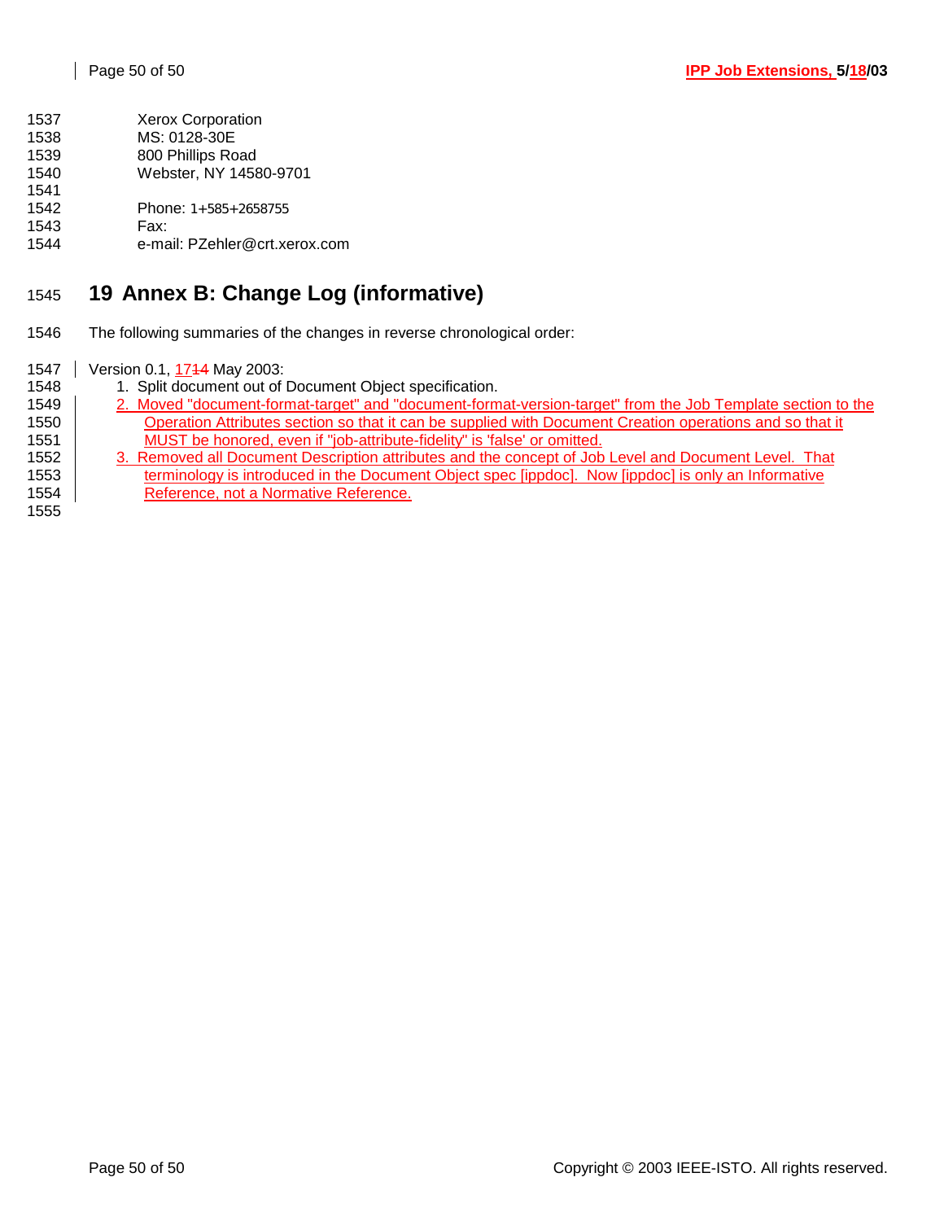Xerox Corporation
MS: 0128-30E
800 Phillips Road
Webster, NY 14580-9701

Phone: 1+585+2658755
Fax:
e-mail: PZehler@crt.xerox.com

# 19 Annex B: Change Log (informative)

The following summaries of the changes in reverse chronological order:

Version 0.1, 1714 May 2003:

1. Split document out of Document Object specification.
2. Moved "document-format-target" and "document-format-version-target" from the Job Template section to the Operation Attributes section so that it can be supplied with Document Creation operations and so that it MUST be honored, even if "job-attribute-fidelity" is 'false' or omitted.
3. Removed all Document Description attributes and the concept of Job Level and Document Level. That terminology is introduced in the Document Object spec [ippdoc]. Now [ippdoc] is only an Informative Reference, not a Normative Reference.